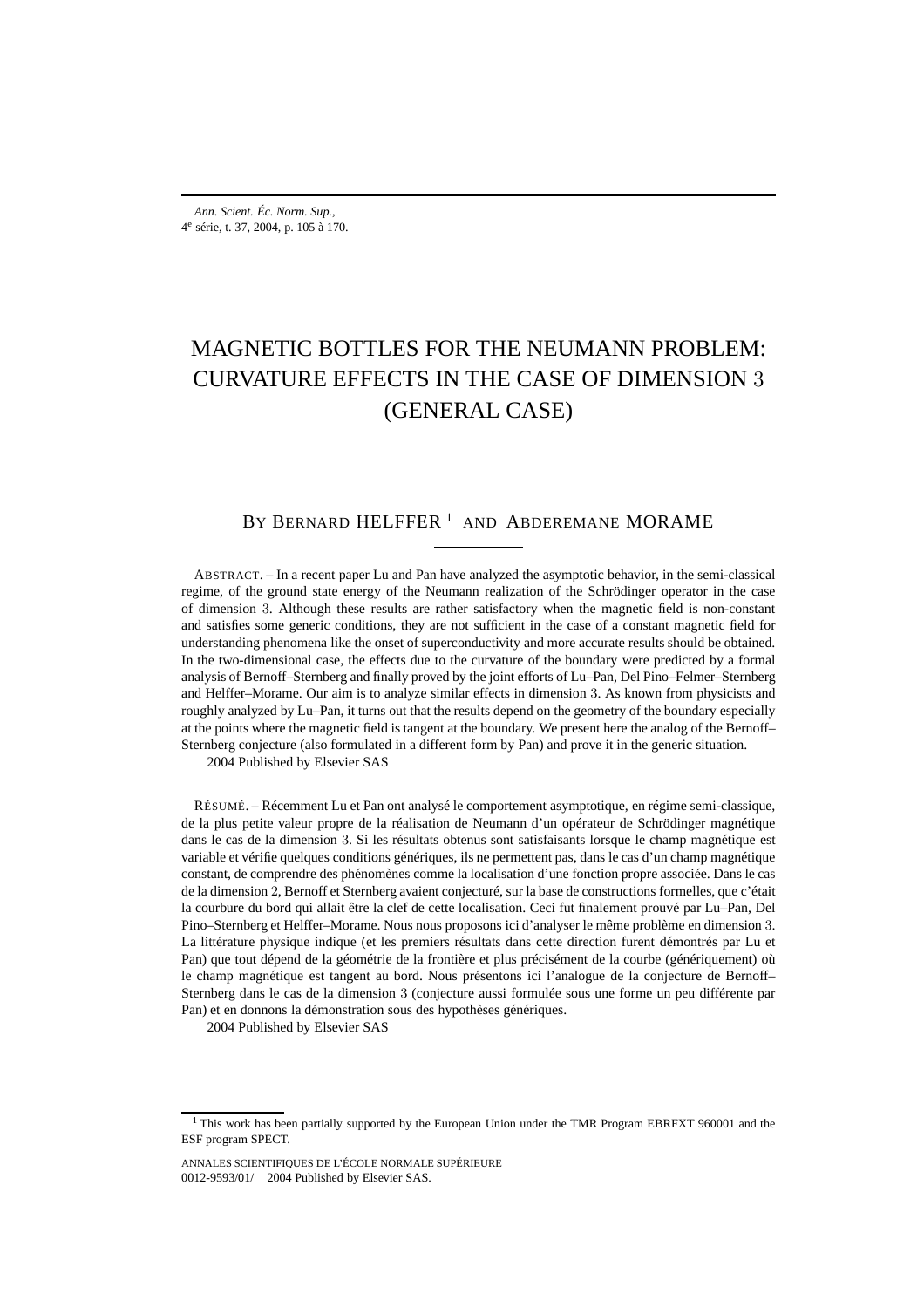# MAGNETIC BOTTLES FOR THE NEUMANN PROBLEM: CURVATURE EFFECTS IN THE CASE OF DIMENSION 3 (GENERAL CASE)

BY BERNARD HELFFER [1] AND ABDEREMANE MORAME

ABSTRACT. – In a recent paper Lu and Pan have analyzed the asymptotic behavior, in the semi-classical regime, of the ground state energy of the Neumann realization of the Schrödinger operator in the case of dimension 3. Although these results are rather satisfactory when the magnetic field is non-constant and satisfies some generic conditions, they are not sufficient in the case of a constant magnetic field for understanding phenomena like the onset of superconductivity and more accurate results should be obtained. In the two-dimensional case, the effects due to the curvature of the boundary were predicted by a formal analysis of Bernoff–Sternberg and finally proved by the joint efforts of Lu–Pan, Del Pino–Felmer–Sternberg and Helffer–Morame. Our aim is to analyze similar effects in dimension 3. As known from physicists and roughly analyzed by Lu–Pan, it turns out that the results depend on the geometry of the boundary especially at the points where the magnetic field is tangent at the boundary. We present here the analog of the Bernoff–Sternberg conjecture (also formulated in a different form by Pan) and prove it in the generic situation.

2004 Published by Elsevier SAS

RÉSUMÉ. – Récemment Lu et Pan ont analysé le comportement asymptotique, en régime semi-classique, de la plus petite valeur propre de la réalisation de Neumann d'un opérateur de Schrödinger magnétique dans le cas de la dimension 3. Si les résultats obtenus sont satisfaisants lorsque le champ magnétique est variable et vérifie quelques conditions génériques, ils ne permettent pas, dans le cas d'un champ magnétique constant, de comprendre des phénomènes comme la localisation d'une fonction propre associée. Dans le cas de la dimension 2, Bernoff et Sternberg avaient conjecturé, sur la base de constructions formelles, que c'était la courbure du bord qui allait être la clef de cette localisation. Ceci fut finalement prouvé par Lu–Pan, Del Pino–Sternberg et Helffer–Morame. Nous nous proposons ici d'analyser le même problème en dimension 3. La littérature physique indique (et les premiers résultats dans cette direction furent démontrés par Lu et Pan) que tout dépend de la géométrie de la frontière et plus précisément de la courbe (génériquement) où le champ magnétique est tangent au bord. Nous présentons ici l'analogue de la conjecture de Bernoff–Sternberg dans le cas de la dimension 3 (conjecture aussi formulée sous une forme un peu différente par Pan) et en donnons la démonstration sous des hypothèses génériques.

2004 Published by Elsevier SAS

[1] This work has been partially supported by the European Union under the TMR Program EBRFXT 960001 and the ESF program SPECT.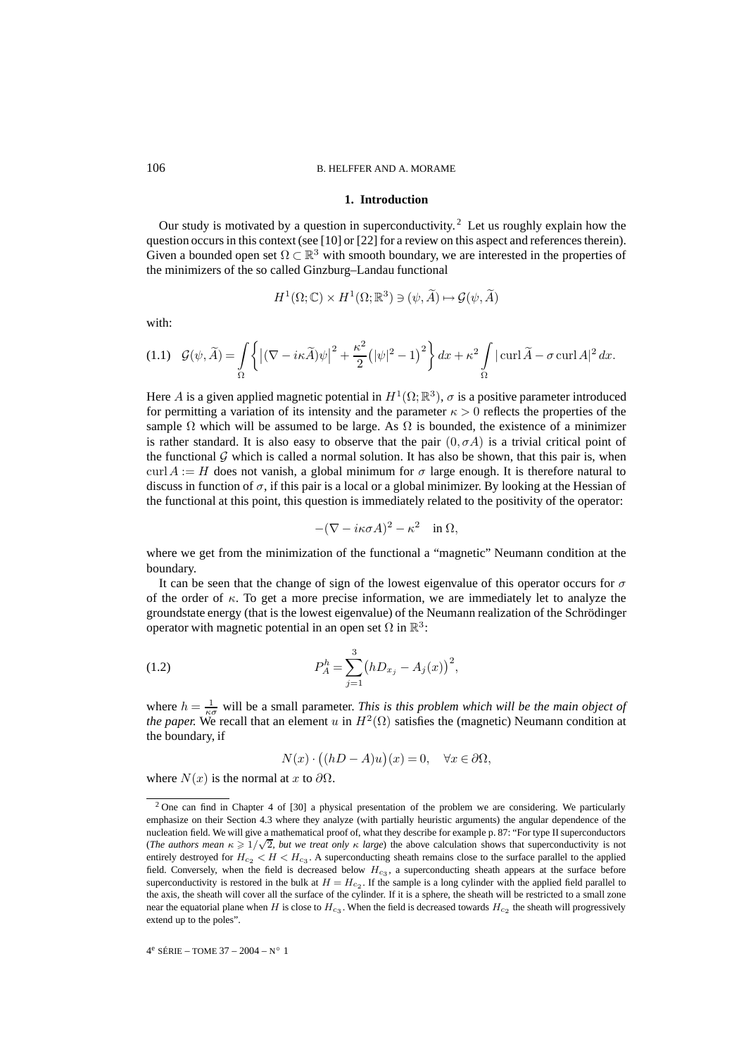## 1. Introduction

Our study is motivated by a question in superconductivity.[2] Let us roughly explain how the question occurs in this context (see [10] or [22] for a review on this aspect and references therein). Given a bounded open set $\Omega \subset \mathbb{R}^3$ with smooth boundary, we are interested in the properties of the minimizers of the so called Ginzburg–Landau functional

$$H^1(\Omega;\mathbb{C}) \times H^1(\Omega;\mathbb{R}^3) \ni (\psi, \widetilde{A}) \mapsto \mathcal{G}(\psi, \widetilde{A})$$

with:

$$\mathcal{G}(\psi, \widetilde{A}) = \int_\Omega \left\{ \left|(\nabla - i\kappa \widetilde{A})\psi\right|^2 + \frac{\kappa^2}{2}\left(|\psi|^2 - 1\right)^2 \right\} dx + \kappa^2 \int_\Omega |\operatorname{curl} \widetilde{A} - \sigma \operatorname{curl} A|^2 \, dx. \tag{1.1}$$

Here $A$ is a given applied magnetic potential in $H^1(\Omega;\mathbb{R}^3)$, $\sigma$ is a positive parameter introduced for permitting a variation of its intensity and the parameter $\kappa > 0$ reflects the properties of the sample $\Omega$ which will be assumed to be large. As $\Omega$ is bounded, the existence of a minimizer is rather standard. It is also easy to observe that the pair $(0, \sigma A)$ is a trivial critical point of the functional $\mathcal{G}$ which is called a normal solution. It has also be shown, that this pair is, when $\operatorname{curl} A := H$ does not vanish, a global minimum for $\sigma$ large enough. It is therefore natural to discuss in function of $\sigma$, if this pair is a local or a global minimizer. By looking at the Hessian of the functional at this point, this question is immediately related to the positivity of the operator:

$$-(\nabla - i\kappa\sigma A)^2 - \kappa^2 \quad \text{in } \Omega,$$

where we get from the minimization of the functional a "magnetic" Neumann condition at the boundary.

It can be seen that the change of sign of the lowest eigenvalue of this operator occurs for $\sigma$ of the order of $\kappa$. To get a more precise information, we are immediately let to analyze the groundstate energy (that is the lowest eigenvalue) of the Neumann realization of the Schrödinger operator with magnetic potential in an open set $\Omega$ in $\mathbb{R}^3$:

$$P_A^h = \sum_{j=1}^{3} \left(hD_{x_j} - A_j(x)\right)^2, \tag{1.2}$$

where $h = \frac{1}{\kappa\sigma}$ will be a small parameter. *This is this problem which will be the main object of the paper.* We recall that an element $u$ in $H^2(\Omega)$ satisfies the (magnetic) Neumann condition at the boundary, if

$$N(x) \cdot \left((hD - A)u\right)(x) = 0, \quad \forall x \in \partial\Omega,$$

where $N(x)$ is the normal at $x$ to $\partial\Omega$.

[2] One can find in Chapter 4 of [30] a physical presentation of the problem we are considering. We particularly emphasize on their Section 4.3 where they analyze (with partially heuristic arguments) the angular dependence of the nucleation field. We will give a mathematical proof of, what they describe for example p. 87: "For type II superconductors (*The authors mean* $\kappa \geqslant 1/\sqrt{2}$, *but we treat only* $\kappa$ *large*) the above calculation shows that superconductivity is not entirely destroyed for $H_{c_2} < H < H_{c_3}$. A superconducting sheath remains close to the surface parallel to the applied field. Conversely, when the field is decreased below $H_{c_3}$, a superconducting sheath appears at the surface before superconductivity is restored in the bulk at $H = H_{c_2}$. If the sample is a long cylinder with the applied field parallel to the axis, the sheath will cover all the surface of the cylinder. If it is a sphere, the sheath will be restricted to a small zone near the equatorial plane when $H$ is close to $H_{c_3}$. When the field is decreased towards $H_{c_2}$ the sheath will progressively extend up to the poles".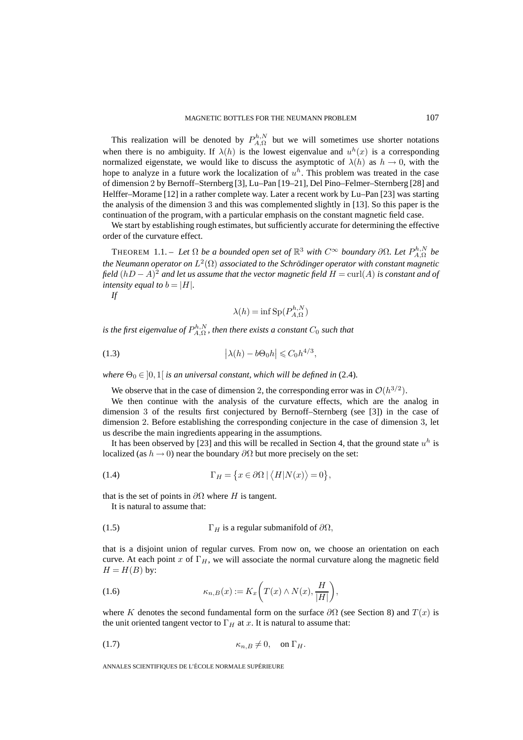This realization will be denoted by $P^{h,N}_{A,\Omega}$ but we will sometimes use shorter notations when there is no ambiguity. If $\lambda(h)$ is the lowest eigenvalue and $u^h(x)$ is a corresponding normalized eigenstate, we would like to discuss the asymptotic of $\lambda(h)$ as $h \to 0$, with the hope to analyze in a future work the localization of $u^h$. This problem was treated in the case of dimension 2 by Bernoff–Sternberg [3], Lu–Pan [19–21], Del Pino–Felmer–Sternberg [28] and Helffer–Morame [12] in a rather complete way. Later a recent work by Lu–Pan [23] was starting the analysis of the dimension 3 and this was complemented slightly in [13]. So this paper is the continuation of the program, with a particular emphasis on the constant magnetic field case.

We start by establishing rough estimates, but sufficiently accurate for determining the effective order of the curvature effect.

THEOREM 1.1. – *Let $\Omega$ be a bounded open set of $\mathbb{R}^3$ with $C^\infty$ boundary $\partial\Omega$. Let $P^{h,N}_{A,\Omega}$ be the Neumann operator on $L^2(\Omega)$ associated to the Schrödinger operator with constant magnetic field $(hD - A)^2$ and let us assume that the vector magnetic field $H = \operatorname{curl}(A)$ is constant and of intensity equal to $b = |H|$.*

*If*

$$\lambda(h) = \inf \operatorname{Sp}(P^{h,N}_{A,\Omega})$$

*is the first eigenvalue of $P^{h,N}_{A,\Omega}$, then there exists a constant $C_0$ such that*

$$\big|\lambda(h) - b\Theta_0 h\big| \leqslant C_0 h^{4/3}, \tag{1.3}$$

*where $\Theta_0 \in \,]0,1[$ is an universal constant, which will be defined in* (2.4).

We observe that in the case of dimension 2, the corresponding error was in $\mathcal{O}(h^{3/2})$.

We then continue with the analysis of the curvature effects, which are the analog in dimension 3 of the results first conjectured by Bernoff–Sternberg (see [3]) in the case of dimension 2. Before establishing the corresponding conjecture in the case of dimension 3, let us describe the main ingredients appearing in the assumptions.

It has been observed by [23] and this will be recalled in Section 4, that the ground state $u^h$ is localized (as $h \to 0$) near the boundary $\partial\Omega$ but more precisely on the set:

$$\Gamma_H = \big\{x \in \partial\Omega \mid \big\langle H | N(x)\big\rangle = 0\big\}, \tag{1.4}$$

that is the set of points in $\partial\Omega$ where $H$ is tangent.

It is natural to assume that:

$$\Gamma_H \text{ is a regular submanifold of } \partial\Omega, \tag{1.5}$$

that is a disjoint union of regular curves. From now on, we choose an orientation on each curve. At each point $x$ of $\Gamma_H$, we will associate the normal curvature along the magnetic field $H = H(B)$ by:

$$\kappa_{n,B}(x) := K_x\bigg(T(x) \wedge N(x), \frac{H}{|H|}\bigg), \tag{1.6}$$

where $K$ denotes the second fundamental form on the surface $\partial\Omega$ (see Section 8) and $T(x)$ is the unit oriented tangent vector to $\Gamma_H$ at $x$. It is natural to assume that:

$$\kappa_{n,B} \neq 0, \quad \text{on } \Gamma_H. \tag{1.7}$$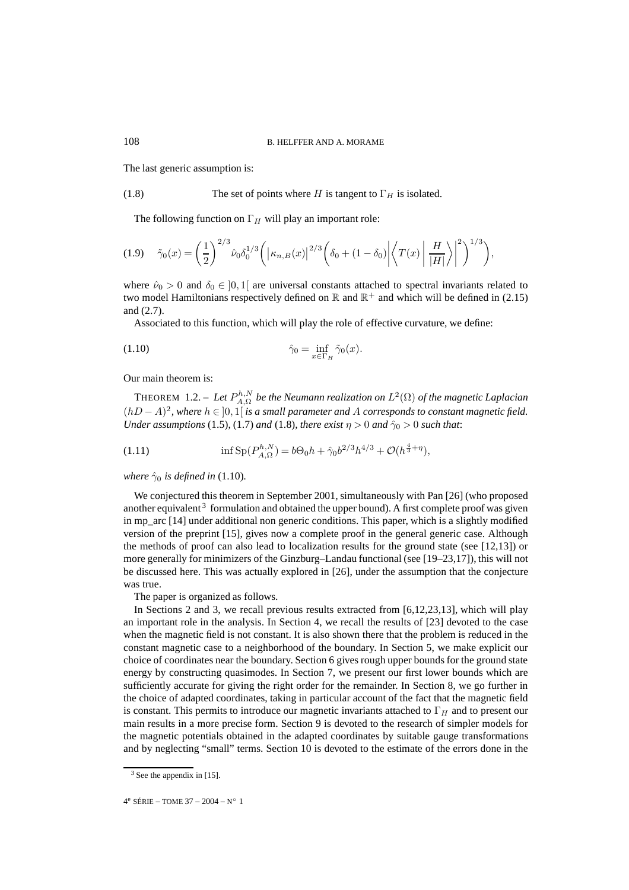The last generic assumption is:

$$\text{(1.8)} \qquad \text{The set of points where } H \text{ is tangent to } \Gamma_H \text{ is isolated.}$$

The following function on $\Gamma_H$ will play an important role:

$$\tilde{\gamma}_0(x) = \left(\frac{1}{2}\right)^{2/3} \hat{\nu}_0 \delta_0^{1/3} \left( \left|\kappa_{n,B}(x)\right|^{2/3} \left( \delta_0 + (1-\delta_0) \left| \left\langle T(x) \;\middle|\; \frac{H}{|H|} \right\rangle \right|^2 \right)^{1/3} \right), \tag{1.9}$$

where $\hat{\nu}_0 > 0$ and $\delta_0 \in \, ]0,1[$ are universal constants attached to spectral invariants related to two model Hamiltonians respectively defined on $\mathbb{R}$ and $\mathbb{R}^+$ and which will be defined in (2.15) and (2.7).

Associated to this function, which will play the role of effective curvature, we define:

$$\hat{\gamma}_0 = \inf_{x \in \Gamma_H} \tilde{\gamma}_0(x). \tag{1.10}$$

Our main theorem is:

THEOREM 1.2. – *Let $P_{A,\Omega}^{h,N}$ be the Neumann realization on $L^2(\Omega)$ of the magnetic Laplacian $(hD - A)^2$, where $h \in \, ]0,1[$ is a small parameter and $A$ corresponds to constant magnetic field. Under assumptions* (1.5), (1.7) *and* (1.8)*, there exist $\eta > 0$ and $\hat{\gamma}_0 > 0$ such that*:

$$\inf \mathrm{Sp}(P_{A,\Omega}^{h,N}) = b\Theta_0 h + \hat{\gamma}_0 b^{2/3} h^{4/3} + \mathcal{O}(h^{\frac{4}{3}+\eta}), \tag{1.11}$$

*where $\hat{\gamma}_0$ is defined in* (1.10)*.*

We conjectured this theorem in September 2001, simultaneously with Pan [26] (who proposed another equivalent [3] formulation and obtained the upper bound). A first complete proof was given in mp_arc [14] under additional non generic conditions. This paper, which is a slightly modified version of the preprint [15], gives now a complete proof in the general generic case. Although the methods of proof can also lead to localization results for the ground state (see [12,13]) or more generally for minimizers of the Ginzburg–Landau functional (see [19–23,17]), this will not be discussed here. This was actually explored in [26], under the assumption that the conjecture was true.

The paper is organized as follows.

In Sections 2 and 3, we recall previous results extracted from [6,12,23,13], which will play an important role in the analysis. In Section 4, we recall the results of [23] devoted to the case when the magnetic field is not constant. It is also shown there that the problem is reduced in the constant magnetic case to a neighborhood of the boundary. In Section 5, we make explicit our choice of coordinates near the boundary. Section 6 gives rough upper bounds for the ground state energy by constructing quasimodes. In Section 7, we present our first lower bounds which are sufficiently accurate for giving the right order for the remainder. In Section 8, we go further in the choice of adapted coordinates, taking in particular account of the fact that the magnetic field is constant. This permits to introduce our magnetic invariants attached to $\Gamma_H$ and to present our main results in a more precise form. Section 9 is devoted to the research of simpler models for the magnetic potentials obtained in the adapted coordinates by suitable gauge transformations and by neglecting "small" terms. Section 10 is devoted to the estimate of the errors done in the

[3] See the appendix in [15].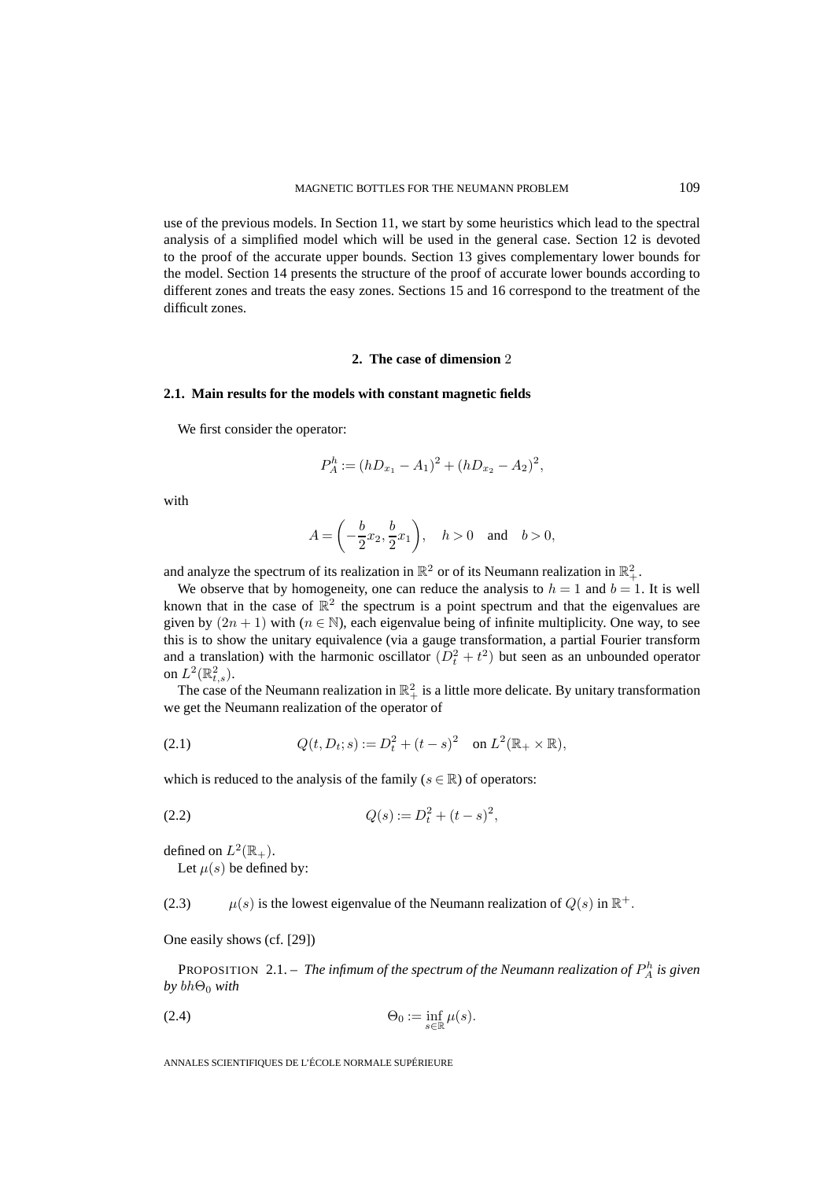use of the previous models. In Section 11, we start by some heuristics which lead to the spectral analysis of a simplified model which will be used in the general case. Section 12 is devoted to the proof of the accurate upper bounds. Section 13 gives complementary lower bounds for the model. Section 14 presents the structure of the proof of accurate lower bounds according to different zones and treats the easy zones. Sections 15 and 16 correspond to the treatment of the difficult zones.

## 2. The case of dimension 2

### 2.1. Main results for the models with constant magnetic fields

We first consider the operator:

$$P_A^h := (hD_{x_1} - A_1)^2 + (hD_{x_2} - A_2)^2,$$

with

$$A = \left(-\frac{b}{2}x_2, \frac{b}{2}x_1\right), \quad h > 0 \quad \text{and} \quad b > 0,$$

and analyze the spectrum of its realization in $\mathbb{R}^2$ or of its Neumann realization in $\mathbb{R}^2_+$.

We observe that by homogeneity, one can reduce the analysis to $h = 1$ and $b = 1$. It is well known that in the case of $\mathbb{R}^2$ the spectrum is a point spectrum and that the eigenvalues are given by $(2n+1)$ with $(n \in \mathbb{N})$, each eigenvalue being of infinite multiplicity. One way, to see this is to show the unitary equivalence (via a gauge transformation, a partial Fourier transform and a translation) with the harmonic oscillator $(D_t^2 + t^2)$ but seen as an unbounded operator on $L^2(\mathbb{R}^2_{t,s})$.

The case of the Neumann realization in $\mathbb{R}^2_+$ is a little more delicate. By unitary transformation we get the Neumann realization of the operator of

$$Q(t, D_t; s) := D_t^2 + (t - s)^2 \quad \text{on } L^2(\mathbb{R}_+ \times \mathbb{R}), \tag{2.1}$$

which is reduced to the analysis of the family ($s \in \mathbb{R}$) of operators:

$$Q(s) := D_t^2 + (t - s)^2, \tag{2.2}$$

defined on $L^2(\mathbb{R}_+)$.

Let $\mu(s)$ be defined by:

(2.3) $\mu(s)$ is the lowest eigenvalue of the Neumann realization of $Q(s)$ in $\mathbb{R}^+$.

One easily shows (cf. [29])

PROPOSITION 2.1. – *The infimum of the spectrum of the Neumann realization of $P_A^h$ is given by $bh\Theta_0$ with*

$$\Theta_0 := \inf_{s \in \mathbb{R}} \mu(s). \tag{2.4}$$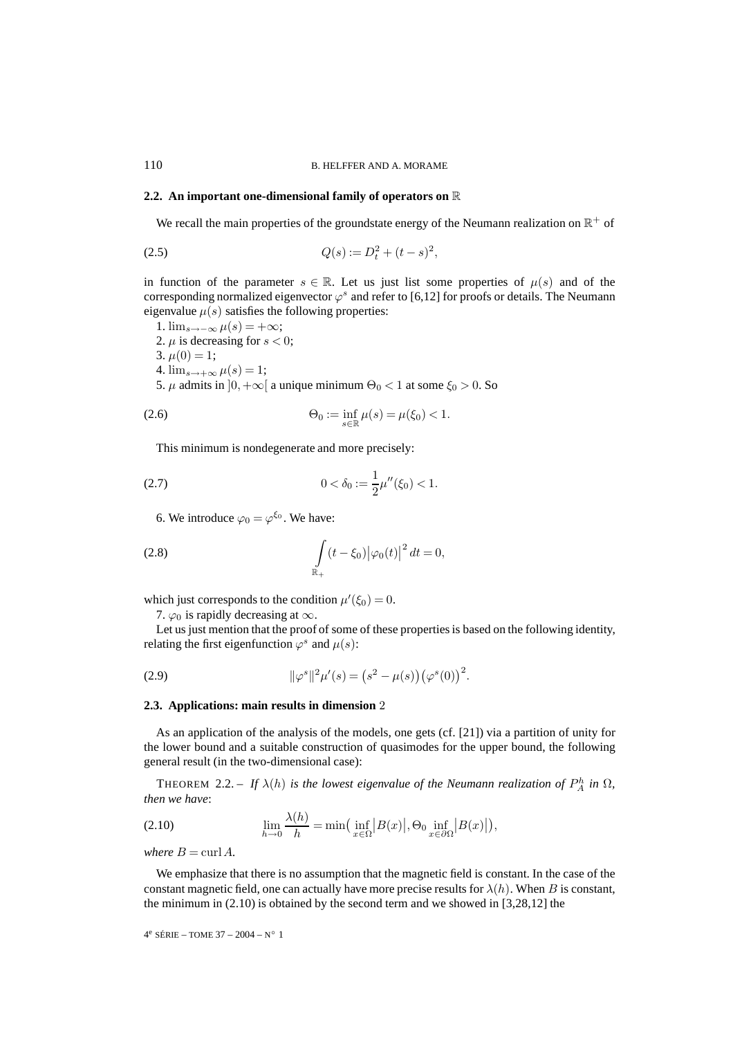### 2.2. An important one-dimensional family of operators on $\mathbb{R}$

We recall the main properties of the groundstate energy of the Neumann realization on $\mathbb{R}^+$ of

$$Q(s) := D_t^2 + (t-s)^2, \tag{2.5}$$

in function of the parameter $s \in \mathbb{R}$. Let us just list some properties of $\mu(s)$ and of the corresponding normalized eigenvector $\varphi^s$ and refer to [6,12] for proofs or details. The Neumann eigenvalue $\mu(s)$ satisfies the following properties:

1. $\lim_{s\to-\infty} \mu(s) = +\infty$;
2. $\mu$ is decreasing for $s < 0$;
3. $\mu(0) = 1$;
4. $\lim_{s\to+\infty} \mu(s) = 1$;
5. $\mu$ admits in $]0, +\infty[$ a unique minimum $\Theta_0 < 1$ at some $\xi_0 > 0$. So

$$\Theta_0 := \inf_{s\in\mathbb{R}} \mu(s) = \mu(\xi_0) < 1. \tag{2.6}$$

This minimum is nondegenerate and more precisely:

$$0 < \delta_0 := \frac{1}{2}\mu''(\xi_0) < 1. \tag{2.7}$$

6. We introduce $\varphi_0 = \varphi^{\xi_0}$. We have:

$$\int\limits_{\mathbb{R}_+} (t-\xi_0)\big|\varphi_0(t)\big|^2\,dt = 0, \tag{2.8}$$

which just corresponds to the condition $\mu'(\xi_0) = 0$.

7. $\varphi_0$ is rapidly decreasing at $\infty$.

Let us just mention that the proof of some of these properties is based on the following identity, relating the first eigenfunction $\varphi^s$ and $\mu(s)$:

$$\|\varphi^s\|^2\mu'(s) = \big(s^2 - \mu(s)\big)\big(\varphi^s(0)\big)^2. \tag{2.9}$$

### 2.3. Applications: main results in dimension 2

As an application of the analysis of the models, one gets (cf. [21]) via a partition of unity for the lower bound and a suitable construction of quasimodes for the upper bound, the following general result (in the two-dimensional case):

THEOREM 2.2. – *If $\lambda(h)$ is the lowest eigenvalue of the Neumann realization of $P_A^h$ in $\Omega$, then we have*:

$$\lim_{h\to 0} \frac{\lambda(h)}{h} = \min\Big(\inf_{x\in\Omega}\big|B(x)\big|, \Theta_0 \inf_{x\in\partial\Omega}\big|B(x)\big|\Big), \tag{2.10}$$

*where $B = \operatorname{curl} A$.*

We emphasize that there is no assumption that the magnetic field is constant. In the case of the constant magnetic field, one can actually have more precise results for $\lambda(h)$. When $B$ is constant, the minimum in (2.10) is obtained by the second term and we showed in [3,28,12] the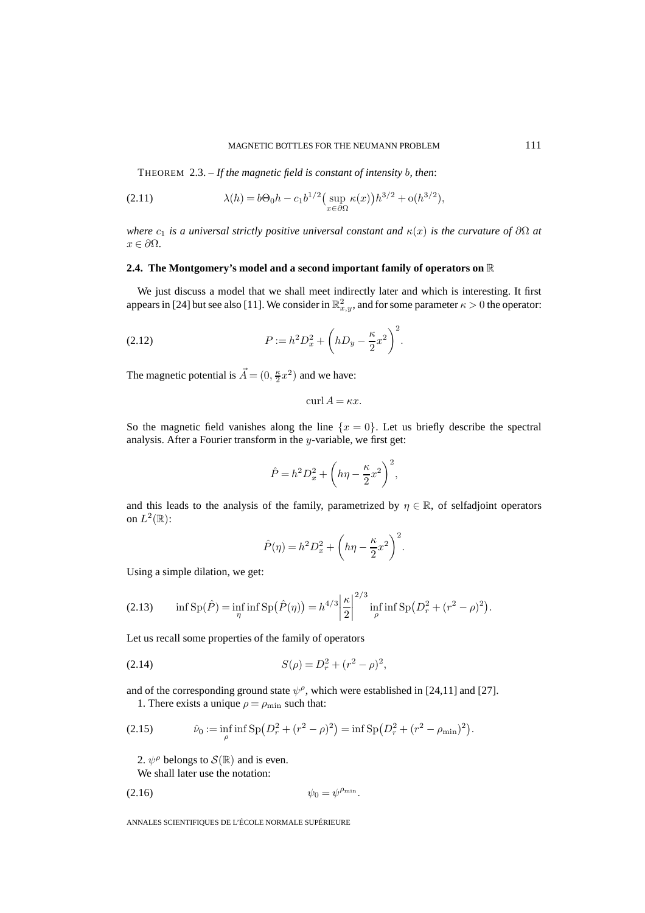THEOREM 2.3. – *If the magnetic field is constant of intensity $b$, then*:

$$\lambda(h) = b\Theta_0 h - c_1 b^{1/2}\big(\sup_{x\in\partial\Omega} \kappa(x)\big)h^{3/2} + \mathrm{o}(h^{3/2}), \tag{2.11}$$

*where $c_1$ is a universal strictly positive universal constant and $\kappa(x)$ is the curvature of $\partial\Omega$ at $x \in \partial\Omega$.*

## 2.4. The Montgomery's model and a second important family of operators on $\mathbb{R}$

We just discuss a model that we shall meet indirectly later and which is interesting. It first appears in [24] but see also [11]. We consider in $\mathbb{R}^2_{x,y}$, and for some parameter $\kappa > 0$ the operator:

$$P := h^2 D_x^2 + \left(hD_y - \frac{\kappa}{2}x^2\right)^2. \tag{2.12}$$

The magnetic potential is $\vec{A} = (0, \frac{\kappa}{2}x^2)$ and we have:

$$\operatorname{curl} A = \kappa x.$$

So the magnetic field vanishes along the line $\{x = 0\}$. Let us briefly describe the spectral analysis. After a Fourier transform in the $y$-variable, we first get:

$$\hat{P} = h^2 D_x^2 + \left(h\eta - \frac{\kappa}{2}x^2\right)^2,$$

and this leads to the analysis of the family, parametrized by $\eta \in \mathbb{R}$, of selfadjoint operators on $L^2(\mathbb{R})$:

$$\hat{P}(\eta) = h^2 D_x^2 + \left(h\eta - \frac{\kappa}{2}x^2\right)^2.$$

Using a simple dilation, we get:

$$\inf \operatorname{Sp}(\hat{P}) = \inf_\eta \inf \operatorname{Sp}\big(\hat{P}(\eta)\big) = h^{4/3}\left|\frac{\kappa}{2}\right|^{2/3} \inf_\rho \inf \operatorname{Sp}\big(D_r^2 + (r^2 - \rho)^2\big). \tag{2.13}$$

Let us recall some properties of the family of operators

$$S(\rho) = D_r^2 + (r^2 - \rho)^2, \tag{2.14}$$

and of the corresponding ground state $\psi^\rho$, which were established in [24,11] and [27].

1. There exists a unique $\rho = \rho_{\min}$ such that:

$$\hat{\nu}_0 := \inf_\rho \inf \operatorname{Sp}\big(D_r^2 + (r^2 - \rho)^2\big) = \inf \operatorname{Sp}\big(D_r^2 + (r^2 - \rho_{\min})^2\big). \tag{2.15}$$

2. $\psi^\rho$ belongs to $\mathcal{S}(\mathbb{R})$ and is even.

We shall later use the notation:

$$\psi_0 = \psi^{\rho_{\min}}. \tag{2.16}$$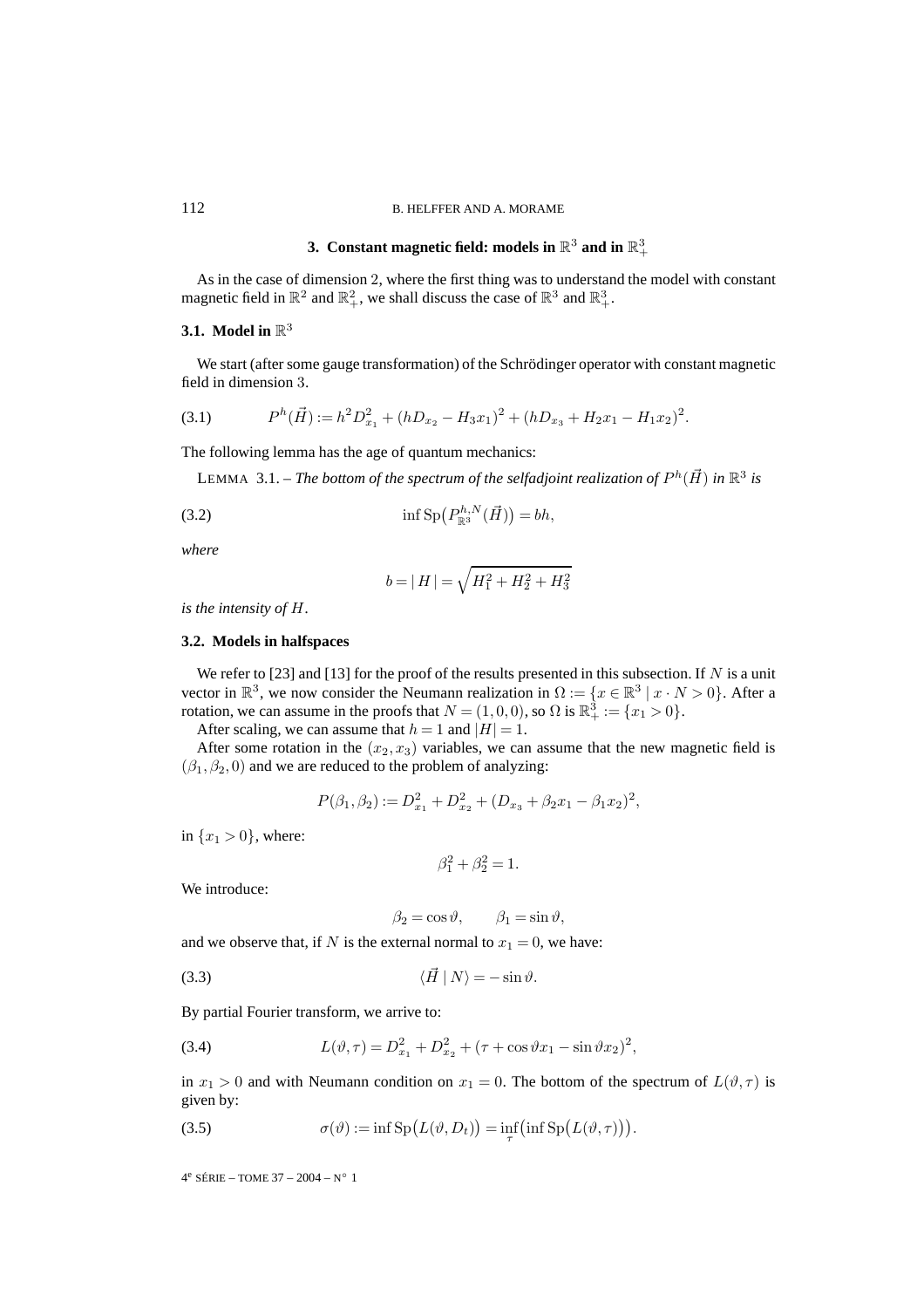## 3. Constant magnetic field: models in $\mathbb{R}^3$ and in $\mathbb{R}^3_+$

As in the case of dimension 2, where the first thing was to understand the model with constant magnetic field in $\mathbb{R}^2$ and $\mathbb{R}^2_+$, we shall discuss the case of $\mathbb{R}^3$ and $\mathbb{R}^3_+$.

### 3.1. Model in $\mathbb{R}^3$

We start (after some gauge transformation) of the Schrödinger operator with constant magnetic field in dimension 3.

$$P^h(\vec{H}) := h^2 D_{x_1}^2 + (hD_{x_2} - H_3 x_1)^2 + (hD_{x_3} + H_2 x_1 - H_1 x_2)^2. \tag{3.1}$$

The following lemma has the age of quantum mechanics:

LEMMA 3.1. – *The bottom of the spectrum of the selfadjoint realization of $P^h(\vec{H})$ in $\mathbb{R}^3$ is*

$$\inf \operatorname{Sp}\big(P^{h,N}_{\mathbb{R}^3}(\vec{H})\big) = bh, \tag{3.2}$$

*where*

$$b = |\, H\,| = \sqrt{H_1^2 + H_2^2 + H_3^2}$$

*is the intensity of $H$.*

### 3.2. Models in halfspaces

We refer to [23] and [13] for the proof of the results presented in this subsection. If $N$ is a unit vector in $\mathbb{R}^3$, we now consider the Neumann realization in $\Omega := \{x \in \mathbb{R}^3 \mid x \cdot N > 0\}$. After a rotation, we can assume in the proofs that $N = (1,0,0)$, so $\Omega$ is $\mathbb{R}^3_+ := \{x_1 > 0\}$.

After scaling, we can assume that $h = 1$ and $|H| = 1$.

After some rotation in the $(x_2, x_3)$ variables, we can assume that the new magnetic field is $(\beta_1, \beta_2, 0)$ and we are reduced to the problem of analyzing:

$$P(\beta_1, \beta_2) := D_{x_1}^2 + D_{x_2}^2 + (D_{x_3} + \beta_2 x_1 - \beta_1 x_2)^2,$$

in $\{x_1 > 0\}$, where:

$$\beta_1^2 + \beta_2^2 = 1.$$

We introduce:

$$\beta_2 = \cos\vartheta, \qquad \beta_1 = \sin\vartheta,$$

and we observe that, if $N$ is the external normal to $x_1 = 0$, we have:

$$\langle \vec{H} \mid N\rangle = -\sin\vartheta. \tag{3.3}$$

By partial Fourier transform, we arrive to:

$$L(\vartheta, \tau) = D_{x_1}^2 + D_{x_2}^2 + (\tau + \cos\vartheta x_1 - \sin\vartheta x_2)^2, \tag{3.4}$$

in $x_1 > 0$ and with Neumann condition on $x_1 = 0$. The bottom of the spectrum of $L(\vartheta, \tau)$ is given by:

$$\sigma(\vartheta) := \inf \operatorname{Sp}\big(L(\vartheta, D_t)\big) = \inf_\tau \big(\inf \operatorname{Sp}\big(L(\vartheta, \tau)\big)\big). \tag{3.5}$$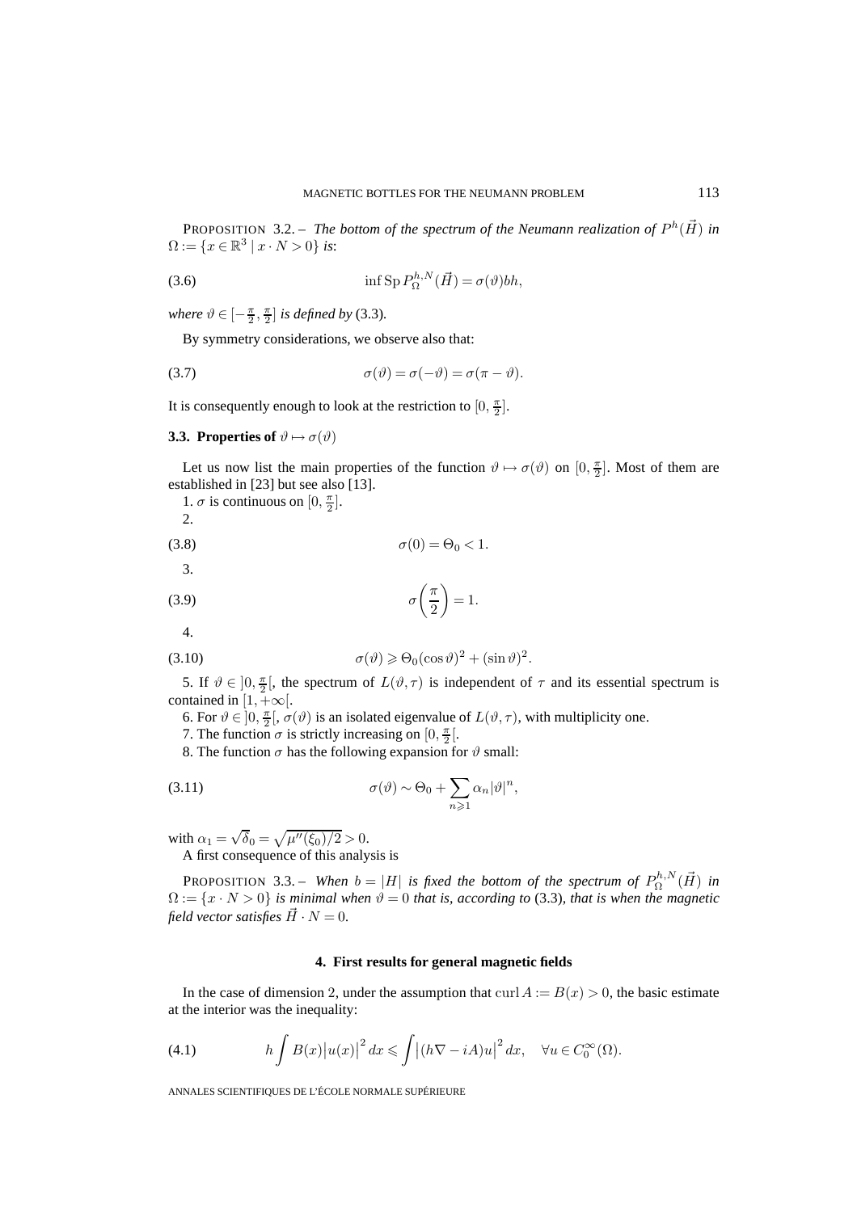PROPOSITION 3.2. – *The bottom of the spectrum of the Neumann realization of $P^h(\vec{H})$ in $\Omega := \{x \in \mathbb{R}^3 \mid x \cdot N > 0\}$ is*:

$$\inf \operatorname{Sp} P_\Omega^{h,N}(\vec{H}) = \sigma(\vartheta) bh, \tag{3.6}$$

*where $\vartheta \in [-\frac{\pi}{2}, \frac{\pi}{2}]$ is defined by* (3.3).

By symmetry considerations, we observe also that:

$$\sigma(\vartheta) = \sigma(-\vartheta) = \sigma(\pi - \vartheta). \tag{3.7}$$

It is consequently enough to look at the restriction to $[0, \frac{\pi}{2}]$.

### 3.3. Properties of $\vartheta \mapsto \sigma(\vartheta)$

Let us now list the main properties of the function $\vartheta \mapsto \sigma(\vartheta)$ on $[0, \frac{\pi}{2}]$. Most of them are established in [23] but see also [13].

1. $\sigma$ is continuous on $[0, \frac{\pi}{2}]$.
2. $$\sigma(0) = \Theta_0 < 1. \tag{3.8}$$
3. $$\sigma\left(\frac{\pi}{2}\right) = 1. \tag{3.9}$$
4. $$\sigma(\vartheta) \geqslant \Theta_0 (\cos\vartheta)^2 + (\sin\vartheta)^2. \tag{3.10}$$
5. If $\vartheta \in ]0, \frac{\pi}{2}[$, the spectrum of $L(\vartheta, \tau)$ is independent of $\tau$ and its essential spectrum is contained in $[1, +\infty[$.
6. For $\vartheta \in ]0, \frac{\pi}{2}[$, $\sigma(\vartheta)$ is an isolated eigenvalue of $L(\vartheta, \tau)$, with multiplicity one.
7. The function $\sigma$ is strictly increasing on $[0, \frac{\pi}{2}[$.
8. The function $\sigma$ has the following expansion for $\vartheta$ small:

$$\sigma(\vartheta) \sim \Theta_0 + \sum_{n \geqslant 1} \alpha_n |\vartheta|^n, \tag{3.11}$$

with $\alpha_1 = \sqrt{\delta_0} = \sqrt{\mu''(\xi_0)/2} > 0$.

A first consequence of this analysis is

PROPOSITION 3.3. – *When $b = |H|$ is fixed the bottom of the spectrum of $P_\Omega^{h,N}(\vec{H})$ in $\Omega := \{x \cdot N > 0\}$ is minimal when $\vartheta = 0$ that is, according to* (3.3), *that is when the magnetic field vector satisfies $\vec{H} \cdot N = 0$.*

## 4. First results for general magnetic fields

In the case of dimension 2, under the assumption that $\operatorname{curl} A := B(x) > 0$, the basic estimate at the interior was the inequality:

$$h \int B(x) |u(x)|^2 \, dx \leqslant \int \left|(h\nabla - iA)u\right|^2 dx, \quad \forall u \in C_0^\infty(\Omega). \tag{4.1}$$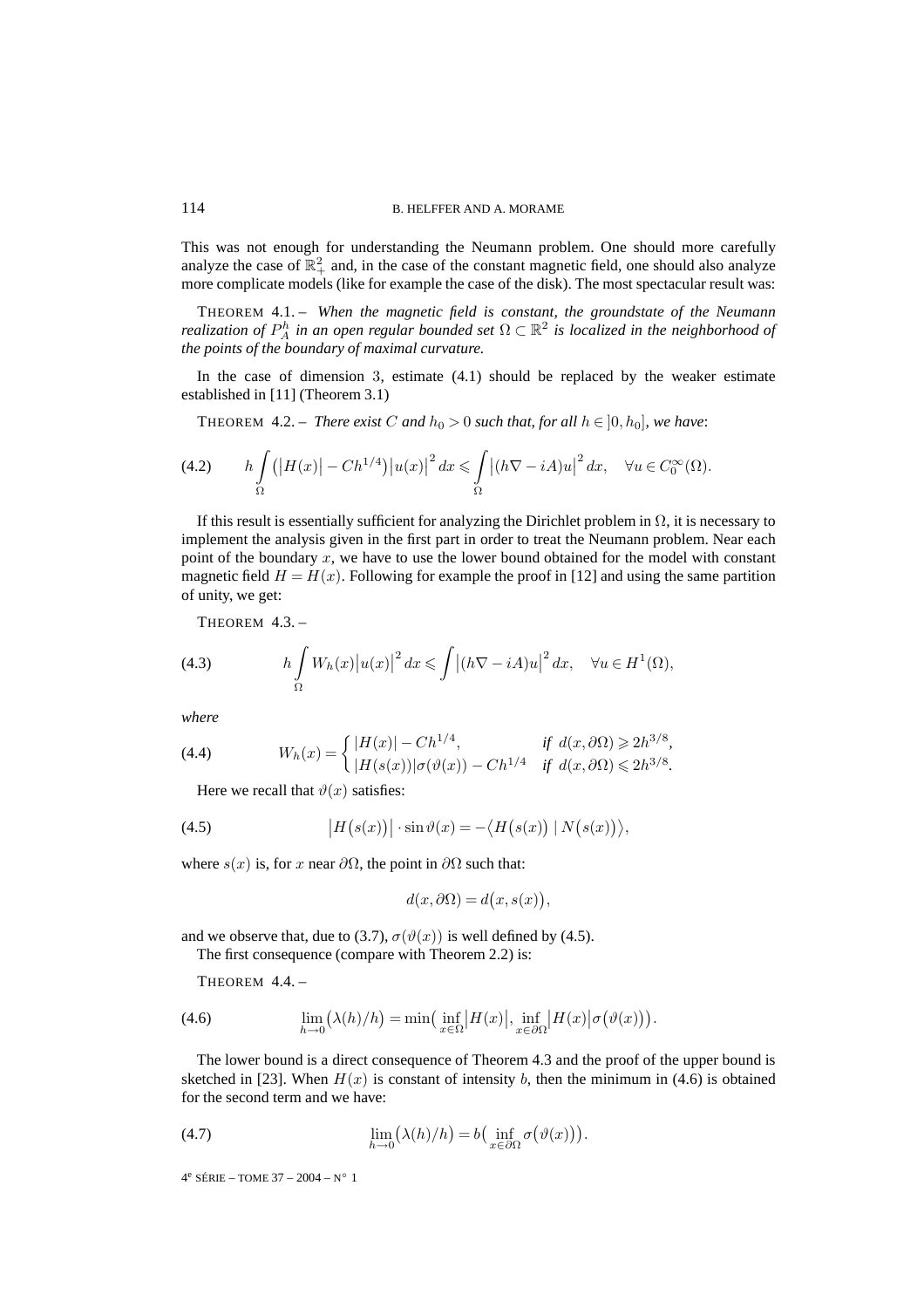This was not enough for understanding the Neumann problem. One should more carefully analyze the case of $\mathbb{R}^2_+$ and, in the case of the constant magnetic field, one should also analyze more complicate models (like for example the case of the disk). The most spectacular result was:

THEOREM 4.1. – *When the magnetic field is constant, the groundstate of the Neumann realization of $P_A^h$ in an open regular bounded set $\Omega \subset \mathbb{R}^2$ is localized in the neighborhood of the points of the boundary of maximal curvature.*

In the case of dimension 3, estimate (4.1) should be replaced by the weaker estimate established in [11] (Theorem 3.1)

THEOREM 4.2. – *There exist $C$ and $h_0 > 0$ such that, for all $h \in ]0, h_0]$, we have*:

$$h \int_\Omega \bigl(\bigl|H(x)\bigr| - Ch^{1/4}\bigr)\bigl|u(x)\bigr|^2\,dx \leqslant \int_\Omega \bigl|(h\nabla - iA)u\bigr|^2\,dx, \quad \forall u \in C_0^\infty(\Omega). \tag{4.2}$$

If this result is essentially sufficient for analyzing the Dirichlet problem in $\Omega$, it is necessary to implement the analysis given in the first part in order to treat the Neumann problem. Near each point of the boundary $x$, we have to use the lower bound obtained for the model with constant magnetic field $H = H(x)$. Following for example the proof in [12] and using the same partition of unity, we get:

THEOREM 4.3. –

$$h \int_\Omega W_h(x)\bigl|u(x)\bigr|^2\,dx \leqslant \int \bigl|(h\nabla - iA)u\bigr|^2\,dx, \quad \forall u \in H^1(\Omega), \tag{4.3}$$

*where*

$$W_h(x) = \begin{cases} |H(x)| - Ch^{1/4}, & \textit{if } d(x, \partial\Omega) \geqslant 2h^{3/8}, \\ |H(s(x))|\sigma(\vartheta(x)) - Ch^{1/4} & \textit{if } d(x, \partial\Omega) \leqslant 2h^{3/8}. \end{cases} \tag{4.4}$$

Here we recall that $\vartheta(x)$ satisfies:

$$\bigl|H\bigl(s(x)\bigr)\bigr| \cdot \sin\vartheta(x) = -\bigl\langle H\bigl(s(x)\bigr) \mid N\bigl(s(x)\bigr)\bigr\rangle, \tag{4.5}$$

where $s(x)$ is, for $x$ near $\partial\Omega$, the point in $\partial\Omega$ such that:

$$d(x, \partial\Omega) = d\bigl(x, s(x)\bigr),$$

and we observe that, due to (3.7), $\sigma(\vartheta(x))$ is well defined by (4.5).

The first consequence (compare with Theorem 2.2) is:

THEOREM 4.4. –

$$\lim_{h\to 0}\bigl(\lambda(h)/h\bigr) = \min\Bigl(\inf_{x\in\Omega}\bigl|H(x)\bigr|, \inf_{x\in\partial\Omega}\bigl|H(x)\bigr|\sigma\bigl(\vartheta(x)\bigr)\Bigr). \tag{4.6}$$

The lower bound is a direct consequence of Theorem 4.3 and the proof of the upper bound is sketched in [23]. When $H(x)$ is constant of intensity $b$, then the minimum in (4.6) is obtained for the second term and we have:

$$\lim_{h\to 0}\bigl(\lambda(h)/h\bigr) = b\Bigl(\inf_{x\in\partial\Omega}\sigma\bigl(\vartheta(x)\bigr)\Bigr). \tag{4.7}$$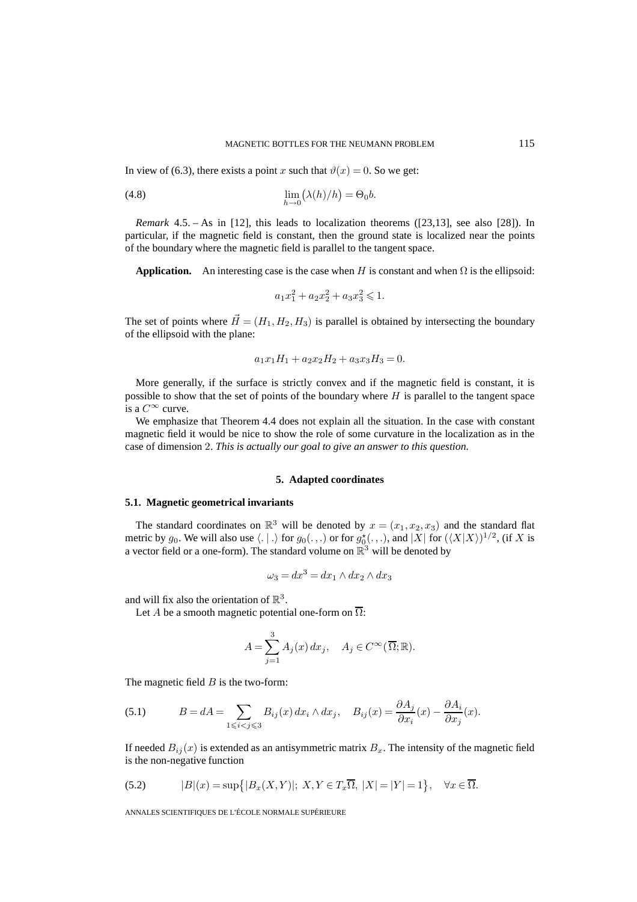In view of (6.3), there exists a point $x$ such that $\vartheta(x) = 0$. So we get:

$$\lim_{h\to 0}\big(\lambda(h)/h\big) = \Theta_0 b. \tag{4.8}$$

*Remark* 4.5. – As in [12], this leads to localization theorems ([23,13], see also [28]). In particular, if the magnetic field is constant, then the ground state is localized near the points of the boundary where the magnetic field is parallel to the tangent space.

**Application.** An interesting case is the case when $H$ is constant and when $\Omega$ is the ellipsoid:

$$a_1x_1^2 + a_2x_2^2 + a_3x_3^2 \leqslant 1.$$

The set of points where $\vec{H} = (H_1, H_2, H_3)$ is parallel is obtained by intersecting the boundary of the ellipsoid with the plane:

$$a_1x_1H_1 + a_2x_2H_2 + a_3x_3H_3 = 0.$$

More generally, if the surface is strictly convex and if the magnetic field is constant, it is possible to show that the set of points of the boundary where $H$ is parallel to the tangent space is a $C^\infty$ curve.

We emphasize that Theorem 4.4 does not explain all the situation. In the case with constant magnetic field it would be nice to show the role of some curvature in the localization as in the case of dimension 2. *This is actually our goal to give an answer to this question.*

## 5. Adapted coordinates

### 5.1. Magnetic geometrical invariants

The standard coordinates on $\mathbb{R}^3$ will be denoted by $x = (x_1, x_2, x_3)$ and the standard flat metric by $g_0$. We will also use $\langle . \mid . \rangle$ for $g_0(.,.)$ or for $g_0^\star(.,.)$, and $|X|$ for $(\langle X|X\rangle)^{1/2}$, (if $X$ is a vector field or a one-form). The standard volume on $\mathbb{R}^3$ will be denoted by

$$\omega_3 = dx^3 = dx_1 \wedge dx_2 \wedge dx_3$$

and will fix also the orientation of $\mathbb{R}^3$.

Let $A$ be a smooth magnetic potential one-form on $\overline{\Omega}$:

$$A = \sum_{j=1}^{3} A_j(x)\, dx_j, \quad A_j \in C^\infty(\overline{\Omega}; \mathbb{R}).$$

The magnetic field $B$ is the two-form:

$$B = dA = \sum_{1\leqslant i<j\leqslant 3} B_{ij}(x)\, dx_i \wedge dx_j, \quad B_{ij}(x) = \frac{\partial A_j}{\partial x_i}(x) - \frac{\partial A_i}{\partial x_j}(x). \tag{5.1}$$

If needed $B_{ij}(x)$ is extended as an antisymmetric matrix $B_x$. The intensity of the magnetic field is the non-negative function

$$|B|(x) = \sup\big\{|B_x(X,Y)|;\ X, Y \in T_x\overline{\Omega},\ |X| = |Y| = 1\big\}, \quad \forall x \in \overline{\Omega}. \tag{5.2}$$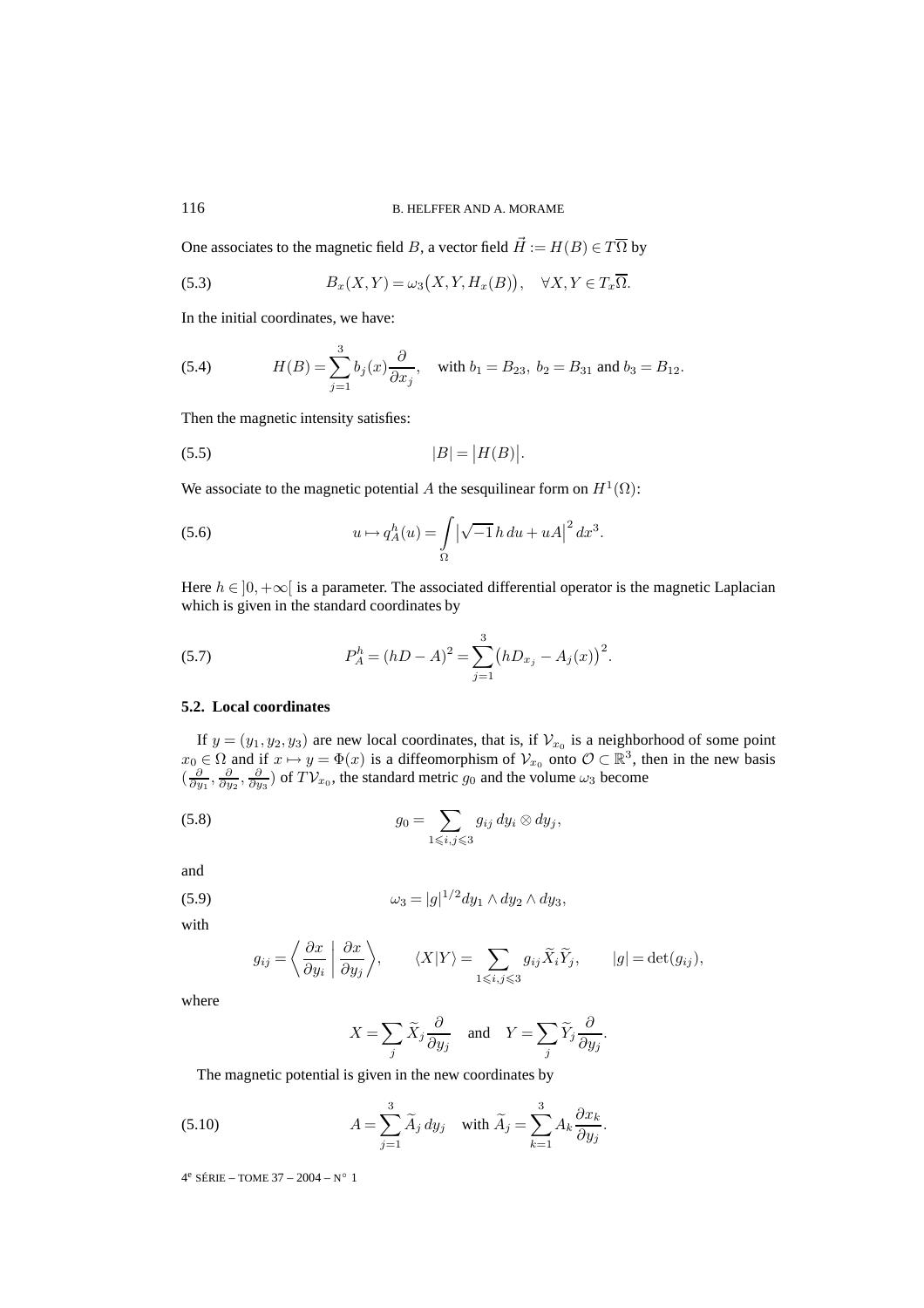One associates to the magnetic field $B$, a vector field $\vec{H} := H(B) \in T\overline{\Omega}$ by

$$B_x(X,Y) = \omega_3\big(X,Y,H_x(B)\big), \quad \forall X,Y \in T_x\overline{\Omega}. \tag{5.3}$$

In the initial coordinates, we have:

$$H(B) = \sum_{j=1}^{3} b_j(x)\frac{\partial}{\partial x_j}, \quad \text{with } b_1 = B_{23},\ b_2 = B_{31} \text{ and } b_3 = B_{12}. \tag{5.4}$$

Then the magnetic intensity satisfies:

$$|B| = \big|H(B)\big|. \tag{5.5}$$

We associate to the magnetic potential $A$ the sesquilinear form on $H^1(\Omega)$:

$$u \mapsto q_A^h(u) = \int_\Omega \big|\sqrt{-1}\,h\,du + uA\big|^2\,dx^3. \tag{5.6}$$

Here $h \in ]0,+\infty[$ is a parameter. The associated differential operator is the magnetic Laplacian which is given in the standard coordinates by

$$P_A^h = (hD - A)^2 = \sum_{j=1}^{3}\big(hD_{x_j} - A_j(x)\big)^2. \tag{5.7}$$

### 5.2. Local coordinates

If $y = (y_1,y_2,y_3)$ are new local coordinates, that is, if $\mathcal{V}_{x_0}$ is a neighborhood of some point $x_0 \in \Omega$ and if $x \mapsto y = \Phi(x)$ is a diffeomorphism of $\mathcal{V}_{x_0}$ onto $\mathcal{O} \subset \mathbb{R}^3$, then in the new basis $(\frac{\partial}{\partial y_1}, \frac{\partial}{\partial y_2}, \frac{\partial}{\partial y_3})$ of $T\mathcal{V}_{x_0}$, the standard metric $g_0$ and the volume $\omega_3$ become

$$g_0 = \sum_{1\leqslant i,j\leqslant 3} g_{ij}\,dy_i \otimes dy_j, \tag{5.8}$$

and

$$\omega_3 = |g|^{1/2} dy_1 \wedge dy_2 \wedge dy_3, \tag{5.9}$$

with

$$g_{ij} = \left\langle \frac{\partial x}{\partial y_i}\,\middle|\,\frac{\partial x}{\partial y_j}\right\rangle, \qquad \langle X|Y\rangle = \sum_{1\leqslant i,j\leqslant 3} g_{ij}\widetilde{X}_i\widetilde{Y}_j, \qquad |g| = \det(g_{ij}),$$

where

$$X = \sum_j \widetilde{X}_j\frac{\partial}{\partial y_j} \quad \text{and} \quad Y = \sum_j \widetilde{Y}_j\frac{\partial}{\partial y_j}.$$

The magnetic potential is given in the new coordinates by

$$A = \sum_{j=1}^{3}\widetilde{A}_j\,dy_j \quad \text{with } \widetilde{A}_j = \sum_{k=1}^{3} A_k\frac{\partial x_k}{\partial y_j}. \tag{5.10}$$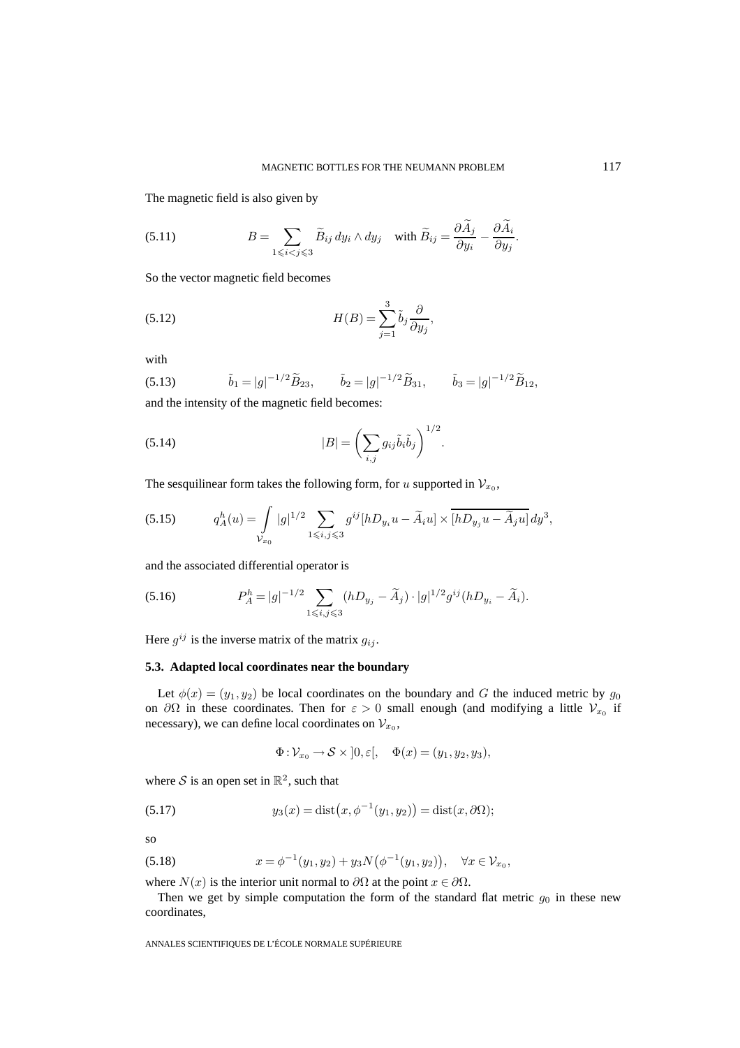The magnetic field is also given by

$$B = \sum_{1 \leqslant i < j \leqslant 3} \widetilde{B}_{ij}\, dy_i \wedge dy_j \quad \text{with } \widetilde{B}_{ij} = \frac{\partial \widetilde{A}_j}{\partial y_i} - \frac{\partial \widetilde{A}_i}{\partial y_j}. \tag{5.11}$$

So the vector magnetic field becomes

$$H(B) = \sum_{j=1}^{3} \tilde{b}_j \frac{\partial}{\partial y_j}, \tag{5.12}$$

with

$$\tilde{b}_1 = |g|^{-1/2} \widetilde{B}_{23}, \qquad \tilde{b}_2 = |g|^{-1/2} \widetilde{B}_{31}, \qquad \tilde{b}_3 = |g|^{-1/2} \widetilde{B}_{12}, \tag{5.13}$$

and the intensity of the magnetic field becomes:

$$|B| = \left( \sum_{i,j} g_{ij} \tilde{b}_i \tilde{b}_j \right)^{1/2}. \tag{5.14}$$

The sesquilinear form takes the following form, for $u$ supported in $\mathcal{V}_{x_0}$,

$$q_A^h(u) = \int\limits_{\mathcal{V}_{x_0}} |g|^{1/2} \sum_{1 \leqslant i,j \leqslant 3} g^{ij} [hD_{y_i} u - \widetilde{A}_i u] \times \overline{[hD_{y_j} u - \widetilde{A}_j u]}\, dy^3, \tag{5.15}$$

and the associated differential operator is

$$P_A^h = |g|^{-1/2} \sum_{1 \leqslant i,j \leqslant 3} (hD_{y_j} - \widetilde{A}_j) \cdot |g|^{1/2} g^{ij} (hD_{y_i} - \widetilde{A}_i). \tag{5.16}$$

Here $g^{ij}$ is the inverse matrix of the matrix $g_{ij}$.

### 5.3. Adapted local coordinates near the boundary

Let $\phi(x) = (y_1, y_2)$ be local coordinates on the boundary and $G$ the induced metric by $g_0$ on $\partial\Omega$ in these coordinates. Then for $\varepsilon > 0$ small enough (and modifying a little $\mathcal{V}_{x_0}$ if necessary), we can define local coordinates on $\mathcal{V}_{x_0}$,

$$\Phi : \mathcal{V}_{x_0} \to \mathcal{S} \times ]0, \varepsilon[, \quad \Phi(x) = (y_1, y_2, y_3),$$

where $\mathcal{S}$ is an open set in $\mathbb{R}^2$, such that

$$y_3(x) = \operatorname{dist}\big(x, \phi^{-1}(y_1, y_2)\big) = \operatorname{dist}(x, \partial\Omega); \tag{5.17}$$

so

$$x = \phi^{-1}(y_1, y_2) + y_3 N\big(\phi^{-1}(y_1, y_2)\big), \quad \forall x \in \mathcal{V}_{x_0}, \tag{5.18}$$

where $N(x)$ is the interior unit normal to $\partial\Omega$ at the point $x \in \partial\Omega$.

Then we get by simple computation the form of the standard flat metric $g_0$ in these new coordinates,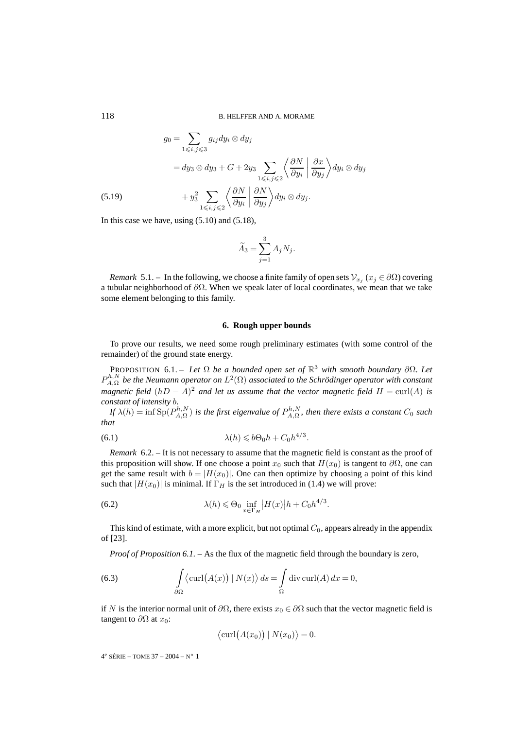$$
\begin{aligned}
g_0 &= \sum_{1\leqslant i,j\leqslant 3} g_{ij}\, dy_i \otimes dy_j \\
&= dy_3 \otimes dy_3 + G + 2y_3 \sum_{1\leqslant i,j\leqslant 2} \left\langle \frac{\partial N}{\partial y_i} \,\middle|\, \frac{\partial x}{\partial y_j} \right\rangle dy_i \otimes dy_j \\
&\quad + y_3^2 \sum_{1\leqslant i,j\leqslant 2} \left\langle \frac{\partial N}{\partial y_i} \,\middle|\, \frac{\partial N}{\partial y_j} \right\rangle dy_i \otimes dy_j.
\end{aligned}
\tag{5.19}
$$

In this case we have, using (5.10) and (5.18),

$$
\widetilde{A}_3 = \sum_{j=1}^{3} A_j N_j.
$$

*Remark* 5.1. – In the following, we choose a finite family of open sets $\mathcal{V}_{x_j}$ ($x_j \in \partial\Omega$) covering a tubular neighborhood of $\partial\Omega$. When we speak later of local coordinates, we mean that we take some element belonging to this family.

## 6. Rough upper bounds

To prove our results, we need some rough preliminary estimates (with some control of the remainder) of the ground state energy.

PROPOSITION 6.1. – *Let $\Omega$ be a bounded open set of $\mathbb{R}^3$ with smooth boundary $\partial\Omega$. Let $P_{A,\Omega}^{h,N}$ be the Neumann operator on $L^2(\Omega)$ associated to the Schrödinger operator with constant magnetic field $(hD - A)^2$ and let us assume that the vector magnetic field $H = \operatorname{curl}(A)$ is constant of intensity $b$.*

*If $\lambda(h) = \inf \operatorname{Sp}(P_{A,\Omega}^{h,N})$ is the first eigenvalue of $P_{A,\Omega}^{h,N}$, then there exists a constant $C_0$ such that*

$$
\lambda(h) \leqslant b\Theta_0 h + C_0 h^{4/3}. \tag{6.1}
$$

*Remark* 6.2. – It is not necessary to assume that the magnetic field is constant as the proof of this proposition will show. If one choose a point $x_0$ such that $H(x_0)$ is tangent to $\partial\Omega$, one can get the same result with $b = |H(x_0)|$. One can then optimize by choosing a point of this kind such that $|H(x_0)|$ is minimal. If $\Gamma_H$ is the set introduced in (1.4) we will prove:

$$
\lambda(h) \leqslant \Theta_0 \inf_{x\in\Gamma_H} \bigl|H(x)\bigr| h + C_0 h^{4/3}. \tag{6.2}
$$

This kind of estimate, with a more explicit, but not optimal $C_0$, appears already in the appendix of [23].

*Proof of Proposition 6.1.* – As the flux of the magnetic field through the boundary is zero,

$$
\int_{\partial\Omega} \bigl\langle \operatorname{curl}\bigl(A(x)\bigr) \mid N(x) \bigr\rangle\, ds = \int_{\Omega} \operatorname{div} \operatorname{curl}(A)\, dx = 0, \tag{6.3}
$$

if $N$ is the interior normal unit of $\partial\Omega$, there exists $x_0 \in \partial\Omega$ such that the vector magnetic field is tangent to $\partial\Omega$ at $x_0$:

$$
\bigl\langle \operatorname{curl}\bigl(A(x_0)\bigr) \mid N(x_0) \bigr\rangle = 0.
$$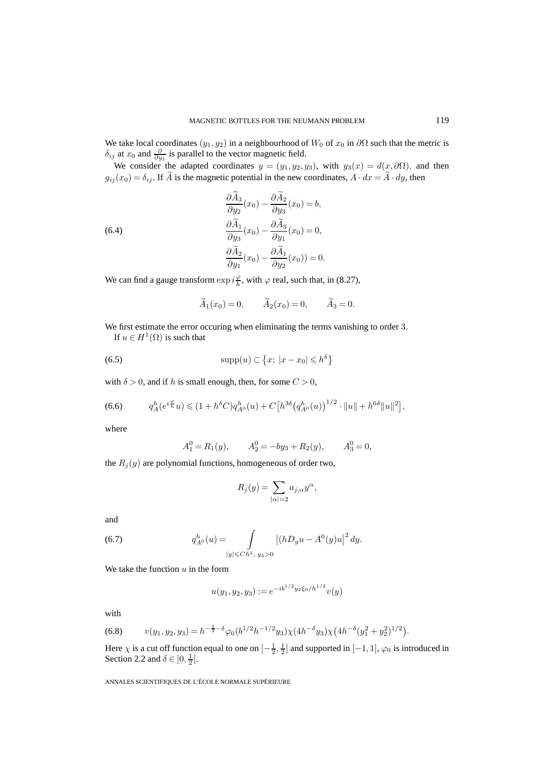We take local coordinates $(y_1,y_2)$ in a neighbourhood of $W_0$ of $x_0$ in $\partial\Omega$ such that the metric is $\delta_{ij}$ at $x_0$ and $\frac{\partial}{\partial y_1}$ is parallel to the vector magnetic field.

We consider the adapted coordinates $y=(y_1,y_2,y_3)$, with $y_3(x)=d(x,\partial\Omega)$, and then $g_{ij}(x_0)=\delta_{ij}$. If $\widetilde{A}$ is the magnetic potential in the new coordinates, $A\cdot dx=\widetilde{A}\cdot dy$, then

$$
\begin{aligned}
&\frac{\partial \widetilde{A}_3}{\partial y_2}(x_0)-\frac{\partial \widetilde{A}_2}{\partial y_3}(x_0)=b,\\
&\frac{\partial \widetilde{A}_1}{\partial y_3}(x_0)-\frac{\partial \widetilde{A}_3}{\partial y_1}(x_0)=0,\\
&\frac{\partial \widetilde{A}_2}{\partial y_1}(x_0)-\frac{\partial \widetilde{A}_1}{\partial y_2}(x_0))=0.
\end{aligned}
\tag{6.4}
$$

We can find a gauge transform $\exp i\frac{\varphi}{h}$, with $\varphi$ real, such that, in (8.27),

$$
\widetilde{A}_1(x_0)=0,\qquad \widetilde{A}_2(x_0)=0,\qquad \widetilde{A}_3=0.
$$

We first estimate the error occuring when eliminating the terms vanishing to order 3.

If $u\in H^1(\Omega)$ is such that

$$
\operatorname{supp}(u)\subset\left\{x;\ |x-x_0|\leqslant h^{\delta}\right\}
\tag{6.5}
$$

with $\delta>0$, and if $h$ is small enough, then, for some $C>0$,

$$
q_A^h\left(e^{i\frac{\varphi}{h}}u\right)\leqslant (1+h^{\delta}C)q_{A^0}^h(u)+C\left[h^{3\delta}\left(q_{A^0}^h(u)\right)^{1/2}\cdot\|u\|+h^{6\delta}\|u\|^2\right],
\tag{6.6}
$$

where

$$
A_1^0=R_1(y),\qquad A_2^0=-by_3+R_2(y),\qquad A_3^0=0,
$$

the $R_j(y)$ are polynomial functions, homogeneous of order two,

$$
R_j(y)=\sum_{|\alpha|=2}a_{j,\alpha}y^{\alpha},
$$

and

$$
q_{A^0}^h(u)=\int\limits_{|y|\leqslant Ch^{\delta},\ y_3>0}\left|(hD_y u-A^0(y)u\right|^2dy.
\tag{6.7}
$$

We take the function $u$ in the form

$$
u(y_1,y_2,y_3):=e^{-ib^{1/2}y_2\xi_0/h^{1/2}}v(y)
$$

with

$$
v(y_1,y_2,y_3)=h^{-\frac{1}{4}-\delta}\varphi_0(b^{1/2}h^{-1/2}y_3)\chi(4h^{-\delta}y_3)\chi\left(4h^{-\delta}(y_1^2+y_2^2)^{1/2}\right).
\tag{6.8}
$$

Here $\chi$ is a cut off function equal to one on $[-\frac{1}{2},\frac{1}{2}]$ and supported in $[-1,1]$, $\varphi_0$ is introduced in Section 2.2 and $\delta\in\,]0,\frac{1}{2}[$.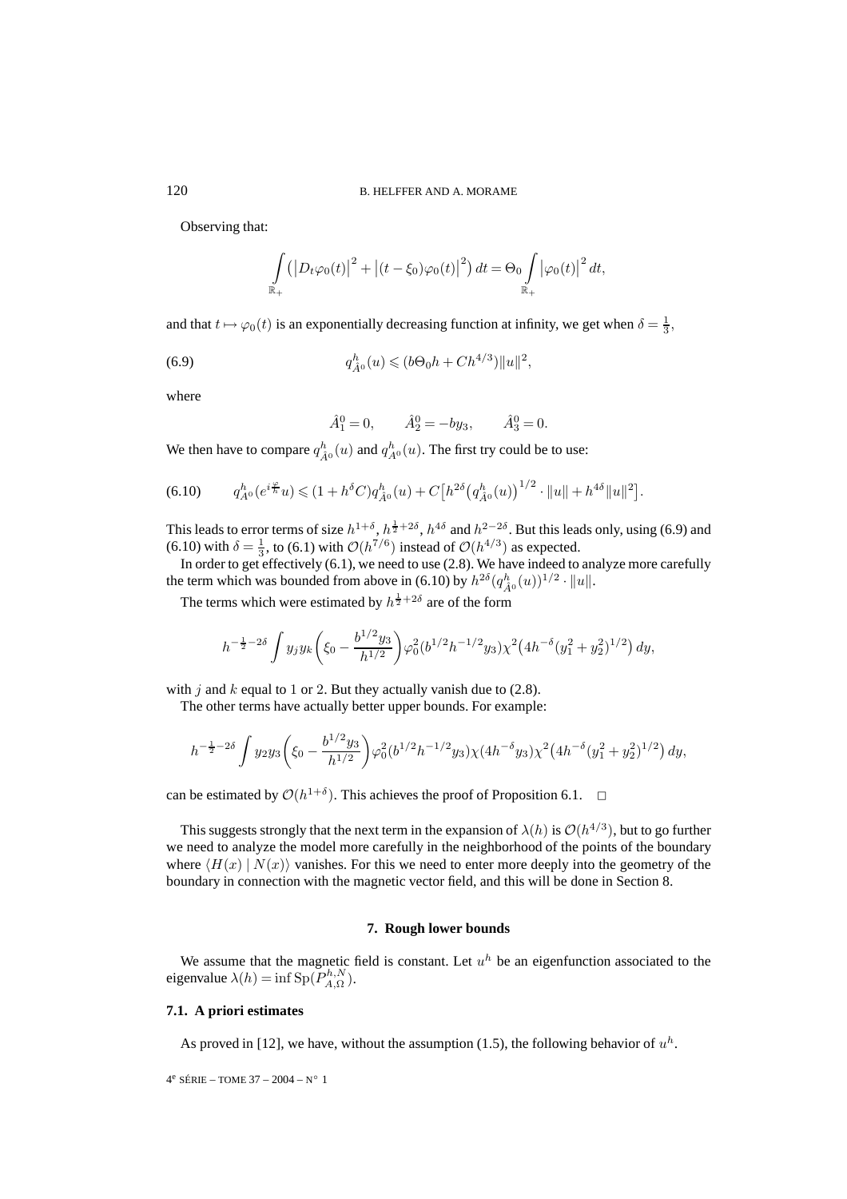Observing that:

$$\int_{\mathbb{R}_+} \left(\left|D_t\varphi_0(t)\right|^2 + \left|(t-\xi_0)\varphi_0(t)\right|^2\right) dt = \Theta_0 \int_{\mathbb{R}_+} \left|\varphi_0(t)\right|^2 dt,$$

and that $t \mapsto \varphi_0(t)$ is an exponentially decreasing function at infinity, we get when $\delta = \frac{1}{3}$,

$$q^h_{\hat{A}^0}(u) \leqslant (b\Theta_0 h + Ch^{4/3})\|u\|^2, \tag{6.9}$$

where

$$\hat{A}^0_1 = 0, \qquad \hat{A}^0_2 = -by_3, \qquad \hat{A}^0_3 = 0.$$

We then have to compare $q^h_{\hat{A}^0}(u)$ and $q^h_{A^0}(u)$. The first try could be to use:

$$q^h_{A^0}(e^{i\frac{\varphi}{h}}u) \leqslant (1 + h^\delta C)q^h_{\hat{A}^0}(u) + C\left[h^{2\delta}\left(q^h_{\hat{A}^0}(u)\right)^{1/2} \cdot \|u\| + h^{4\delta}\|u\|^2\right]. \tag{6.10}$$

This leads to error terms of size $h^{1+\delta}$, $h^{\frac{1}{2}+2\delta}$, $h^{4\delta}$ and $h^{2-2\delta}$. But this leads only, using (6.9) and (6.10) with $\delta = \frac{1}{3}$, to (6.1) with $\mathcal{O}(h^{7/6})$ instead of $\mathcal{O}(h^{4/3})$ as expected.

In order to get effectively (6.1), we need to use (2.8). We have indeed to analyze more carefully the term which was bounded from above in (6.10) by $h^{2\delta}(q^h_{\hat{A}^0}(u))^{1/2} \cdot \|u\|$.

The terms which were estimated by $h^{\frac{1}{2}+2\delta}$ are of the form

$$h^{-\frac{1}{2}-2\delta} \int y_j y_k \left(\xi_0 - \frac{b^{1/2}y_3}{h^{1/2}}\right) \varphi_0^2(b^{1/2}h^{-1/2}y_3)\chi^2\left(4h^{-\delta}(y_1^2 + y_2^2)^{1/2}\right) dy,$$

with $j$ and $k$ equal to 1 or 2. But they actually vanish due to (2.8).

The other terms have actually better upper bounds. For example:

$$h^{-\frac{1}{2}-2\delta} \int y_2 y_3 \left(\xi_0 - \frac{b^{1/2}y_3}{h^{1/2}}\right) \varphi_0^2(b^{1/2}h^{-1/2}y_3)\chi(4h^{-\delta}y_3)\chi^2\left(4h^{-\delta}(y_1^2 + y_2^2)^{1/2}\right) dy,$$

can be estimated by $\mathcal{O}(h^{1+\delta})$. This achieves the proof of Proposition 6.1. □

This suggests strongly that the next term in the expansion of $\lambda(h)$ is $\mathcal{O}(h^{4/3})$, but to go further we need to analyze the model more carefully in the neighborhood of the points of the boundary where $\langle H(x) \mid N(x)\rangle$ vanishes. For this we need to enter more deeply into the geometry of the boundary in connection with the magnetic vector field, and this will be done in Section 8.

## 7. Rough lower bounds

We assume that the magnetic field is constant. Let $u^h$ be an eigenfunction associated to the eigenvalue $\lambda(h) = \inf \mathrm{Sp}(P^{h,N}_{A,\Omega})$.

### 7.1. A priori estimates

As proved in [12], we have, without the assumption (1.5), the following behavior of $u^h$.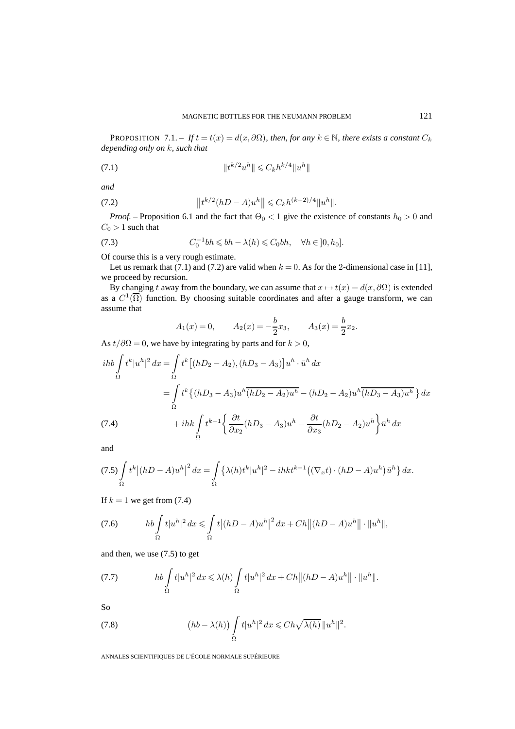PROPOSITION 7.1. – *If $t = t(x) = d(x, \partial\Omega)$, then, for any $k \in \mathbb{N}$, there exists a constant $C_k$ depending only on $k$, such that*

$$\|t^{k/2} u^h\| \leqslant C_k h^{k/4} \|u^h\| \tag{7.1}$$

*and*

$$\big\| t^{k/2} (hD - A) u^h \big\| \leqslant C_k h^{(k+2)/4} \|u^h\|. \tag{7.2}$$

*Proof.* – Proposition 6.1 and the fact that $\Theta_0 < 1$ give the existence of constants $h_0 > 0$ and $C_0 > 1$ such that

$$C_0^{-1} bh \leqslant bh - \lambda(h) \leqslant C_0 bh, \quad \forall h \in \,]0, h_0]. \tag{7.3}$$

Of course this is a very rough estimate.

Let us remark that (7.1) and (7.2) are valid when $k = 0$. As for the 2-dimensional case in [11], we proceed by recursion.

By changing $t$ away from the boundary, we can assume that $x \mapsto t(x) = d(x, \partial\Omega)$ is extended as a $C^1(\overline{\Omega})$ function. By choosing suitable coordinates and after a gauge transform, we can assume that

$$A_1(x) = 0, \qquad A_2(x) = -\frac{b}{2} x_3, \qquad A_3(x) = \frac{b}{2} x_2.$$

As $t/\partial\Omega = 0$, we have by integrating by parts and for $k > 0$,

$$\begin{aligned}
ihb \int_\Omega t^k |u^h|^2 \, dx &= \int_\Omega t^k \big[ (hD_2 - A_2), (hD_3 - A_3) \big] u^h \cdot \bar{u}^h \, dx \\
&= \int_\Omega t^k \big\{ (hD_3 - A_3) u^h \overline{(hD_2 - A_2) u^h} - (hD_2 - A_2) u^h \overline{(hD_3 - A_3) u^h} \, \big\} \, dx \\
&\quad + ihk \int_\Omega t^{k-1} \bigg\{ \frac{\partial t}{\partial x_2} (hD_3 - A_3) u^h - \frac{\partial t}{\partial x_3} (hD_2 - A_2) u^h \bigg\} \bar{u}^h \, dx
\end{aligned} \tag{7.4}$$

and

$$\int_\Omega t^k \big| (hD - A) u^h \big|^2 \, dx = \int_\Omega \big\{ \lambda(h) t^k |u^h|^2 - ihk t^{k-1} \big( (\nabla_x t) \cdot (hD - A) u^h \big) \bar{u}^h \big\} \, dx. \tag{7.5}$$

If $k = 1$ we get from (7.4)

$$hb \int_\Omega t |u^h|^2 \, dx \leqslant \int_\Omega t \big| (hD - A) u^h \big|^2 \, dx + Ch \big\| (hD - A) u^h \big\| \cdot \|u^h\|, \tag{7.6}$$

and then, we use (7.5) to get

$$hb \int_\Omega t |u^h|^2 \, dx \leqslant \lambda(h) \int_\Omega t |u^h|^2 \, dx + Ch \big\| (hD - A) u^h \big\| \cdot \|u^h\|. \tag{7.7}$$

So

$$\big( hb - \lambda(h) \big) \int_\Omega t |u^h|^2 \, dx \leqslant Ch \sqrt{\lambda(h)} \, \|u^h\|^2. \tag{7.8}$$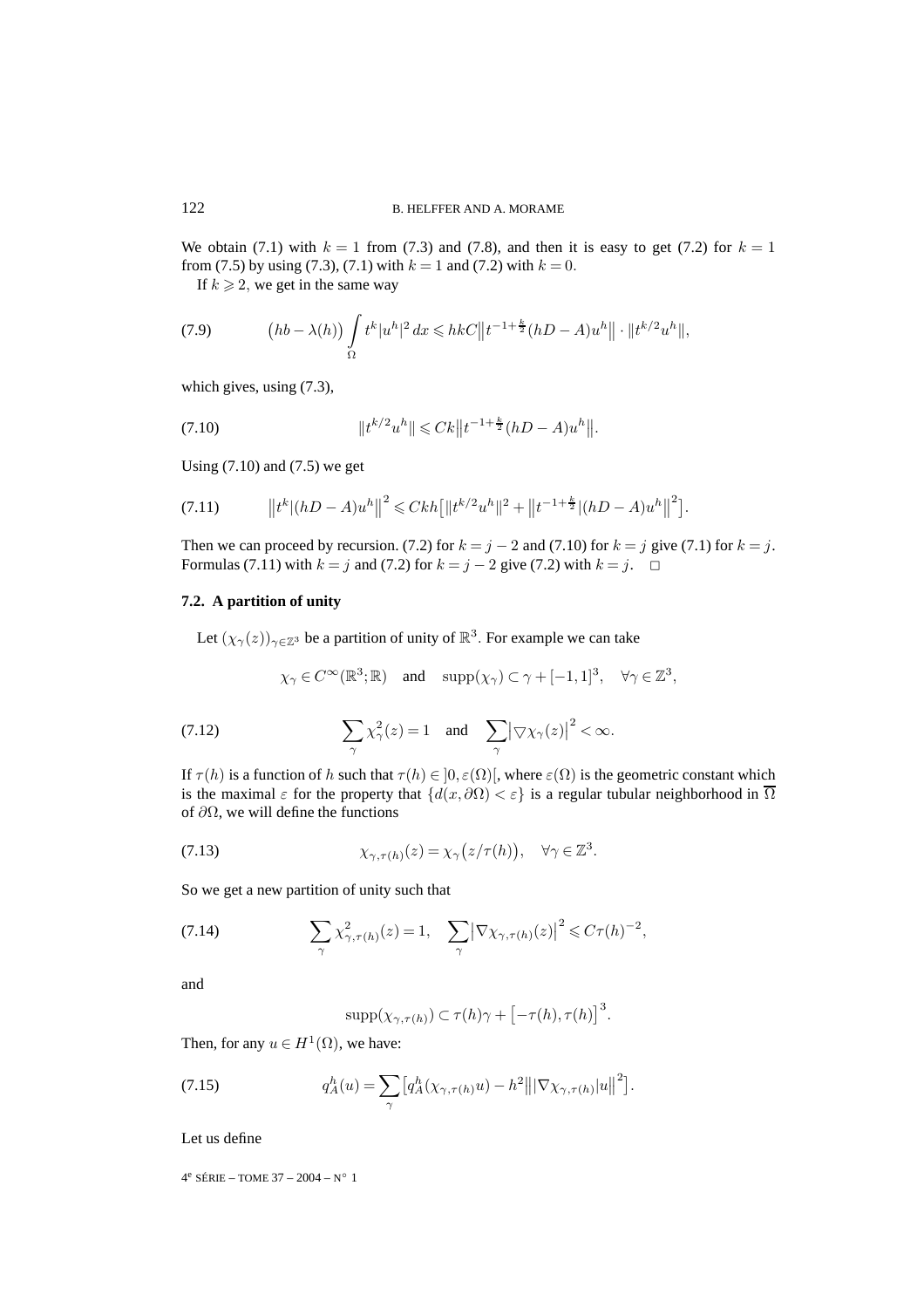We obtain (7.1) with $k = 1$ from (7.3) and (7.8), and then it is easy to get (7.2) for $k = 1$ from (7.5) by using (7.3), (7.1) with $k = 1$ and (7.2) with $k = 0$.

If $k \geqslant 2$, we get in the same way

$$(hb - \lambda(h)) \int_\Omega t^k |u^h|^2 \, dx \leqslant hkC \big\| t^{-1+\frac{k}{2}}(hD - A)u^h \big\| \cdot \| t^{k/2} u^h \|, \tag{7.9}$$

which gives, using (7.3),

$$\| t^{k/2} u^h \| \leqslant Ck \big\| t^{-1+\frac{k}{2}}(hD - A)u^h \big\|. \tag{7.10}$$

Using (7.10) and (7.5) we get

$$\big\| t^k |(hD - A)u^h \big\|^2 \leqslant Ckh \big[ \| t^{k/2} u^h \|^2 + \big\| t^{-1+\frac{k}{2}} |(hD - A)u^h \big\|^2 \big]. \tag{7.11}$$

Then we can proceed by recursion. (7.2) for $k = j - 2$ and (7.10) for $k = j$ give (7.1) for $k = j$. Formulas (7.11) with $k = j$ and (7.2) for $k = j - 2$ give (7.2) with $k = j$. $\square$

### 7.2. A partition of unity

Let $(\chi_\gamma(z))_{\gamma \in \mathbb{Z}^3}$ be a partition of unity of $\mathbb{R}^3$. For example we can take

$$\chi_\gamma \in C^\infty(\mathbb{R}^3; \mathbb{R}) \quad \text{and} \quad \operatorname{supp}(\chi_\gamma) \subset \gamma + [-1, 1]^3, \quad \forall \gamma \in \mathbb{Z}^3,$$

$$\sum_\gamma \chi_\gamma^2(z) = 1 \quad \text{and} \quad \sum_\gamma \big| \triangledown \chi_\gamma(z) \big|^2 < \infty. \tag{7.12}$$

If $\tau(h)$ is a function of $h$ such that $\tau(h) \in \,]0, \varepsilon(\Omega)[$, where $\varepsilon(\Omega)$ is the geometric constant which is the maximal $\varepsilon$ for the property that $\{d(x, \partial\Omega) < \varepsilon\}$ is a regular tubular neighborhood in $\overline{\Omega}$ of $\partial\Omega$, we will define the functions

$$\chi_{\gamma, \tau(h)}(z) = \chi_\gamma\big(z/\tau(h)\big), \quad \forall \gamma \in \mathbb{Z}^3. \tag{7.13}$$

So we get a new partition of unity such that

$$\sum_\gamma \chi_{\gamma, \tau(h)}^2(z) = 1, \quad \sum_\gamma \big| \nabla \chi_{\gamma, \tau(h)}(z) \big|^2 \leqslant C\tau(h)^{-2}, \tag{7.14}$$

and

$$\operatorname{supp}(\chi_{\gamma, \tau(h)}) \subset \tau(h)\gamma + \big[-\tau(h), \tau(h)\big]^3.$$

Then, for any $u \in H^1(\Omega)$, we have:

$$q_A^h(u) = \sum_\gamma \big[ q_A^h(\chi_{\gamma, \tau(h)} u) - h^2 \big\| |\nabla \chi_{\gamma, \tau(h)}| u \big\|^2 \big]. \tag{7.15}$$

Let us define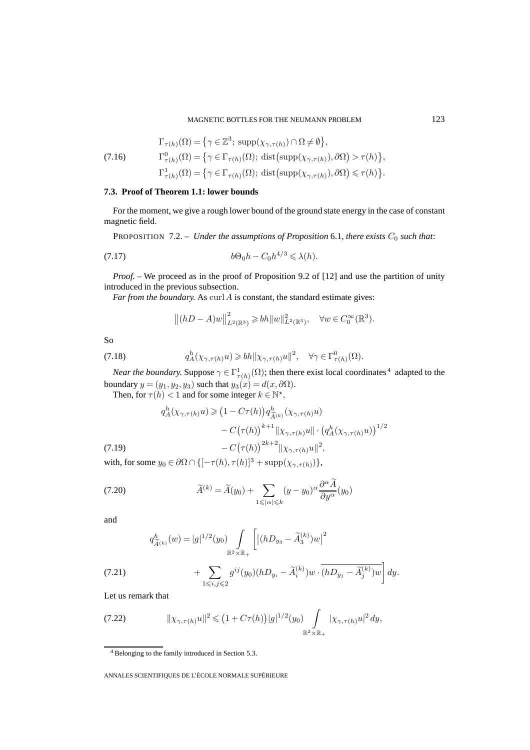$$
\begin{aligned}
&\Gamma_{\tau(h)}(\Omega) = \{\gamma \in \mathbb{Z}^3;\ \operatorname{supp}(\chi_{\gamma,\tau(h)}) \cap \Omega \neq \emptyset\},\\
&\Gamma^0_{\tau(h)}(\Omega) = \{\gamma \in \Gamma_{\tau(h)}(\Omega);\ \operatorname{dist}(\operatorname{supp}(\chi_{\gamma,\tau(h)}), \partial\Omega) > \tau(h)\},\\
&\Gamma^1_{\tau(h)}(\Omega) = \{\gamma \in \Gamma_{\tau(h)}(\Omega);\ \operatorname{dist}(\operatorname{supp}(\chi_{\gamma,\tau(h)}), \partial\Omega) \leqslant \tau(h)\}.
\end{aligned}
\tag{7.16}
$$

### 7.3. Proof of Theorem 1.1: lower bounds

For the moment, we give a rough lower bound of the ground state energy in the case of constant magnetic field.

PROPOSITION 7.2. – *Under the assumptions of Proposition* 6.1, *there exists* $C_0$ *such that*:

$$
b\Theta_0 h - C_0 h^{4/3} \leqslant \lambda(h). \tag{7.17}
$$

*Proof.* – We proceed as in the proof of Proposition 9.2 of [12] and use the partition of unity introduced in the previous subsection.

*Far from the boundary.* As $\operatorname{curl} A$ is constant, the standard estimate gives:

$$
\|(hD - A)w\|^2_{L^2(\mathbb{R}^3)} \geqslant bh\|w\|^2_{L^2(\mathbb{R}^3)}, \quad \forall w \in C_0^\infty(\mathbb{R}^3).
$$

So

$$
q^h_A(\chi_{\gamma,\tau(h)}u) \geqslant bh\|\chi_{\gamma,\tau(h)}u\|^2, \quad \forall \gamma \in \Gamma^0_{\tau(h)}(\Omega). \tag{7.18}
$$

*Near the boundary.* Suppose $\gamma \in \Gamma^1_{\tau(h)}(\Omega)$; then there exist local coordinates [4] adapted to the boundary $y = (y_1, y_2, y_3)$ such that $y_3(x) = d(x, \partial\Omega)$.

Then, for $\tau(h) < 1$ and for some integer $k \in \mathbb{N}^\star$,

$$
\begin{aligned}
q^h_A(\chi_{\gamma,\tau(h)}u) \geqslant{}& (1 - C\tau(h))\, q^h_{\widetilde{A}^{(k)}}(\chi_{\gamma,\tau(h)}u)\\
&- C(\tau(h))^{k+1}\|\chi_{\gamma,\tau(h)}u\| \cdot (q^h_A(\chi_{\gamma,\tau(h)}u))^{1/2}\\
&- C(\tau(h))^{2k+2}\|\chi_{\gamma,\tau(h)}u\|^2,
\end{aligned}
\tag{7.19}
$$

with, for some $y_0 \in \partial\Omega \cap \{[-\tau(h), \tau(h)]^3 + \operatorname{supp}(\chi_{\gamma,\tau(h)})\}$,

$$
\widetilde{A}^{(k)} = \widetilde{A}(y_0) + \sum_{1 \leqslant |\alpha| \leqslant k} (y - y_0)^\alpha \frac{\partial^\alpha \widetilde{A}}{\partial y^\alpha}(y_0) \tag{7.20}
$$

and

$$
\begin{aligned}
q^h_{\widetilde{A}^{(k)}}(w) = |g|^{1/2}(y_0) \int_{\mathbb{R}^2 \times \mathbb{R}_+} \Bigg[ &|(hD_{y_3} - \widetilde{A}^{(k)}_3)w|^2\\
&+ \sum_{1 \leqslant i,j \leqslant 2} g^{ij}(y_0)(hD_{y_i} - \widetilde{A}^{(k)}_i)w \cdot \overline{(hD_{y_j} - \widetilde{A}^{(k)}_j)w} \Bigg] dy.
\end{aligned}
\tag{7.21}
$$

Let us remark that

$$
\|\chi_{\gamma,\tau(h)}u\|^2 \leqslant (1 + C\tau(h))|g|^{1/2}(y_0) \int_{\mathbb{R}^2 \times \mathbb{R}_+} |\chi_{\gamma,\tau(h)}u|^2\, dy, \tag{7.22}
$$

[4] Belonging to the family introduced in Section 5.3.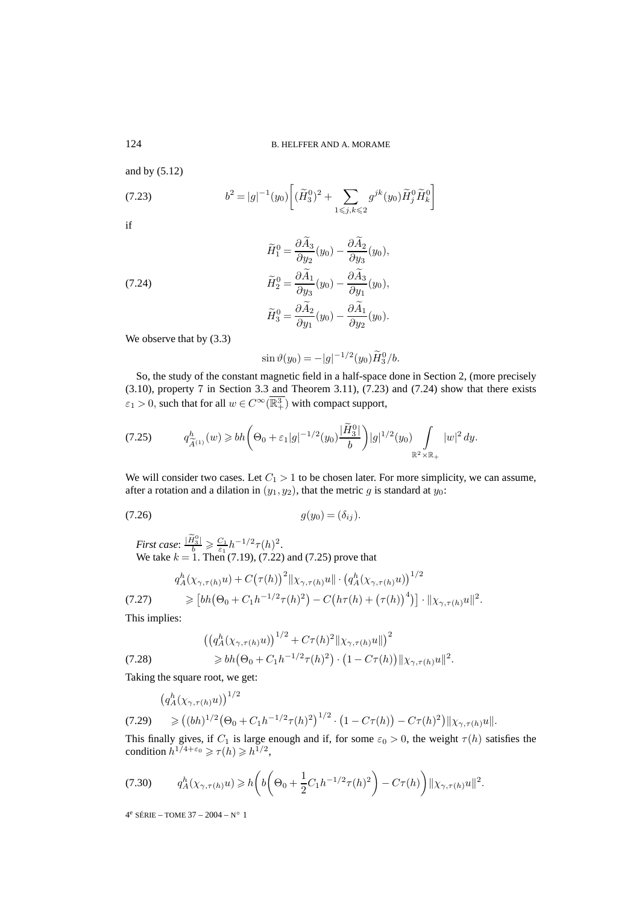and by (5.12)

$$b^2 = |g|^{-1}(y_0)\left[(\widetilde{H}_3^0)^2 + \sum_{1\leqslant j,k\leqslant 2} g^{jk}(y_0)\widetilde{H}_j^0\widetilde{H}_k^0\right] \tag{7.23}$$

if

$$\begin{aligned}
\widetilde{H}_1^0 &= \frac{\partial \widetilde{A}_3}{\partial y_2}(y_0) - \frac{\partial \widetilde{A}_2}{\partial y_3}(y_0),\\
\widetilde{H}_2^0 &= \frac{\partial \widetilde{A}_1}{\partial y_3}(y_0) - \frac{\partial \widetilde{A}_3}{\partial y_1}(y_0),\\
\widetilde{H}_3^0 &= \frac{\partial \widetilde{A}_2}{\partial y_1}(y_0) - \frac{\partial \widetilde{A}_1}{\partial y_2}(y_0).
\end{aligned} \tag{7.24}$$

We observe that by (3.3)

$$\sin\vartheta(y_0) = -|g|^{-1/2}(y_0)\widetilde{H}_3^0/b.$$

So, the study of the constant magnetic field in a half-space done in Section 2, (more precisely (3.10), property 7 in Section 3.3 and Theorem 3.11), (7.23) and (7.24) show that there exists $\varepsilon_1 > 0$, such that for all $w \in C^\infty(\overline{\mathbb{R}^3_+})$ with compact support,

$$q^h_{\widetilde{A}^{(1)}}(w) \geqslant bh\left(\Theta_0 + \varepsilon_1 |g|^{-1/2}(y_0)\frac{|\widetilde{H}_3^0|}{b}\right)|g|^{1/2}(y_0)\int\limits_{\mathbb{R}^2\times\mathbb{R}_+} |w|^2\,dy. \tag{7.25}$$

We will consider two cases. Let $C_1 > 1$ to be chosen later. For more simplicity, we can assume, after a rotation and a dilation in $(y_1, y_2)$, that the metric $g$ is standard at $y_0$:

$$g(y_0) = (\delta_{ij}). \tag{7.26}$$

*First case*: $\frac{|\widetilde{H}_3^0|}{b} \geqslant \frac{C_1}{\varepsilon_1} h^{-1/2}\tau(h)^2$.
We take $k = 1$. Then (7.19), (7.22) and (7.25) prove that

$$\begin{aligned}
&q^h_A(\chi_{\gamma,\tau(h)}u) + C\big(\tau(h)\big)^2\|\chi_{\gamma,\tau(h)}u\|\cdot\big(q^h_A(\chi_{\gamma,\tau(h)}u)\big)^{1/2}\\
&\quad\geqslant \big[bh\big(\Theta_0 + C_1 h^{-1/2}\tau(h)^2\big) - C\big(h\tau(h) + \big(\tau(h)\big)^4\big)\big]\cdot\|\chi_{\gamma,\tau(h)}u\|^2.
\end{aligned} \tag{7.27}$$

This implies:

$$\begin{aligned}
&\big(\big(q^h_A(\chi_{\gamma,\tau(h)}u)\big)^{1/2} + C\tau(h)^2\|\chi_{\gamma,\tau(h)}u\|\big)^2\\
&\quad\geqslant bh\big(\Theta_0 + C_1 h^{-1/2}\tau(h)^2\big)\cdot\big(1 - C\tau(h)\big)\|\chi_{\gamma,\tau(h)}u\|^2.
\end{aligned} \tag{7.28}$$

Taking the square root, we get:

$$\begin{aligned}
&\big(q^h_A(\chi_{\gamma,\tau(h)}u)\big)^{1/2}\\
&\quad\geqslant \big((bh)^{1/2}\big(\Theta_0 + C_1 h^{-1/2}\tau(h)^2\big)^{1/2}\cdot\big(1 - C\tau(h)\big) - C\tau(h)^2\big)\|\chi_{\gamma,\tau(h)}u\|.
\end{aligned} \tag{7.29}$$

This finally gives, if $C_1$ is large enough and if, for some $\varepsilon_0 > 0$, the weight $\tau(h)$ satisfies the condition $h^{1/4+\varepsilon_0} \geqslant \tau(h) \geqslant h^{1/2}$,

$$q^h_A(\chi_{\gamma,\tau(h)}u) \geqslant h\left(b\left(\Theta_0 + \frac{1}{2}C_1 h^{-1/2}\tau(h)^2\right) - C\tau(h)\right)\|\chi_{\gamma,\tau(h)}u\|^2. \tag{7.30}$$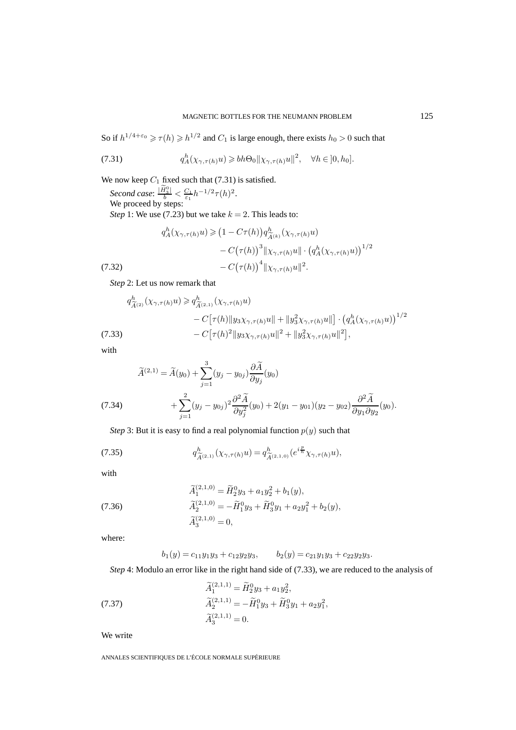So if $h^{1/4+\varepsilon_0} \geqslant \tau(h) \geqslant h^{1/2}$ and $C_1$ is large enough, there exists $h_0 > 0$ such that

$$q_A^h(\chi_{\gamma,\tau(h)}u) \geqslant bh\Theta_0\|\chi_{\gamma,\tau(h)}u\|^2, \quad \forall h \in ]0, h_0]. \tag{7.31}$$

We now keep $C_1$ fixed such that (7.31) is satisfied.

*Second case*: $\frac{|\widetilde{H}_3^0|}{b} < \frac{C_1}{\varepsilon_1} h^{-1/2}\tau(h)^2$.

We proceed by steps:

*Step* 1: We use (7.23) but we take $k = 2$. This leads to:

$$\begin{aligned} q_A^h(\chi_{\gamma,\tau(h)}u) \geqslant{}& \big(1 - C\tau(h)\big) q^h_{\widetilde{A}^{(k)}}(\chi_{\gamma,\tau(h)}u) \\ &- C\big(\tau(h)\big)^3 \|\chi_{\gamma,\tau(h)}u\| \cdot \big(q_A^h(\chi_{\gamma,\tau(h)}u)\big)^{1/2} \\ &- C\big(\tau(h)\big)^4 \|\chi_{\gamma,\tau(h)}u\|^2. \end{aligned} \tag{7.32}$$

*Step* 2: Let us now remark that

$$\begin{aligned} q^h_{\widetilde{A}^{(2)}}(\chi_{\gamma,\tau(h)}u) \geqslant{}& q^h_{\widetilde{A}^{(2,1)}}(\chi_{\gamma,\tau(h)}u) \\ &- C\big[\tau(h)\|y_3\chi_{\gamma,\tau(h)}u\| + \|y_3^2\chi_{\gamma,\tau(h)}u\|\big] \cdot \big(q_A^h(\chi_{\gamma,\tau(h)}u)\big)^{1/2} \\ &- C\big[\tau(h)^2\|y_3\chi_{\gamma,\tau(h)}u\|^2 + \|y_3^2\chi_{\gamma,\tau(h)}u\|^2\big], \end{aligned} \tag{7.33}$$

with

$$\begin{aligned} \widetilde{A}^{(2,1)} ={}& \widetilde{A}(y_0) + \sum_{j=1}^{3}(y_j - y_{0j})\frac{\partial \widetilde{A}}{\partial y_j}(y_0) \\ &+ \sum_{j=1}^{2}(y_j - y_{0j})^2 \frac{\partial^2 \widetilde{A}}{\partial y_j^2}(y_0) + 2(y_1 - y_{01})(y_2 - y_{02})\frac{\partial^2 \widetilde{A}}{\partial y_1 \partial y_2}(y_0). \end{aligned} \tag{7.34}$$

*Step* 3: But it is easy to find a real polynomial function $p(y)$ such that

$$q^h_{\widetilde{A}^{(2,1)}}(\chi_{\gamma,\tau(h)}u) = q^h_{\widetilde{A}^{(2,1,0)}}(e^{i\frac{p}{h}}\chi_{\gamma,\tau(h)}u), \tag{7.35}$$

with

$$\begin{aligned} \widetilde{A}_1^{(2,1,0)} &= \widetilde{H}_2^0 y_3 + a_1 y_2^2 + b_1(y), \\ \widetilde{A}_2^{(2,1,0)} &= -\widetilde{H}_1^0 y_3 + \widetilde{H}_3^0 y_1 + a_2 y_1^2 + b_2(y), \\ \widetilde{A}_3^{(2,1,0)} &= 0, \end{aligned} \tag{7.36}$$

where:

$$b_1(y) = c_{11}y_1y_3 + c_{12}y_2y_3, \qquad b_2(y) = c_{21}y_1y_3 + c_{22}y_2y_3.$$

*Step* 4: Modulo an error like in the right hand side of (7.33), we are reduced to the analysis of

$$\begin{aligned} \widetilde{A}_1^{(2,1,1)} &= \widetilde{H}_2^0 y_3 + a_1 y_2^2, \\ \widetilde{A}_2^{(2,1,1)} &= -\widetilde{H}_1^0 y_3 + \widetilde{H}_3^0 y_1 + a_2 y_1^2, \\ \widetilde{A}_3^{(2,1,1)} &= 0. \end{aligned} \tag{7.37}$$

We write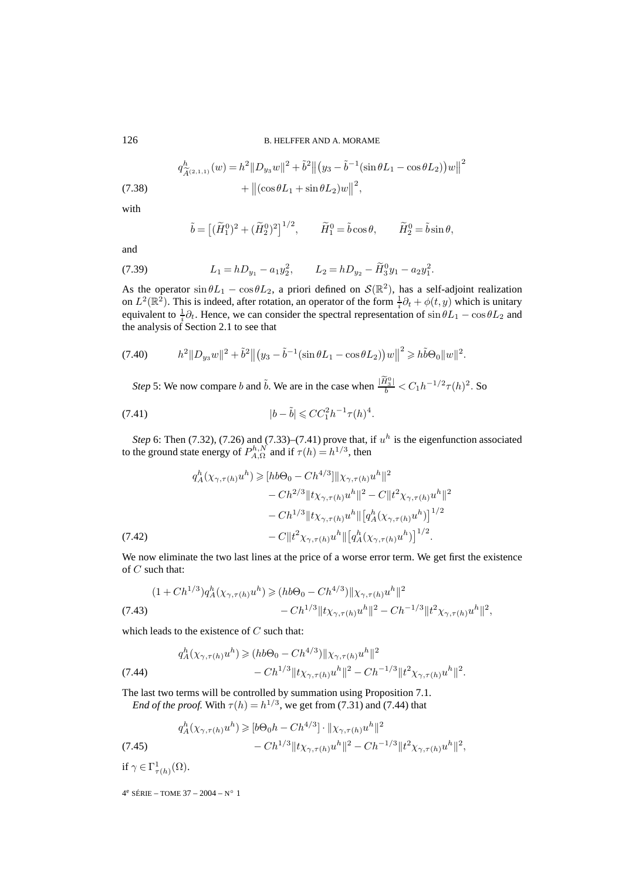$$
\begin{aligned}
q^h_{\tilde{A}^{(2,1,1)}}(w) = {} & h^2\|D_{y_3}w\|^2 + \tilde{b}^2\big\|\big(y_3 - \tilde{b}^{-1}(\sin\theta L_1 - \cos\theta L_2)\big)w\big\|^2 \\
& + \big\|(\cos\theta L_1 + \sin\theta L_2)w\big\|^2,
\end{aligned}
\tag{7.38}
$$

with

$$
\tilde{b} = \big[(\widetilde{H}^0_1)^2 + (\widetilde{H}^0_2)^2\big]^{1/2}, \qquad \widetilde{H}^0_1 = \tilde{b}\cos\theta, \qquad \widetilde{H}^0_2 = \tilde{b}\sin\theta,
$$

and

$$
L_1 = hD_{y_1} - a_1 y_2^2, \qquad L_2 = hD_{y_2} - \widetilde{H}^0_3 y_1 - a_2 y_1^2.
\tag{7.39}
$$

As the operator $\sin\theta L_1 - \cos\theta L_2$, a priori defined on $\mathcal{S}(\mathbb{R}^2)$, has a self-adjoint realization on $L^2(\mathbb{R}^2)$. This is indeed, after rotation, an operator of the form $\frac{1}{i}\partial_t + \phi(t,y)$ which is unitary equivalent to $\frac{1}{i}\partial_t$. Hence, we can consider the spectral representation of $\sin\theta L_1 - \cos\theta L_2$ and the analysis of Section 2.1 to see that

$$
h^2\|D_{y_3}w\|^2 + \tilde{b}^2\big\|\big(y_3 - \tilde{b}^{-1}(\sin\theta L_1 - \cos\theta L_2)\big)w\big\|^2 \geqslant h\tilde{b}\Theta_0\|w\|^2.
\tag{7.40}
$$

*Step* 5: We now compare $b$ and $\tilde{b}$. We are in the case when $\frac{|\widetilde{H}^0_3|}{b} < C_1 h^{-1/2}\tau(h)^2$. So

$$
|b - \tilde{b}| \leqslant CC_1^2 h^{-1}\tau(h)^4.
\tag{7.41}
$$

*Step* 6: Then (7.32), (7.26) and (7.33)–(7.41) prove that, if $u^h$ is the eigenfunction associated to the ground state energy of $P^{h,N}_{A,\Omega}$ and if $\tau(h) = h^{1/3}$, then

$$
\begin{aligned}
q^h_A(\chi_{\gamma,\tau(h)}u^h) \geqslant {} & [hb\Theta_0 - Ch^{4/3}]\|\chi_{\gamma,\tau(h)}u^h\|^2 \\
& - Ch^{2/3}\|t\chi_{\gamma,\tau(h)}u^h\|^2 - C\|t^2\chi_{\gamma,\tau(h)}u^h\|^2 \\
& - Ch^{1/3}\|t\chi_{\gamma,\tau(h)}u^h\|\big[q^h_A(\chi_{\gamma,\tau(h)}u^h)\big]^{1/2} \\
& - C\|t^2\chi_{\gamma,\tau(h)}u^h\|\big[q^h_A(\chi_{\gamma,\tau(h)}u^h)\big]^{1/2}.
\end{aligned}
\tag{7.42}
$$

We now eliminate the two last lines at the price of a worse error term. We get first the existence of $C$ such that:

$$
\begin{aligned}
(1 + Ch^{1/3})q^h_A(\chi_{\gamma,\tau(h)}u^h) \geqslant {} & (hb\Theta_0 - Ch^{4/3})\|\chi_{\gamma,\tau(h)}u^h\|^2 \\
& - Ch^{1/3}\|t\chi_{\gamma,\tau(h)}u^h\|^2 - Ch^{-1/3}\|t^2\chi_{\gamma,\tau(h)}u^h\|^2,
\end{aligned}
\tag{7.43}
$$

which leads to the existence of $C$ such that:

$$
\begin{aligned}
q^h_A(\chi_{\gamma,\tau(h)}u^h) \geqslant {} & (hb\Theta_0 - Ch^{4/3})\|\chi_{\gamma,\tau(h)}u^h\|^2 \\
& - Ch^{1/3}\|t\chi_{\gamma,\tau(h)}u^h\|^2 - Ch^{-1/3}\|t^2\chi_{\gamma,\tau(h)}u^h\|^2.
\end{aligned}
\tag{7.44}
$$

The last two terms will be controlled by summation using Proposition 7.1.

*End of the proof.* With $\tau(h) = h^{1/3}$, we get from (7.31) and (7.44) that

$$
\begin{aligned}
q^h_A(\chi_{\gamma,\tau(h)}u^h) \geqslant {} & [b\Theta_0 h - Ch^{4/3}] \cdot \|\chi_{\gamma,\tau(h)}u^h\|^2 \\
& - Ch^{1/3}\|t\chi_{\gamma,\tau(h)}u^h\|^2 - Ch^{-1/3}\|t^2\chi_{\gamma,\tau(h)}u^h\|^2,
\end{aligned}
\tag{7.45}
$$

if $\gamma \in \Gamma^1_{\tau(h)}(\Omega)$.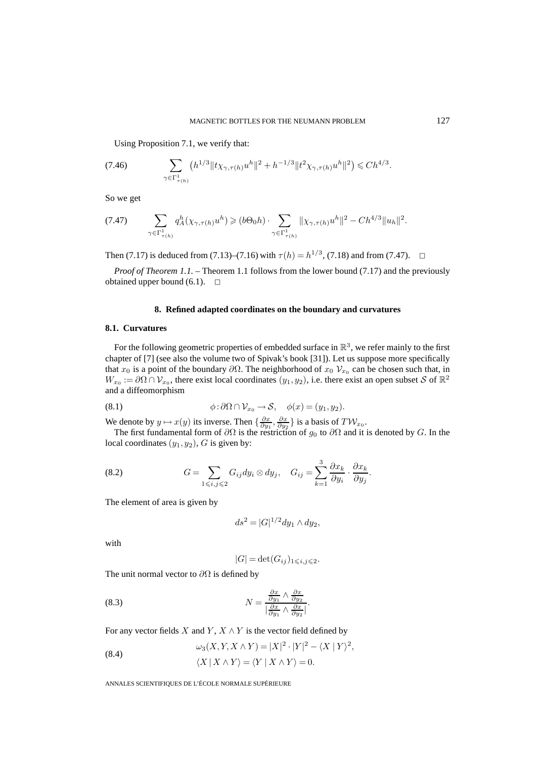Using Proposition 7.1, we verify that:

$$\sum_{\gamma\in\Gamma^1_{\tau(h)}} \left(h^{1/3}\|t\chi_{\gamma,\tau(h)}u^h\|^2 + h^{-1/3}\|t^2\chi_{\gamma,\tau(h)}u^h\|^2\right) \leqslant Ch^{4/3}. \tag{7.46}$$

So we get

$$\sum_{\gamma\in\Gamma^1_{\tau(h)}} q^h_A(\chi_{\gamma,\tau(h)}u^h) \geqslant (b\Theta_0 h)\cdot \sum_{\gamma\in\Gamma^1_{\tau(h)}} \|\chi_{\gamma,\tau(h)}u^h\|^2 - Ch^{4/3}\|u_h\|^2. \tag{7.47}$$

Then (7.17) is deduced from (7.13)–(7.16) with $\tau(h) = h^{1/3}$, (7.18) and from (7.47). □

*Proof of Theorem 1.1*. – Theorem 1.1 follows from the lower bound (7.17) and the previously obtained upper bound (6.1). □

## 8. Refined adapted coordinates on the boundary and curvatures

### 8.1. Curvatures

For the following geometric properties of embedded surface in $\mathbb{R}^3$, we refer mainly to the first chapter of [7] (see also the volume two of Spivak's book [31]). Let us suppose more specifically that $x_0$ is a point of the boundary $\partial\Omega$. The neighborhood of $x_0$ $\mathcal{V}_{x_0}$ can be chosen such that, in $W_{x_0} := \partial\Omega\cap\mathcal{V}_{x_0}$, there exist local coordinates $(y_1,y_2)$, i.e. there exist an open subset $\mathcal{S}$ of $\mathbb{R}^2$ and a diffeomorphism

$$\phi : \partial\Omega\cap\mathcal{V}_{x_0} \to \mathcal{S}, \quad \phi(x) = (y_1,y_2). \tag{8.1}$$

We denote by $y\mapsto x(y)$ its inverse. Then $\{\frac{\partial x}{\partial y_1}, \frac{\partial x}{\partial y_2}\}$ is a basis of $T\mathcal{W}_{x_0}$.

The first fundamental form of $\partial\Omega$ is the restriction of $g_0$ to $\partial\Omega$ and it is denoted by $G$. In the local coordinates $(y_1,y_2)$, $G$ is given by:

$$G = \sum_{1\leqslant i,j\leqslant 2} G_{ij}\, dy_i\otimes dy_j, \quad G_{ij} = \sum_{k=1}^{3} \frac{\partial x_k}{\partial y_i}\cdot\frac{\partial x_k}{\partial y_j}. \tag{8.2}$$

The element of area is given by

$$ds^2 = |G|^{1/2} dy_1\wedge dy_2,$$

with

$$|G| = \det(G_{ij})_{1\leqslant i,j\leqslant 2}.$$

The unit normal vector to $\partial\Omega$ is defined by

$$N = \frac{\frac{\partial x}{\partial y_1}\wedge\frac{\partial x}{\partial y_2}}{|\frac{\partial x}{\partial y_1}\wedge\frac{\partial x}{\partial y_2}|}. \tag{8.3}$$

For any vector fields $X$ and $Y$, $X\wedge Y$ is the vector field defined by

$$\begin{aligned} &\omega_3(X,Y,X\wedge Y) = |X|^2\cdot|Y|^2 - \langle X\mid Y\rangle^2,\\ &\langle X\mid X\wedge Y\rangle = \langle Y\mid X\wedge Y\rangle = 0. \end{aligned} \tag{8.4}$$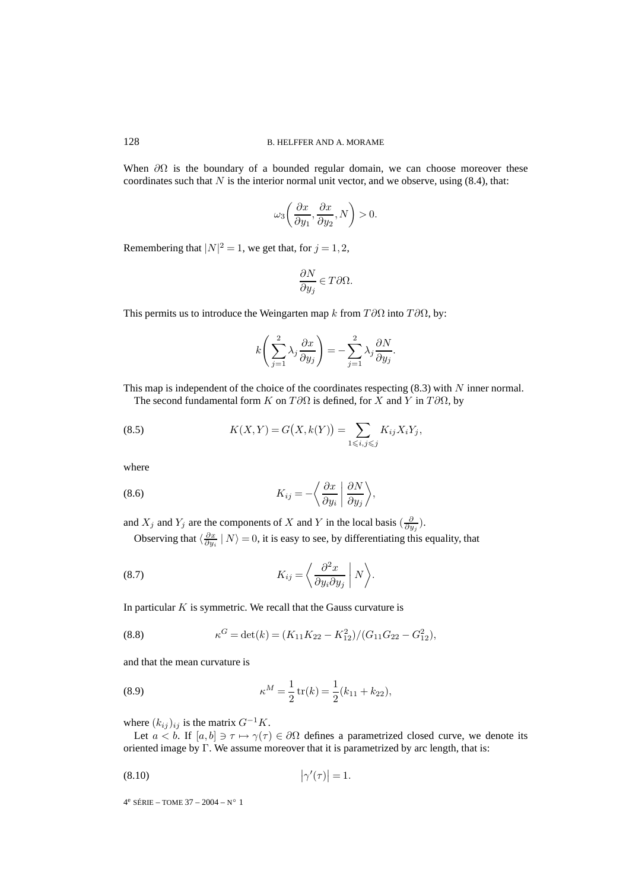When $\partial\Omega$ is the boundary of a bounded regular domain, we can choose moreover these coordinates such that $N$ is the interior normal unit vector, and we observe, using (8.4), that:

$$\omega_3\left(\frac{\partial x}{\partial y_1}, \frac{\partial x}{\partial y_2}, N\right) > 0.$$

Remembering that $|N|^2 = 1$, we get that, for $j = 1, 2$,

$$\frac{\partial N}{\partial y_j} \in T\partial\Omega.$$

This permits us to introduce the Weingarten map $k$ from $T\partial\Omega$ into $T\partial\Omega$, by:

$$k\left(\sum_{j=1}^{2} \lambda_j \frac{\partial x}{\partial y_j}\right) = -\sum_{j=1}^{2} \lambda_j \frac{\partial N}{\partial y_j}.$$

This map is independent of the choice of the coordinates respecting (8.3) with $N$ inner normal.

The second fundamental form $K$ on $T\partial\Omega$ is defined, for $X$ and $Y$ in $T\partial\Omega$, by

$$K(X,Y) = G\big(X, k(Y)\big) = \sum_{1 \leqslant i,j \leqslant j} K_{ij} X_i Y_j, \tag{8.5}$$

where

$$K_{ij} = -\left\langle \frac{\partial x}{\partial y_i} \,\middle|\, \frac{\partial N}{\partial y_j} \right\rangle, \tag{8.6}$$

and $X_j$ and $Y_j$ are the components of $X$ and $Y$ in the local basis $(\frac{\partial}{\partial y_j})$.

Observing that $\langle \frac{\partial x}{\partial y_i} \mid N \rangle = 0$, it is easy to see, by differentiating this equality, that

$$K_{ij} = \left\langle \frac{\partial^2 x}{\partial y_i \partial y_j} \,\middle|\, N \right\rangle. \tag{8.7}$$

In particular $K$ is symmetric. We recall that the Gauss curvature is

$$\kappa^G = \det(k) = (K_{11}K_{22} - K_{12}^2)/(G_{11}G_{22} - G_{12}^2), \tag{8.8}$$

and that the mean curvature is

$$\kappa^M = \frac{1}{2}\operatorname{tr}(k) = \frac{1}{2}(k_{11} + k_{22}), \tag{8.9}$$

where $(k_{ij})_{ij}$ is the matrix $G^{-1}K$.

Let $a < b$. If $[a,b] \ni \tau \mapsto \gamma(\tau) \in \partial\Omega$ defines a parametrized closed curve, we denote its oriented image by $\Gamma$. We assume moreover that it is parametrized by arc length, that is:

$$\left|\gamma'(\tau)\right| = 1. \tag{8.10}$$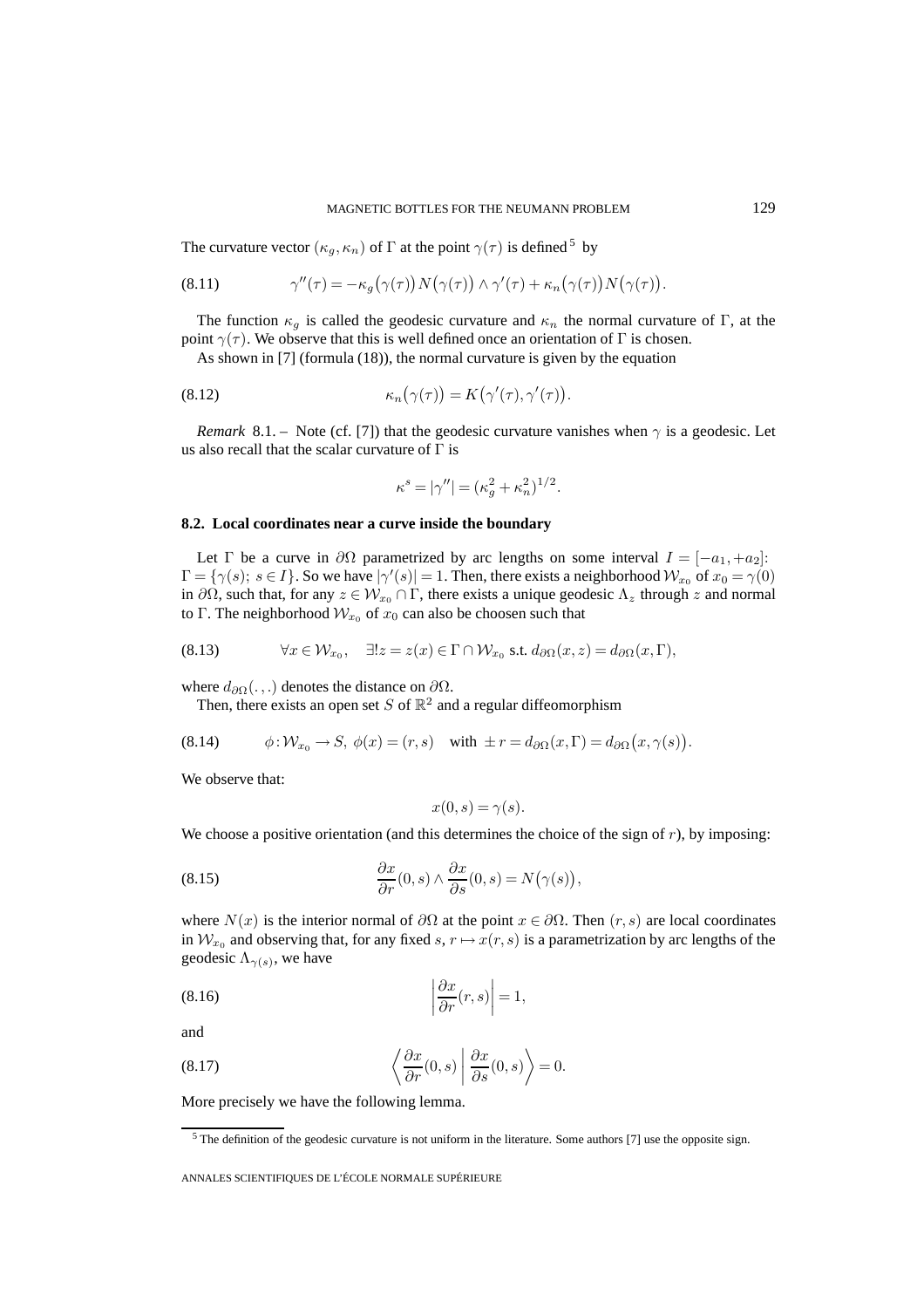The curvature vector $(\kappa_g, \kappa_n)$ of $\Gamma$ at the point $\gamma(\tau)$ is defined [5] by

$$\gamma''(\tau) = -\kappa_g\big(\gamma(\tau)\big) N\big(\gamma(\tau)\big) \wedge \gamma'(\tau) + \kappa_n\big(\gamma(\tau)\big) N\big(\gamma(\tau)\big). \tag{8.11}$$

The function $\kappa_g$ is called the geodesic curvature and $\kappa_n$ the normal curvature of $\Gamma$, at the point $\gamma(\tau)$. We observe that this is well defined once an orientation of $\Gamma$ is chosen.

As shown in [7] (formula (18)), the normal curvature is given by the equation

$$\kappa_n\big(\gamma(\tau)\big) = K\big(\gamma'(\tau), \gamma'(\tau)\big). \tag{8.12}$$

*Remark* 8.1. – Note (cf. [7]) that the geodesic curvature vanishes when $\gamma$ is a geodesic. Let us also recall that the scalar curvature of $\Gamma$ is

$$\kappa^s = |\gamma''| = (\kappa_g^2 + \kappa_n^2)^{1/2}.$$

### 8.2. Local coordinates near a curve inside the boundary

Let $\Gamma$ be a curve in $\partial\Omega$ parametrized by arc lengths on some interval $I = [-a_1, +a_2]$: $\Gamma = \{\gamma(s);\ s \in I\}$. So we have $|\gamma'(s)| = 1$. Then, there exists a neighborhood $\mathcal{W}_{x_0}$ of $x_0 = \gamma(0)$ in $\partial\Omega$, such that, for any $z \in \mathcal{W}_{x_0} \cap \Gamma$, there exists a unique geodesic $\Lambda_z$ through $z$ and normal to $\Gamma$. The neighborhood $\mathcal{W}_{x_0}$ of $x_0$ can also be choosen such that

$$\forall x \in \mathcal{W}_{x_0}, \quad \exists! z = z(x) \in \Gamma \cap \mathcal{W}_{x_0} \text{ s.t. } d_{\partial\Omega}(x, z) = d_{\partial\Omega}(x, \Gamma), \tag{8.13}$$

where $d_{\partial\Omega}(.,.)$ denotes the distance on $\partial\Omega$.

Then, there exists an open set $S$ of $\mathbb{R}^2$ and a regular diffeomorphism

$$\phi : \mathcal{W}_{x_0} \to S,\ \phi(x) = (r, s) \quad \text{with } \pm r = d_{\partial\Omega}(x, \Gamma) = d_{\partial\Omega}\big(x, \gamma(s)\big). \tag{8.14}$$

We observe that:

$$x(0, s) = \gamma(s).$$

We choose a positive orientation (and this determines the choice of the sign of $r$), by imposing:

$$\frac{\partial x}{\partial r}(0, s) \wedge \frac{\partial x}{\partial s}(0, s) = N\big(\gamma(s)\big), \tag{8.15}$$

where $N(x)$ is the interior normal of $\partial\Omega$ at the point $x \in \partial\Omega$. Then $(r, s)$ are local coordinates in $\mathcal{W}_{x_0}$ and observing that, for any fixed $s$, $r \mapsto x(r, s)$ is a parametrization by arc lengths of the geodesic $\Lambda_{\gamma(s)}$, we have

$$\left| \frac{\partial x}{\partial r}(r, s) \right| = 1, \tag{8.16}$$

and

$$\left\langle \frac{\partial x}{\partial r}(0, s) \,\middle|\, \frac{\partial x}{\partial s}(0, s) \right\rangle = 0. \tag{8.17}$$

More precisely we have the following lemma.

[5] The definition of the geodesic curvature is not uniform in the literature. Some authors [7] use the opposite sign.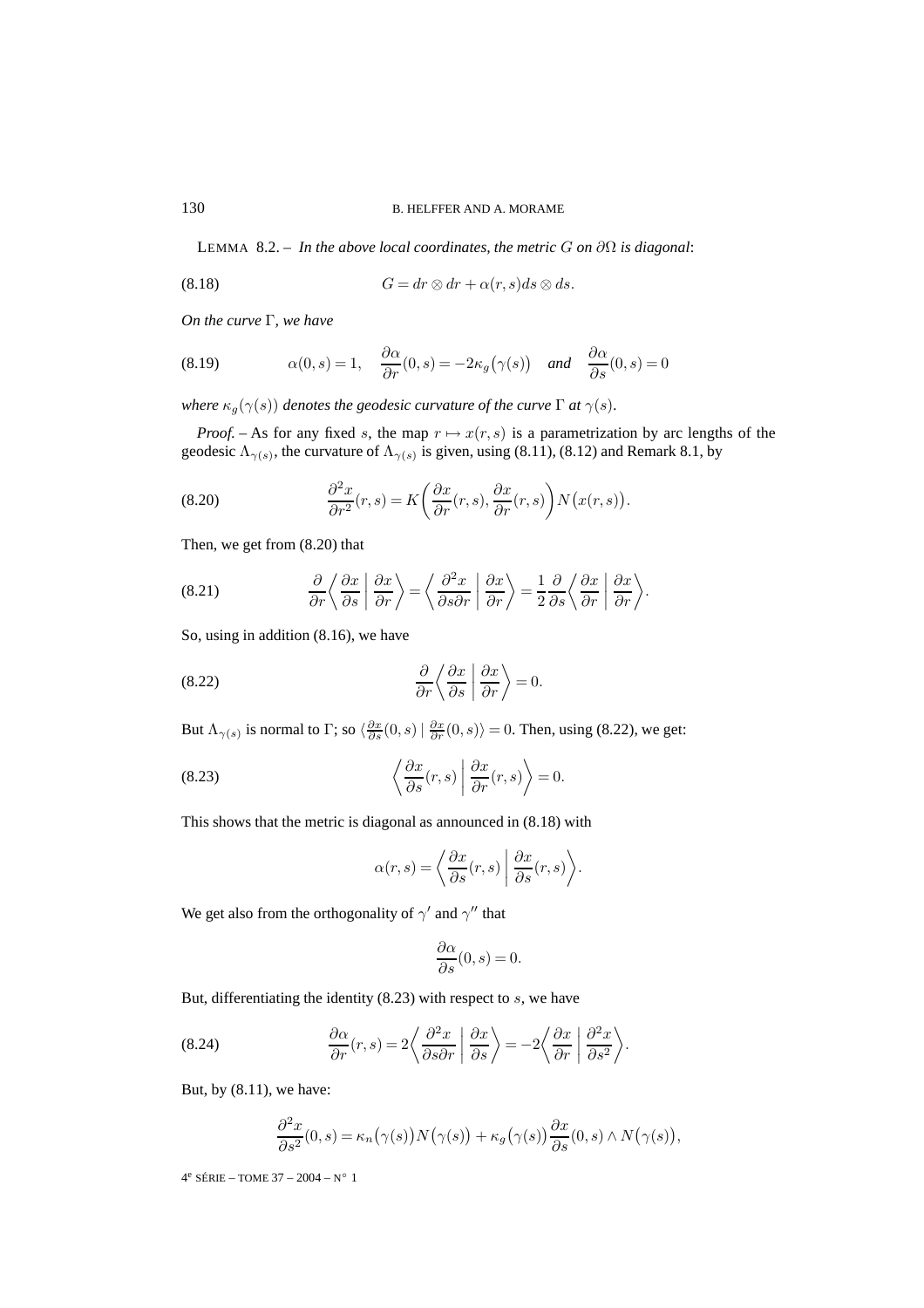LEMMA 8.2. – *In the above local coordinates, the metric $G$ on $\partial\Omega$ is diagonal*:

$$G = dr \otimes dr + \alpha(r,s) ds \otimes ds. \tag{8.18}$$

*On the curve $\Gamma$, we have*

$$\alpha(0,s) = 1, \quad \frac{\partial \alpha}{\partial r}(0,s) = -2\kappa_g\big(\gamma(s)\big) \quad \textit{and} \quad \frac{\partial \alpha}{\partial s}(0,s) = 0 \tag{8.19}$$

*where $\kappa_g(\gamma(s))$ denotes the geodesic curvature of the curve $\Gamma$ at $\gamma(s)$.*

*Proof.* – As for any fixed $s$, the map $r \mapsto x(r,s)$ is a parametrization by arc lengths of the geodesic $\Lambda_{\gamma(s)}$, the curvature of $\Lambda_{\gamma(s)}$ is given, using (8.11), (8.12) and Remark 8.1, by

$$\frac{\partial^2 x}{\partial r^2}(r,s) = K\left(\frac{\partial x}{\partial r}(r,s), \frac{\partial x}{\partial r}(r,s)\right) N\big(x(r,s)\big). \tag{8.20}$$

Then, we get from (8.20) that

$$\frac{\partial}{\partial r}\left\langle \frac{\partial x}{\partial s} \,\middle|\, \frac{\partial x}{\partial r}\right\rangle = \left\langle \frac{\partial^2 x}{\partial s \partial r} \,\middle|\, \frac{\partial x}{\partial r}\right\rangle = \frac{1}{2}\frac{\partial}{\partial s}\left\langle \frac{\partial x}{\partial r} \,\middle|\, \frac{\partial x}{\partial r}\right\rangle. \tag{8.21}$$

So, using in addition (8.16), we have

$$\frac{\partial}{\partial r}\left\langle \frac{\partial x}{\partial s} \,\middle|\, \frac{\partial x}{\partial r}\right\rangle = 0. \tag{8.22}$$

But $\Lambda_{\gamma(s)}$ is normal to $\Gamma$; so $\langle \frac{\partial x}{\partial s}(0,s) \mid \frac{\partial x}{\partial r}(0,s)\rangle = 0$. Then, using (8.22), we get:

$$\left\langle \frac{\partial x}{\partial s}(r,s) \,\middle|\, \frac{\partial x}{\partial r}(r,s)\right\rangle = 0. \tag{8.23}$$

This shows that the metric is diagonal as announced in (8.18) with

$$\alpha(r,s) = \left\langle \frac{\partial x}{\partial s}(r,s) \,\middle|\, \frac{\partial x}{\partial s}(r,s)\right\rangle.$$

We get also from the orthogonality of $\gamma'$ and $\gamma''$ that

$$\frac{\partial \alpha}{\partial s}(0,s) = 0.$$

But, differentiating the identity (8.23) with respect to $s$, we have

$$\frac{\partial \alpha}{\partial r}(r,s) = 2\left\langle \frac{\partial^2 x}{\partial s \partial r} \,\middle|\, \frac{\partial x}{\partial s}\right\rangle = -2\left\langle \frac{\partial x}{\partial r} \,\middle|\, \frac{\partial^2 x}{\partial s^2}\right\rangle. \tag{8.24}$$

But, by (8.11), we have:

$$\frac{\partial^2 x}{\partial s^2}(0,s) = \kappa_n\big(\gamma(s)\big) N\big(\gamma(s)\big) + \kappa_g\big(\gamma(s)\big)\frac{\partial x}{\partial s}(0,s) \wedge N\big(\gamma(s)\big),$$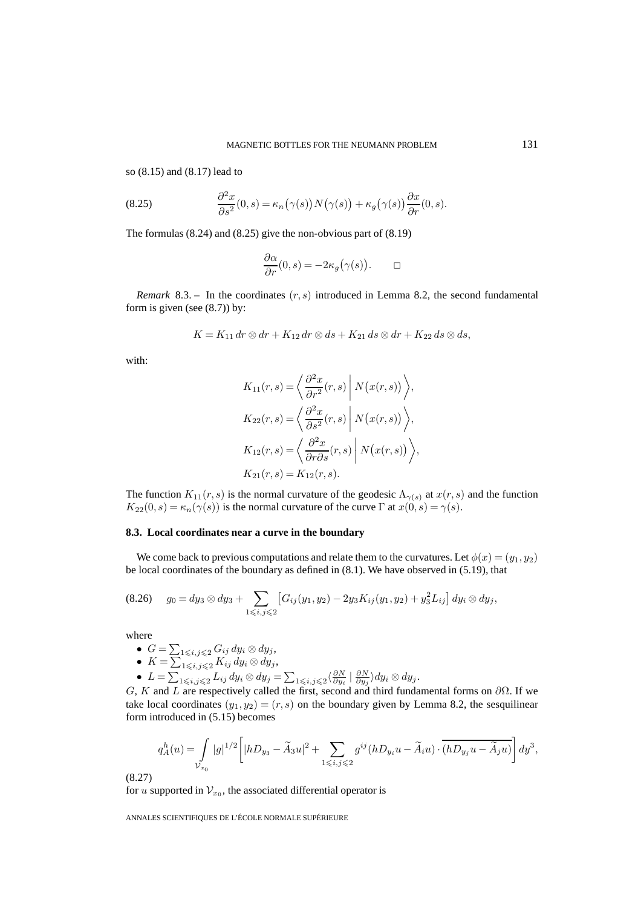so (8.15) and (8.17) lead to

$$\frac{\partial^2 x}{\partial s^2}(0,s) = \kappa_n\big(\gamma(s)\big) N\big(\gamma(s)\big) + \kappa_g\big(\gamma(s)\big)\frac{\partial x}{\partial r}(0,s). \tag{8.25}$$

The formulas (8.24) and (8.25) give the non-obvious part of (8.19)

$$\frac{\partial \alpha}{\partial r}(0,s) = -2\kappa_g\big(\gamma(s)\big). \qquad \square$$

*Remark* 8.3. – In the coordinates $(r,s)$ introduced in Lemma 8.2, the second fundamental form is given (see (8.7)) by:

$$K = K_{11}\, dr\otimes dr + K_{12}\, dr \otimes ds + K_{21}\, ds\otimes dr + K_{22}\, ds\otimes ds,$$

with:

$$\begin{aligned}
K_{11}(r,s) &= \left\langle \frac{\partial^2 x}{\partial r^2}(r,s) \,\middle|\, N\big(x(r,s)\big)\right\rangle,\\
K_{22}(r,s) &= \left\langle \frac{\partial^2 x}{\partial s^2}(r,s) \,\middle|\, N\big(x(r,s)\big)\right\rangle,\\
K_{12}(r,s) &= \left\langle \frac{\partial^2 x}{\partial r\partial s}(r,s) \,\middle|\, N\big(x(r,s)\big)\right\rangle,\\
K_{21}(r,s) &= K_{12}(r,s).
\end{aligned}$$

The function $K_{11}(r,s)$ is the normal curvature of the geodesic $\Lambda_{\gamma(s)}$ at $x(r,s)$ and the function $K_{22}(0,s) = \kappa_n(\gamma(s))$ is the normal curvature of the curve $\Gamma$ at $x(0,s) = \gamma(s)$.

### 8.3. Local coordinates near a curve in the boundary

We come back to previous computations and relate them to the curvatures. Let $\phi(x) = (y_1,y_2)$ be local coordinates of the boundary as defined in (8.1). We have observed in (5.19), that

$$g_0 = dy_3\otimes dy_3 + \sum_{1\leqslant i,j\leqslant 2}\big[G_{ij}(y_1,y_2) - 2y_3 K_{ij}(y_1,y_2) + y_3^2 L_{ij}\big]\, dy_i\otimes dy_j, \tag{8.26}$$

where

- $G = \sum_{1\leqslant i,j\leqslant 2} G_{ij}\, dy_i\otimes dy_j$,
- $K = \sum_{1\leqslant i,j\leqslant 2} K_{ij}\, dy_i\otimes dy_j$,
- $L = \sum_{1\leqslant i,j\leqslant 2} L_{ij}\, dy_i\otimes dy_j = \sum_{1\leqslant i,j\leqslant 2} \langle \frac{\partial N}{\partial y_i} \mid \frac{\partial N}{\partial y_j}\rangle dy_i\otimes dy_j$.

$G$, $K$ and $L$ are respectively called the first, second and third fundamental forms on $\partial\Omega$. If we take local coordinates $(y_1,y_2) = (r,s)$ on the boundary given by Lemma 8.2, the sesquilinear form introduced in (5.15) becomes

$$q_A^h(u) = \int_{\mathcal{V}_{x_0}} |g|^{1/2}\Bigg[|hD_{y_3} - \widetilde{A}_3 u|^2 + \sum_{1\leqslant i,j\leqslant 2} g^{ij}(hD_{y_i}u - \widetilde{A}_i u)\cdot\overline{(hD_{y_j}u - \widetilde{A}_j u)}\Bigg]\, dy^3, \tag{8.27}$$

for $u$ supported in $\mathcal{V}_{x_0}$, the associated differential operator is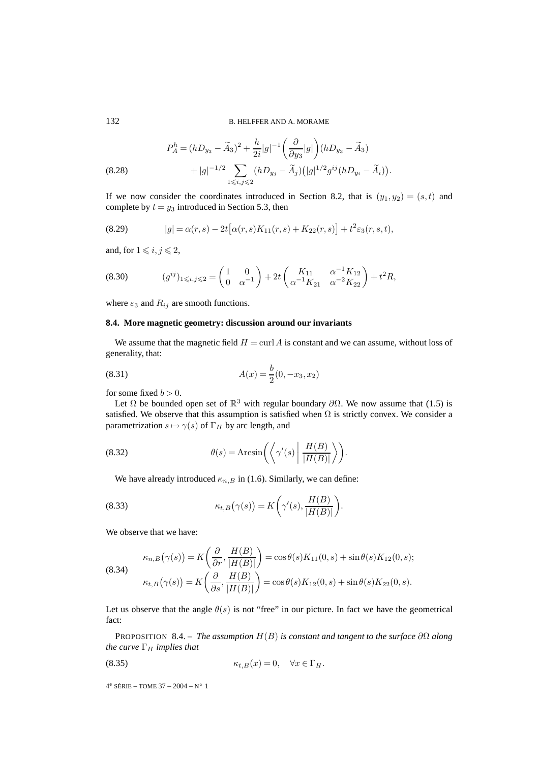$$
\begin{aligned}
P_A^h &= (hD_{y_3} - \widetilde{A}_3)^2 + \frac{h}{2i}|g|^{-1}\left(\frac{\partial}{\partial y_3}|g|\right)(hD_{y_3} - \widetilde{A}_3) \\
&\quad + |g|^{-1/2} \sum_{1 \leqslant i,j \leqslant 2} (hD_{y_j} - \widetilde{A}_j)\big(|g|^{1/2} g^{ij}(hD_{y_i} - \widetilde{A}_i)\big).
\end{aligned}
\tag{8.28}
$$

If we now consider the coordinates introduced in Section 8.2, that is $(y_1, y_2) = (s, t)$ and complete by $t = y_3$ introduced in Section 5.3, then

$$
|g| = \alpha(r,s) - 2t\big[\alpha(r,s)K_{11}(r,s) + K_{22}(r,s)\big] + t^2 \varepsilon_3(r,s,t),
\tag{8.29}
$$

and, for $1 \leqslant i, j \leqslant 2$,

$$
(g^{ij})_{1 \leqslant i,j \leqslant 2} = \begin{pmatrix} 1 & 0 \\ 0 & \alpha^{-1} \end{pmatrix} + 2t \begin{pmatrix} K_{11} & \alpha^{-1}K_{12} \\ \alpha^{-1}K_{21} & \alpha^{-2}K_{22} \end{pmatrix} + t^2 R,
\tag{8.30}
$$

where $\varepsilon_3$ and $R_{ij}$ are smooth functions.

### 8.4. More magnetic geometry: discussion around our invariants

We assume that the magnetic field $H = \operatorname{curl} A$ is constant and we can assume, without loss of generality, that:

$$
A(x) = \frac{b}{2}(0, -x_3, x_2)
\tag{8.31}
$$

for some fixed $b > 0$.

Let $\Omega$ be bounded open set of $\mathbb{R}^3$ with regular boundary $\partial\Omega$. We now assume that (1.5) is satisfied. We observe that this assumption is satisfied when $\Omega$ is strictly convex. We consider a parametrization $s \mapsto \gamma(s)$ of $\Gamma_H$ by arc length, and

$$
\theta(s) = \operatorname{Arcsin}\left(\left\langle \gamma'(s) \;\middle|\; \frac{H(B)}{|H(B)|} \right\rangle\right).
\tag{8.32}
$$

We have already introduced $\kappa_{n,B}$ in (1.6). Similarly, we can define:

$$
\kappa_{t,B}\big(\gamma(s)\big) = K\left(\gamma'(s), \frac{H(B)}{|H(B)|}\right).
\tag{8.33}
$$

We observe that we have:

$$
\begin{aligned}
\kappa_{n,B}\big(\gamma(s)\big) &= K\left(\frac{\partial}{\partial r}, \frac{H(B)}{|H(B)|}\right) = \cos\theta(s) K_{11}(0,s) + \sin\theta(s) K_{12}(0,s); \\
\kappa_{t,B}\big(\gamma(s)\big) &= K\left(\frac{\partial}{\partial s}, \frac{H(B)}{|H(B)|}\right) = \cos\theta(s) K_{12}(0,s) + \sin\theta(s) K_{22}(0,s).
\end{aligned}
\tag{8.34}
$$

Let us observe that the angle $\theta(s)$ is not "free" in our picture. In fact we have the geometrical fact:

PROPOSITION 8.4. – *The assumption $H(B)$ is constant and tangent to the surface $\partial\Omega$ along the curve $\Gamma_H$ implies that*

$$
\kappa_{t,B}(x) = 0, \quad \forall x \in \Gamma_H.
\tag{8.35}
$$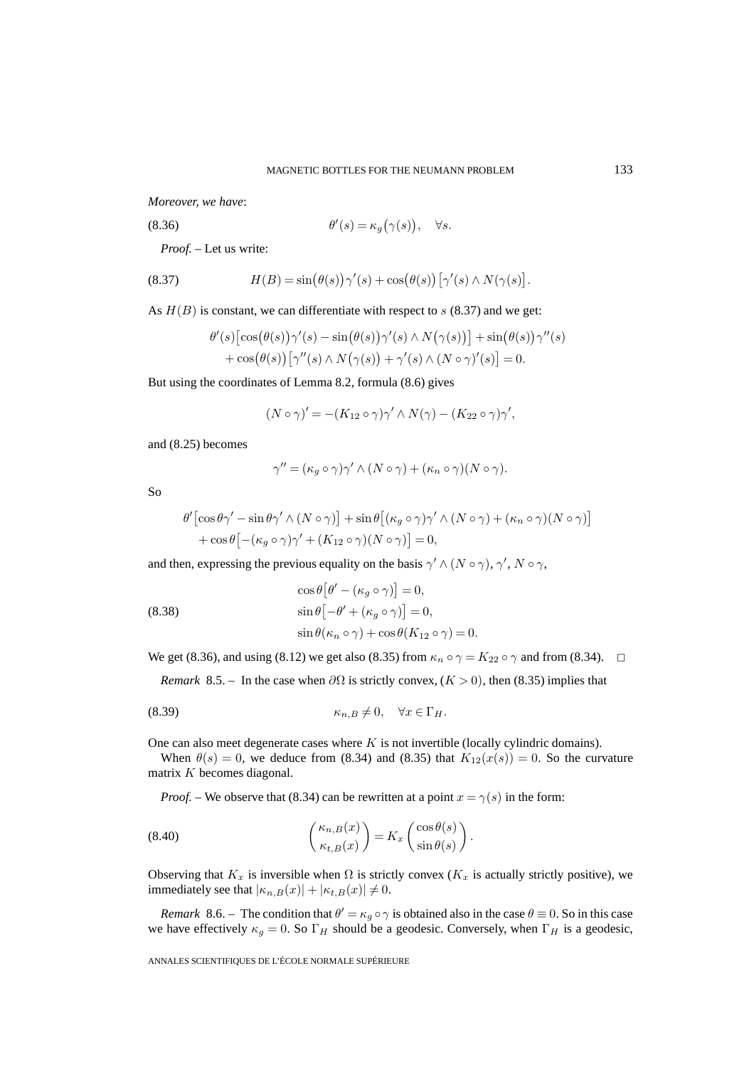*Moreover, we have*:

$$\theta'(s) = \kappa_g\big(\gamma(s)\big), \quad \forall s. \tag{8.36}$$

*Proof.* – Let us write:

$$H(B) = \sin\big(\theta(s)\big)\gamma'(s) + \cos\big(\theta(s)\big)\left[\gamma'(s) \wedge N\big(\gamma(s)\big)\right]. \tag{8.37}$$

As $H(B)$ is constant, we can differentiate with respect to $s$ (8.37) and we get:

$$\begin{aligned}\theta'(s)\big[\cos\big(\theta(s)\big)\gamma'(s) - \sin\big(\theta(s)\big)\gamma'(s) \wedge N\big(\gamma(s)\big)\big] + \sin\big(\theta(s)\big)\gamma''(s)\\ + \cos\big(\theta(s)\big)\big[\gamma''(s) \wedge N\big(\gamma(s)\big) + \gamma'(s) \wedge (N \circ \gamma)'(s)\big] = 0.\end{aligned}$$

But using the coordinates of Lemma 8.2, formula (8.6) gives

$$(N \circ \gamma)' = -(K_{12} \circ \gamma)\gamma' \wedge N(\gamma) - (K_{22} \circ \gamma)\gamma',$$

and (8.25) becomes

$$\gamma'' = (\kappa_g \circ \gamma)\gamma' \wedge (N \circ \gamma) + (\kappa_n \circ \gamma)(N \circ \gamma).$$

So

$$\begin{aligned}\theta'\big[\cos\theta\gamma' - \sin\theta\gamma' \wedge (N \circ \gamma)\big] + \sin\theta\big[(\kappa_g \circ \gamma)\gamma' \wedge (N \circ \gamma) + (\kappa_n \circ \gamma)(N \circ \gamma)\big]\\ + \cos\theta\big[-(\kappa_g \circ \gamma)\gamma' + (K_{12} \circ \gamma)(N \circ \gamma)\big] = 0,\end{aligned}$$

and then, expressing the previous equality on the basis $\gamma' \wedge (N \circ \gamma)$, $\gamma'$, $N \circ \gamma$,

$$\begin{aligned}&\cos\theta\big[\theta' - (\kappa_g \circ \gamma)\big] = 0,\\ &\sin\theta\big[-\theta' + (\kappa_g \circ \gamma)\big] = 0,\\ &\sin\theta(\kappa_n \circ \gamma) + \cos\theta(K_{12} \circ \gamma) = 0.\end{aligned} \tag{8.38}$$

We get (8.36), and using (8.12) we get also (8.35) from $\kappa_n \circ \gamma = K_{22} \circ \gamma$ and from (8.34). $\square$

*Remark* 8.5. – In the case when $\partial\Omega$ is strictly convex, $(K > 0)$, then (8.35) implies that

$$\kappa_{n,B} \neq 0, \quad \forall x \in \Gamma_H. \tag{8.39}$$

One can also meet degenerate cases where $K$ is not invertible (locally cylindric domains).

When $\theta(s) = 0$, we deduce from (8.34) and (8.35) that $K_{12}(x(s)) = 0$. So the curvature matrix $K$ becomes diagonal.

*Proof.* – We observe that (8.34) can be rewritten at a point $x = \gamma(s)$ in the form:

$$\begin{pmatrix} \kappa_{n,B}(x) \\ \kappa_{t,B}(x) \end{pmatrix} = K_x \begin{pmatrix} \cos\theta(s) \\ \sin\theta(s) \end{pmatrix}. \tag{8.40}$$

Observing that $K_x$ is inversible when $\Omega$ is strictly convex ($K_x$ is actually strictly positive), we immediately see that $|\kappa_{n,B}(x)| + |\kappa_{t,B}(x)| \neq 0$.

*Remark* 8.6. – The condition that $\theta' = \kappa_g \circ \gamma$ is obtained also in the case $\theta \equiv 0$. So in this case we have effectively $\kappa_g = 0$. So $\Gamma_H$ should be a geodesic. Conversely, when $\Gamma_H$ is a geodesic,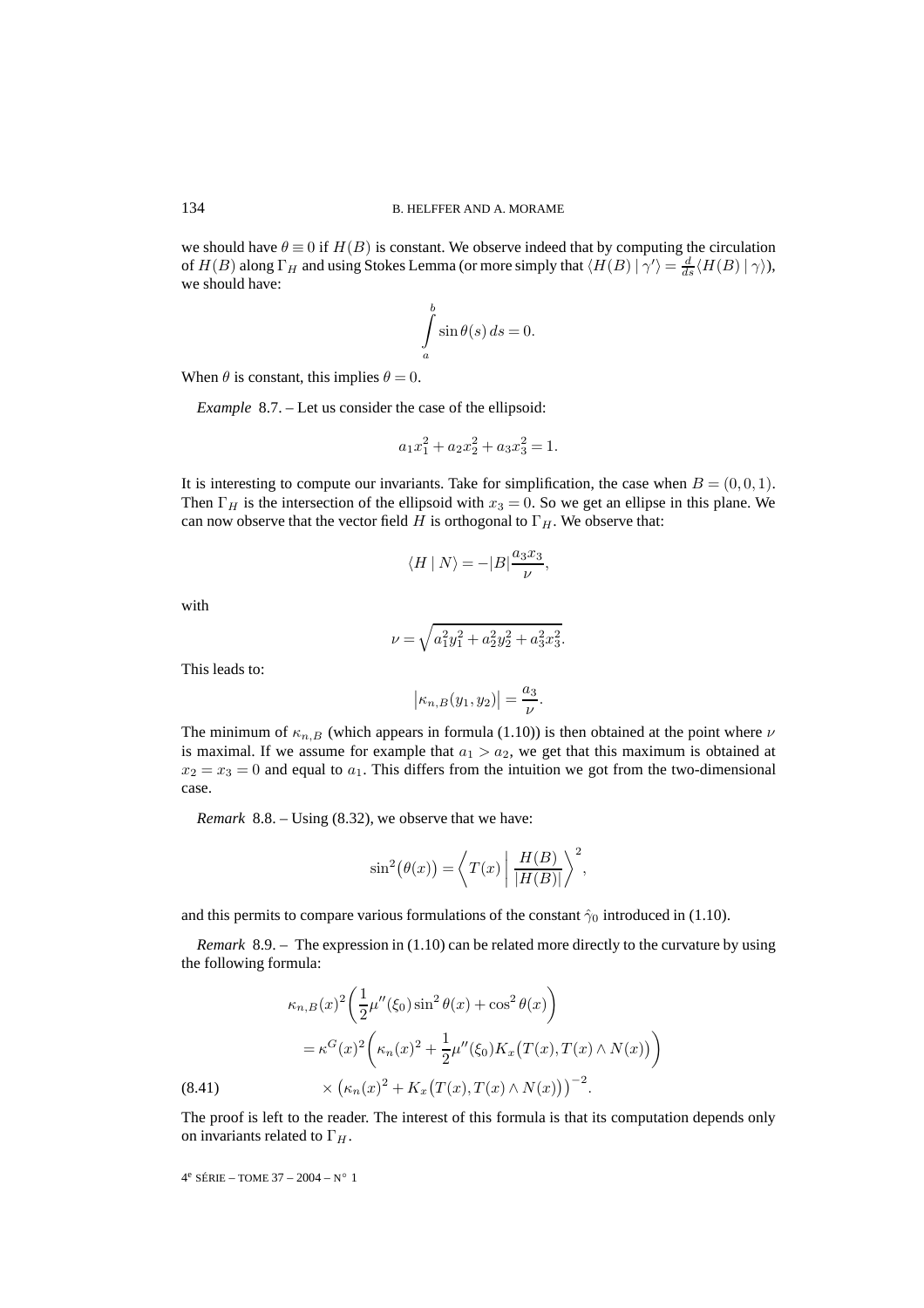we should have $\theta \equiv 0$ if $H(B)$ is constant. We observe indeed that by computing the circulation of $H(B)$ along $\Gamma_H$ and using Stokes Lemma (or more simply that $\langle H(B) \mid \gamma' \rangle = \frac{d}{ds}\langle H(B) \mid \gamma \rangle$), we should have:

$$\int_a^b \sin\theta(s)\, ds = 0.$$

When $\theta$ is constant, this implies $\theta = 0$.

*Example* 8.7. – Let us consider the case of the ellipsoid:

$$a_1 x_1^2 + a_2 x_2^2 + a_3 x_3^2 = 1.$$

It is interesting to compute our invariants. Take for simplification, the case when $B = (0,0,1)$. Then $\Gamma_H$ is the intersection of the ellipsoid with $x_3 = 0$. So we get an ellipse in this plane. We can now observe that the vector field $H$ is orthogonal to $\Gamma_H$. We observe that:

$$\langle H \mid N \rangle = -|B| \frac{a_3 x_3}{\nu},$$

with

$$\nu = \sqrt{a_1^2 y_1^2 + a_2^2 y_2^2 + a_3^2 x_3^2}.$$

This leads to:

$$\left| \kappa_{n,B}(y_1, y_2) \right| = \frac{a_3}{\nu}.$$

The minimum of $\kappa_{n,B}$ (which appears in formula (1.10)) is then obtained at the point where $\nu$ is maximal. If we assume for example that $a_1 > a_2$, we get that this maximum is obtained at $x_2 = x_3 = 0$ and equal to $a_1$. This differs from the intuition we got from the two-dimensional case.

*Remark* 8.8. – Using (8.32), we observe that we have:

$$\sin^2\bigl(\theta(x)\bigr) = \left\langle T(x) \;\middle|\; \frac{H(B)}{|H(B)|} \right\rangle^2,$$

and this permits to compare various formulations of the constant $\hat{\gamma}_0$ introduced in (1.10).

*Remark* 8.9. – The expression in (1.10) can be related more directly to the curvature by using the following formula:

$$\begin{aligned}
&\kappa_{n,B}(x)^2 \left( \frac{1}{2}\mu''(\xi_0)\sin^2\theta(x) + \cos^2\theta(x) \right) \\
&\quad = \kappa^G(x)^2 \left( \kappa_n(x)^2 + \frac{1}{2}\mu''(\xi_0) K_x\bigl(T(x), T(x) \wedge N(x)\bigr) \right) \\
&\qquad \times \bigl( \kappa_n(x)^2 + K_x\bigl(T(x), T(x) \wedge N(x)\bigr) \bigr)^{-2}.
\end{aligned} \tag{8.41}$$

The proof is left to the reader. The interest of this formula is that its computation depends only on invariants related to $\Gamma_H$.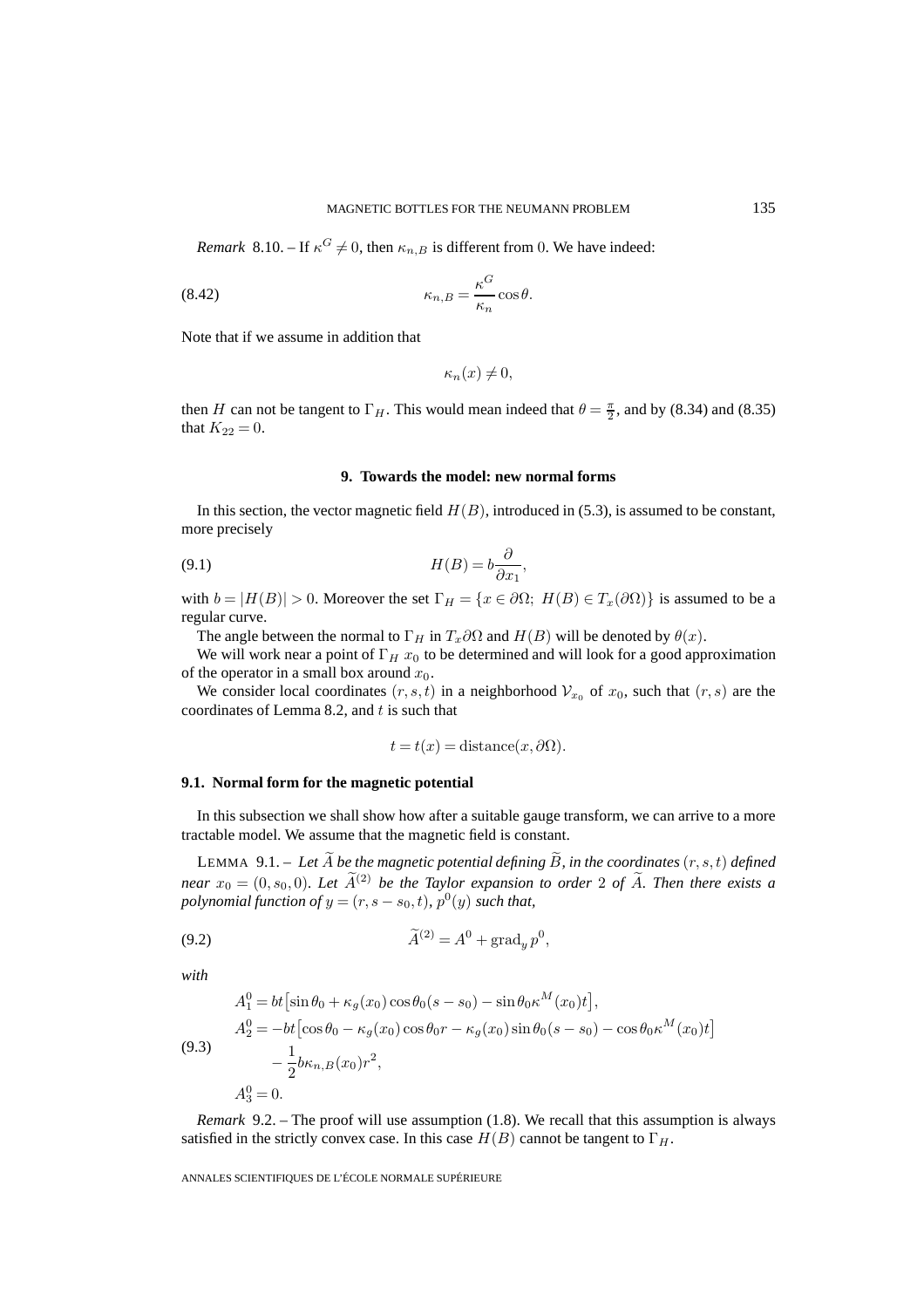*Remark* 8.10. – If $\kappa^G \neq 0$, then $\kappa_{n,B}$ is different from $0$. We have indeed:

$$\kappa_{n,B} = \frac{\kappa^G}{\kappa_n}\cos\theta. \tag{8.42}$$

Note that if we assume in addition that

$$\kappa_n(x) \neq 0,$$

then $H$ can not be tangent to $\Gamma_H$. This would mean indeed that $\theta = \frac{\pi}{2}$, and by (8.34) and (8.35) that $K_{22} = 0$.

## 9. Towards the model: new normal forms

In this section, the vector magnetic field $H(B)$, introduced in (5.3), is assumed to be constant, more precisely

$$H(B) = b\frac{\partial}{\partial x_1}, \tag{9.1}$$

with $b = |H(B)| > 0$. Moreover the set $\Gamma_H = \{x \in \partial\Omega;\ H(B) \in T_x(\partial\Omega)\}$ is assumed to be a regular curve.

The angle between the normal to $\Gamma_H$ in $T_x\partial\Omega$ and $H(B)$ will be denoted by $\theta(x)$.

We will work near a point of $\Gamma_H$ $x_0$ to be determined and will look for a good approximation of the operator in a small box around $x_0$.

We consider local coordinates $(r,s,t)$ in a neighborhood $\mathcal{V}_{x_0}$ of $x_0$, such that $(r,s)$ are the coordinates of Lemma 8.2, and $t$ is such that

$$t = t(x) = \mathrm{distance}(x, \partial\Omega).$$

### 9.1. Normal form for the magnetic potential

In this subsection we shall show how after a suitable gauge transform, we can arrive to a more tractable model. We assume that the magnetic field is constant.

LEMMA 9.1. – *Let $\widetilde{A}$ be the magnetic potential defining $\widetilde{B}$, in the coordinates $(r,s,t)$ defined near $x_0 = (0, s_0, 0)$. Let $\widetilde{A}^{(2)}$ be the Taylor expansion to order $2$ of $\widetilde{A}$. Then there exists a polynomial function of $y = (r, s - s_0, t)$, $p^0(y)$ such that,*

$$\widetilde{A}^{(2)} = A^0 + \mathrm{grad}_y\, p^0, \tag{9.2}$$

*with*

$$\begin{aligned}
A_1^0 &= bt\big[\sin\theta_0 + \kappa_g(x_0)\cos\theta_0(s-s_0) - \sin\theta_0\kappa^M(x_0)t\big],\\
A_2^0 &= -bt\big[\cos\theta_0 - \kappa_g(x_0)\cos\theta_0 r - \kappa_g(x_0)\sin\theta_0(s-s_0) - \cos\theta_0\kappa^M(x_0)t\big]\\
&\quad - \frac{1}{2}b\kappa_{n,B}(x_0)r^2,\\
A_3^0 &= 0.
\end{aligned} \tag{9.3}$$

*Remark* 9.2. – The proof will use assumption (1.8). We recall that this assumption is always satisfied in the strictly convex case. In this case $H(B)$ cannot be tangent to $\Gamma_H$.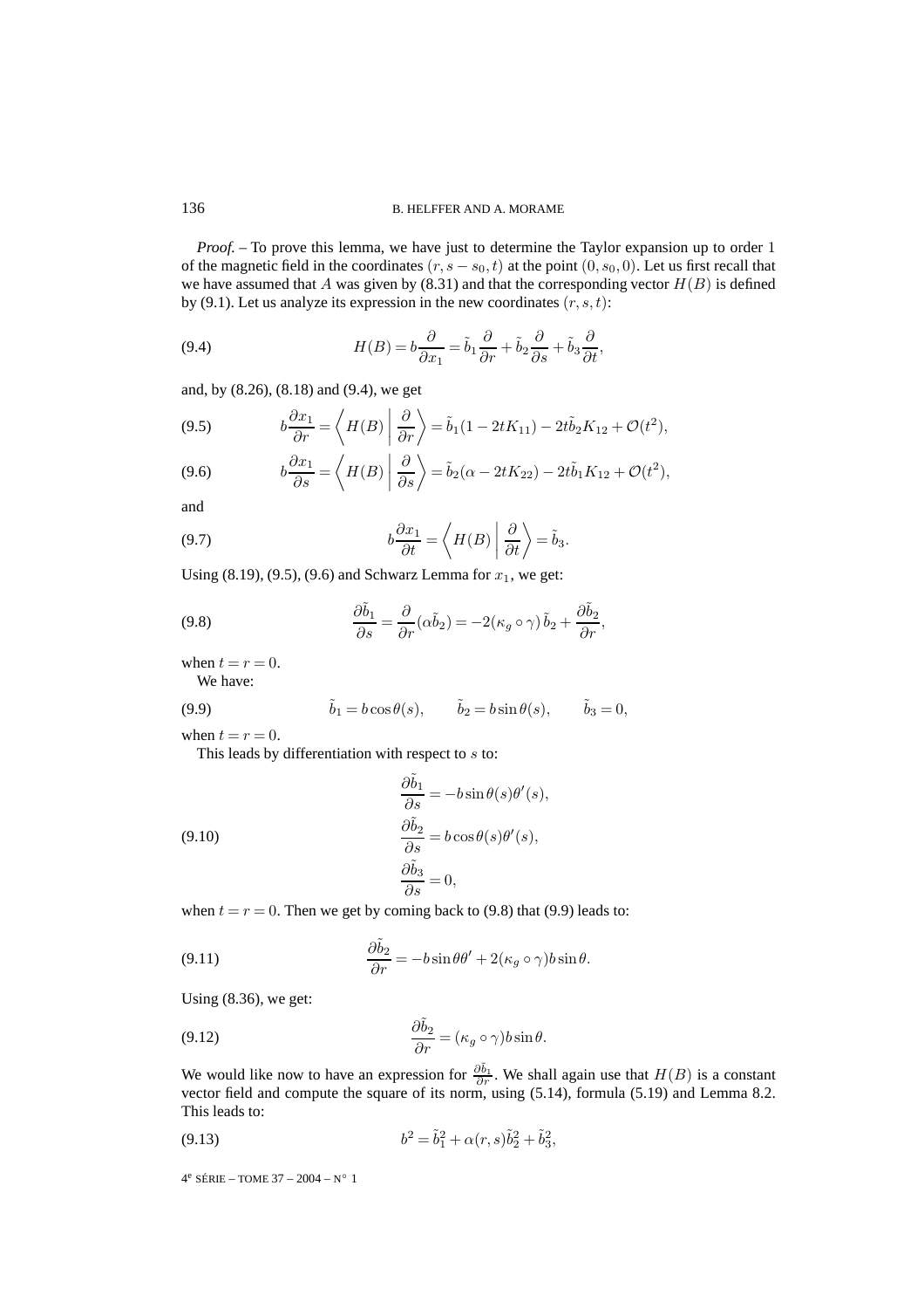*Proof.* – To prove this lemma, we have just to determine the Taylor expansion up to order 1 of the magnetic field in the coordinates $(r, s-s_0, t)$ at the point $(0, s_0, 0)$. Let us first recall that we have assumed that $A$ was given by (8.31) and that the corresponding vector $H(B)$ is defined by (9.1). Let us analyze its expression in the new coordinates $(r, s, t)$:

$$H(B) = b\frac{\partial}{\partial x_1} = \tilde{b}_1\frac{\partial}{\partial r} + \tilde{b}_2\frac{\partial}{\partial s} + \tilde{b}_3\frac{\partial}{\partial t}, \tag{9.4}$$

and, by (8.26), (8.18) and (9.4), we get

$$b\frac{\partial x_1}{\partial r} = \left\langle H(B) \,\middle|\, \frac{\partial}{\partial r}\right\rangle = \tilde{b}_1(1 - 2tK_{11}) - 2t\tilde{b}_2K_{12} + \mathcal{O}(t^2), \tag{9.5}$$

$$b\frac{\partial x_1}{\partial s} = \left\langle H(B) \,\middle|\, \frac{\partial}{\partial s}\right\rangle = \tilde{b}_2(\alpha - 2tK_{22}) - 2t\tilde{b}_1K_{12} + \mathcal{O}(t^2), \tag{9.6}$$

and

$$b\frac{\partial x_1}{\partial t} = \left\langle H(B) \,\middle|\, \frac{\partial}{\partial t}\right\rangle = \tilde{b}_3. \tag{9.7}$$

Using (8.19), (9.5), (9.6) and Schwarz Lemma for $x_1$, we get:

$$\frac{\partial \tilde{b}_1}{\partial s} = \frac{\partial}{\partial r}(\alpha\tilde{b}_2) = -2(\kappa_g \circ \gamma)\,\tilde{b}_2 + \frac{\partial \tilde{b}_2}{\partial r}, \tag{9.8}$$

when $t = r = 0$.

We have:

$$\tilde{b}_1 = b\cos\theta(s), \qquad \tilde{b}_2 = b\sin\theta(s), \qquad \tilde{b}_3 = 0, \tag{9.9}$$

when $t = r = 0$.

This leads by differentiation with respect to $s$ to:

$$\begin{aligned}
\frac{\partial \tilde{b}_1}{\partial s} &= -b\sin\theta(s)\theta'(s),\\
\frac{\partial \tilde{b}_2}{\partial s} &= b\cos\theta(s)\theta'(s),\\
\frac{\partial \tilde{b}_3}{\partial s} &= 0,
\end{aligned} \tag{9.10}$$

when $t = r = 0$. Then we get by coming back to (9.8) that (9.9) leads to:

$$\frac{\partial \tilde{b}_2}{\partial r} = -b\sin\theta\theta' + 2(\kappa_g \circ \gamma)b\sin\theta. \tag{9.11}$$

Using (8.36), we get:

$$\frac{\partial \tilde{b}_2}{\partial r} = (\kappa_g \circ \gamma)b\sin\theta. \tag{9.12}$$

We would like now to have an expression for $\frac{\partial \tilde{b}_1}{\partial r}$. We shall again use that $H(B)$ is a constant vector field and compute the square of its norm, using (5.14), formula (5.19) and Lemma 8.2. This leads to:

$$b^2 = \tilde{b}_1^2 + \alpha(r, s)\tilde{b}_2^2 + \tilde{b}_3^2, \tag{9.13}$$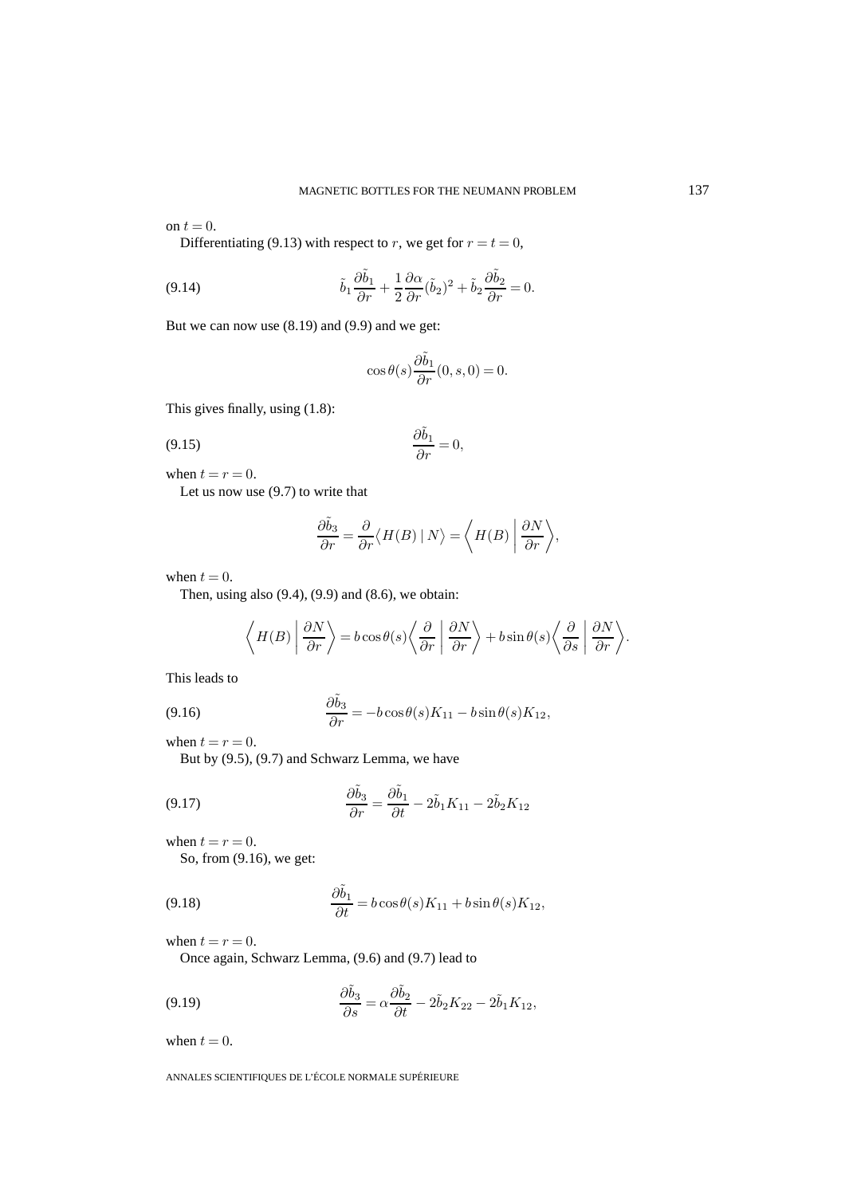on $t = 0$.

Differentiating (9.13) with respect to $r$, we get for $r = t = 0$,

$$\tilde{b}_1 \frac{\partial \tilde{b}_1}{\partial r} + \frac{1}{2} \frac{\partial \alpha}{\partial r} (\tilde{b}_2)^2 + \tilde{b}_2 \frac{\partial \tilde{b}_2}{\partial r} = 0. \tag{9.14}$$

But we can now use (8.19) and (9.9) and we get:

$$\cos\theta(s) \frac{\partial \tilde{b}_1}{\partial r}(0, s, 0) = 0.$$

This gives finally, using (1.8):

$$\frac{\partial \tilde{b}_1}{\partial r} = 0, \tag{9.15}$$

when $t = r = 0$.

Let us now use (9.7) to write that

$$\frac{\partial \tilde{b}_3}{\partial r} = \frac{\partial}{\partial r} \langle H(B) \mid N \rangle = \left\langle H(B) \,\middle|\, \frac{\partial N}{\partial r} \right\rangle,$$

when $t = 0$.

Then, using also (9.4), (9.9) and (8.6), we obtain:

$$\left\langle H(B) \,\middle|\, \frac{\partial N}{\partial r} \right\rangle = b \cos\theta(s) \left\langle \frac{\partial}{\partial r} \,\middle|\, \frac{\partial N}{\partial r} \right\rangle + b \sin\theta(s) \left\langle \frac{\partial}{\partial s} \,\middle|\, \frac{\partial N}{\partial r} \right\rangle.$$

This leads to

$$\frac{\partial \tilde{b}_3}{\partial r} = -b \cos\theta(s) K_{11} - b \sin\theta(s) K_{12}, \tag{9.16}$$

when $t = r = 0$.

But by (9.5), (9.7) and Schwarz Lemma, we have

$$\frac{\partial \tilde{b}_3}{\partial r} = \frac{\partial \tilde{b}_1}{\partial t} - 2\tilde{b}_1 K_{11} - 2\tilde{b}_2 K_{12} \tag{9.17}$$

when $t = r = 0$.

So, from (9.16), we get:

$$\frac{\partial \tilde{b}_1}{\partial t} = b \cos\theta(s) K_{11} + b \sin\theta(s) K_{12}, \tag{9.18}$$

when $t = r = 0$.

Once again, Schwarz Lemma, (9.6) and (9.7) lead to

$$\frac{\partial \tilde{b}_3}{\partial s} = \alpha \frac{\partial \tilde{b}_2}{\partial t} - 2\tilde{b}_2 K_{22} - 2\tilde{b}_1 K_{12}, \tag{9.19}$$

when $t = 0$.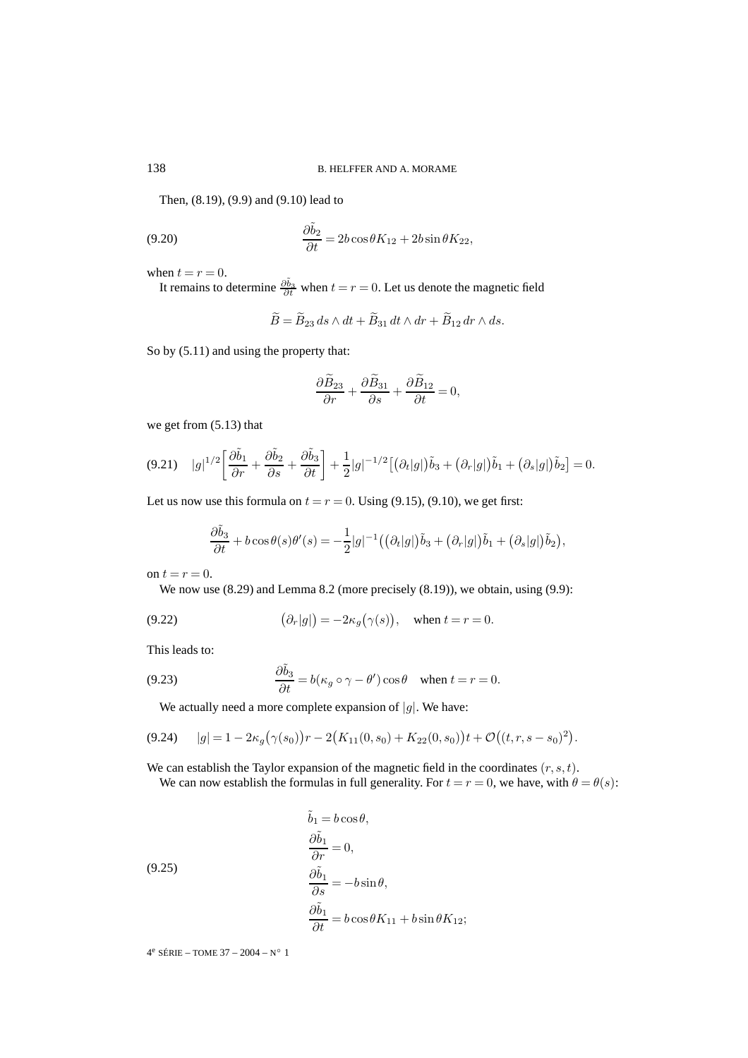Then, (8.19), (9.9) and (9.10) lead to

$$\frac{\partial \tilde{b}_2}{\partial t} = 2b\cos\theta K_{12} + 2b\sin\theta K_{22}, \tag{9.20}$$

when $t = r = 0$.

It remains to determine $\frac{\partial \tilde{b}_3}{\partial t}$ when $t = r = 0$. Let us denote the magnetic field

$$\widetilde{B} = \widetilde{B}_{23}\, ds \wedge dt + \widetilde{B}_{31}\, dt \wedge dr + \widetilde{B}_{12}\, dr \wedge ds.$$

So by (5.11) and using the property that:

$$\frac{\partial \widetilde{B}_{23}}{\partial r} + \frac{\partial \widetilde{B}_{31}}{\partial s} + \frac{\partial \widetilde{B}_{12}}{\partial t} = 0,$$

we get from (5.13) that

$$|g|^{1/2}\left[\frac{\partial \tilde{b}_1}{\partial r} + \frac{\partial \tilde{b}_2}{\partial s} + \frac{\partial \tilde{b}_3}{\partial t}\right] + \frac{1}{2}|g|^{-1/2}\left[\left(\partial_t|g|\right)\tilde{b}_3 + \left(\partial_r|g|\right)\tilde{b}_1 + \left(\partial_s|g|\right)\tilde{b}_2\right] = 0. \tag{9.21}$$

Let us now use this formula on $t = r = 0$. Using (9.15), (9.10), we get first:

$$\frac{\partial \tilde{b}_3}{\partial t} + b\cos\theta(s)\theta'(s) = -\frac{1}{2}|g|^{-1}\left(\left(\partial_t|g|\right)\tilde{b}_3 + \left(\partial_r|g|\right)\tilde{b}_1 + \left(\partial_s|g|\right)\tilde{b}_2\right),$$

on $t = r = 0$.

We now use (8.29) and Lemma 8.2 (more precisely (8.19)), we obtain, using (9.9):

$$\left(\partial_r|g|\right) = -2\kappa_g\left(\gamma(s)\right), \quad \text{when } t = r = 0. \tag{9.22}$$

This leads to:

$$\frac{\partial \tilde{b}_3}{\partial t} = b(\kappa_g \circ \gamma - \theta')\cos\theta \quad \text{when } t = r = 0. \tag{9.23}$$

We actually need a more complete expansion of $|g|$. We have:

$$|g| = 1 - 2\kappa_g\left(\gamma(s_0)\right)r - 2\left(K_{11}(0,s_0) + K_{22}(0,s_0)\right)t + \mathcal{O}\left((t,r,s-s_0)^2\right). \tag{9.24}$$

We can establish the Taylor expansion of the magnetic field in the coordinates $(r,s,t)$.

We can now establish the formulas in full generality. For $t = r = 0$, we have, with $\theta = \theta(s)$:

$$\begin{aligned}
&\tilde{b}_1 = b\cos\theta,\\
&\frac{\partial \tilde{b}_1}{\partial r} = 0,\\
&\frac{\partial \tilde{b}_1}{\partial s} = -b\sin\theta,\\
&\frac{\partial \tilde{b}_1}{\partial t} = b\cos\theta K_{11} + b\sin\theta K_{12};
\end{aligned} \tag{9.25}$$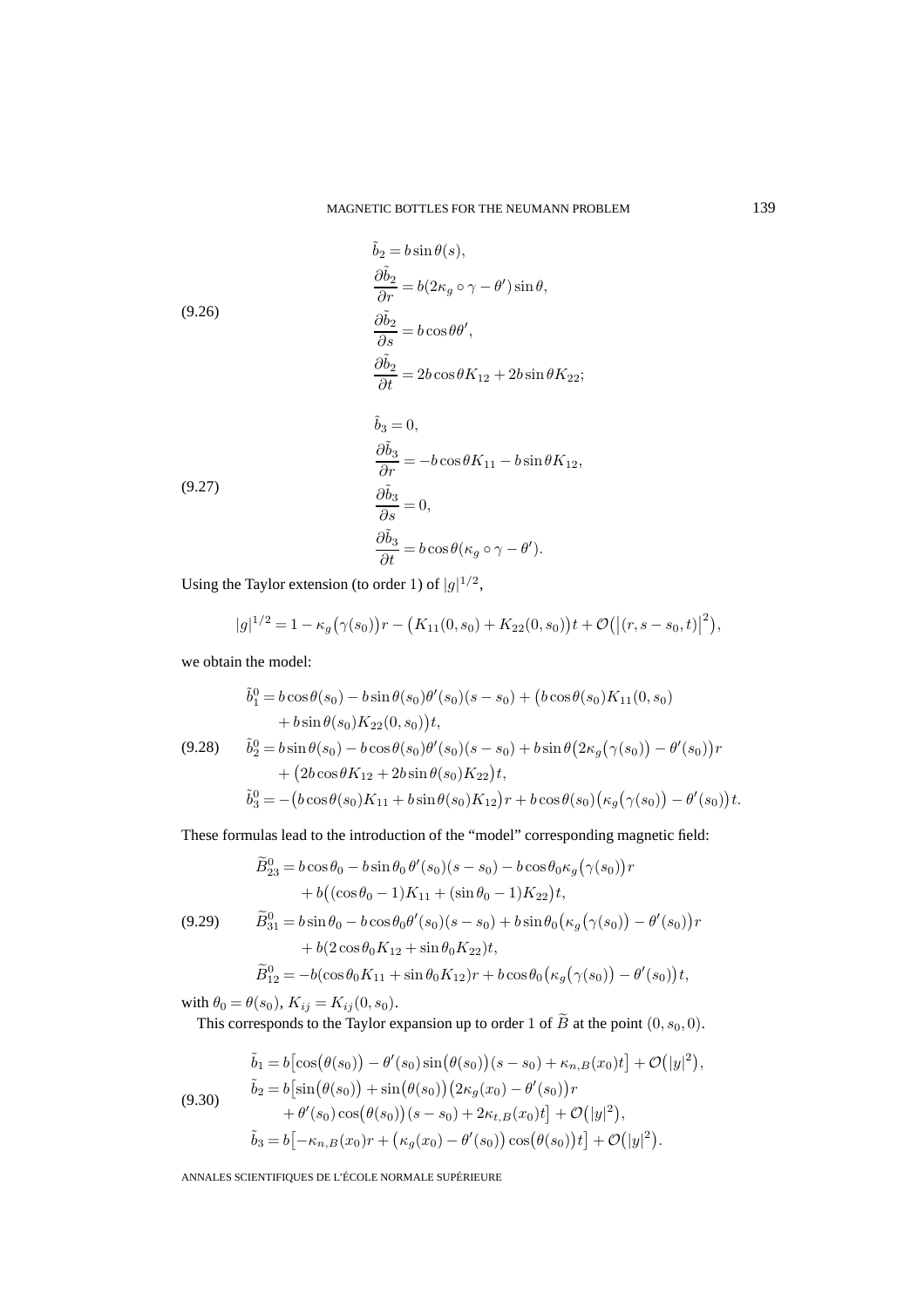$$
\begin{aligned}
&\tilde{b}_2 = b\sin\theta(s),\\
&\frac{\partial \tilde{b}_2}{\partial r} = b(2\kappa_g\circ\gamma - \theta')\sin\theta,\\
&\frac{\partial \tilde{b}_2}{\partial s} = b\cos\theta\theta',\\
&\frac{\partial \tilde{b}_2}{\partial t} = 2b\cos\theta K_{12} + 2b\sin\theta K_{22};
\end{aligned}
\tag{9.26}
$$

$$
\begin{aligned}
&\tilde{b}_3 = 0,\\
&\frac{\partial \tilde{b}_3}{\partial r} = -b\cos\theta K_{11} - b\sin\theta K_{12},\\
&\frac{\partial \tilde{b}_3}{\partial s} = 0,\\
&\frac{\partial \tilde{b}_3}{\partial t} = b\cos\theta(\kappa_g\circ\gamma - \theta').
\end{aligned}
\tag{9.27}
$$

Using the Taylor extension (to order 1) of $|g|^{1/2}$,

$$
|g|^{1/2} = 1 - \kappa_g\big(\gamma(s_0)\big)r - \big(K_{11}(0,s_0) + K_{22}(0,s_0)\big)t + \mathcal{O}\big(\big|(r, s-s_0, t)\big|^2\big),
$$

we obtain the model:

$$
\begin{aligned}
\tilde{b}_1^0 &= b\cos\theta(s_0) - b\sin\theta(s_0)\theta'(s_0)(s-s_0) + \big(b\cos\theta(s_0)K_{11}(0,s_0)\\
&\quad + b\sin\theta(s_0)K_{22}(0,s_0)\big)t,\\
\tilde{b}_2^0 &= b\sin\theta(s_0) - b\cos\theta(s_0)\theta'(s_0)(s-s_0) + b\sin\theta\big(2\kappa_g\big(\gamma(s_0)\big) - \theta'(s_0)\big)r\\
&\quad + \big(2b\cos\theta K_{12} + 2b\sin\theta(s_0)K_{22}\big)t,\\
\tilde{b}_3^0 &= -\big(b\cos\theta(s_0)K_{11} + b\sin\theta(s_0)K_{12}\big)r + b\cos\theta(s_0)\big(\kappa_g\big(\gamma(s_0)\big) - \theta'(s_0)\big)t.
\end{aligned}
\tag{9.28}
$$

These formulas lead to the introduction of the "model" corresponding magnetic field:

$$
\begin{aligned}
\widetilde{B}_{23}^0 &= b\cos\theta_0 - b\sin\theta_0\,\theta'(s_0)(s-s_0) - b\cos\theta_0\kappa_g\big(\gamma(s_0)\big)r\\
&\quad + b\big((\cos\theta_0 - 1)K_{11} + (\sin\theta_0 - 1)K_{22}\big)t,\\
\widetilde{B}_{31}^0 &= b\sin\theta_0 - b\cos\theta_0\theta'(s_0)(s-s_0) + b\sin\theta_0\big(\kappa_g\big(\gamma(s_0)\big) - \theta'(s_0)\big)r\\
&\quad + b(2\cos\theta_0 K_{12} + \sin\theta_0 K_{22})t,\\
\widetilde{B}_{12}^0 &= -b(\cos\theta_0 K_{11} + \sin\theta_0 K_{12})r + b\cos\theta_0\big(\kappa_g\big(\gamma(s_0)\big) - \theta'(s_0)\big)t,
\end{aligned}
\tag{9.29}
$$

with $\theta_0 = \theta(s_0)$, $K_{ij} = K_{ij}(0,s_0)$.

This corresponds to the Taylor expansion up to order 1 of $\widetilde{B}$ at the point $(0, s_0, 0)$.

$$
\begin{aligned}
\tilde{b}_1 &= b\big[\cos\big(\theta(s_0)\big) - \theta'(s_0)\sin\big(\theta(s_0)\big)(s-s_0) + \kappa_{n,B}(x_0)t\big] + \mathcal{O}\big(|y|^2\big),\\
\tilde{b}_2 &= b\big[\sin\big(\theta(s_0)\big) + \sin\big(\theta(s_0)\big)\big(2\kappa_g(x_0) - \theta'(s_0)\big)r\\
&\quad + \theta'(s_0)\cos\big(\theta(s_0)\big)(s-s_0) + 2\kappa_{t,B}(x_0)t\big] + \mathcal{O}\big(|y|^2\big),\\
\tilde{b}_3 &= b\big[-\kappa_{n,B}(x_0)r + \big(\kappa_g(x_0) - \theta'(s_0)\big)\cos\big(\theta(s_0)\big)t\big] + \mathcal{O}\big(|y|^2\big).
\end{aligned}
\tag{9.30}
$$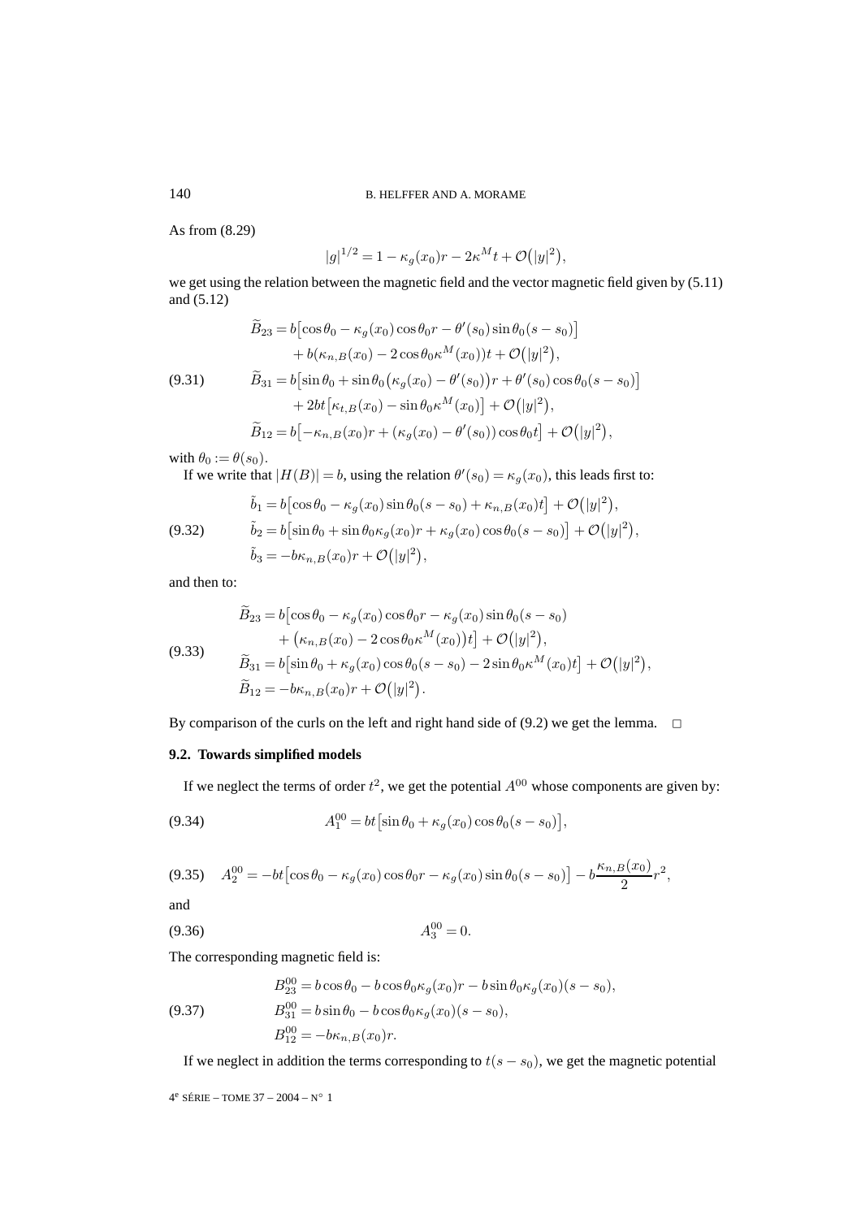As from (8.29)

$$|g|^{1/2} = 1 - \kappa_g(x_0)r - 2\kappa^M t + \mathcal{O}\big(|y|^2\big),$$

we get using the relation between the magnetic field and the vector magnetic field given by (5.11) and (5.12)

$$\begin{aligned}
\widetilde{B}_{23} &= b\big[\cos\theta_0 - \kappa_g(x_0)\cos\theta_0 r - \theta'(s_0)\sin\theta_0(s - s_0)\big] \\
&\quad + b(\kappa_{n,B}(x_0) - 2\cos\theta_0\kappa^M(x_0))t + \mathcal{O}\big(|y|^2\big), \\
\widetilde{B}_{31} &= b\big[\sin\theta_0 + \sin\theta_0\big(\kappa_g(x_0) - \theta'(s_0)\big)r + \theta'(s_0)\cos\theta_0(s - s_0)\big] \\
&\quad + 2bt\big[\kappa_{t,B}(x_0) - \sin\theta_0\kappa^M(x_0)\big] + \mathcal{O}\big(|y|^2\big), \\
\widetilde{B}_{12} &= b\big[-\kappa_{n,B}(x_0)r + (\kappa_g(x_0) - \theta'(s_0))\cos\theta_0 t\big] + \mathcal{O}\big(|y|^2\big),
\end{aligned} \tag{9.31}$$

with $\theta_0 := \theta(s_0)$.

If we write that $|H(B)| = b$, using the relation $\theta'(s_0) = \kappa_g(x_0)$, this leads first to:

$$\begin{aligned}
\tilde{b}_1 &= b\big[\cos\theta_0 - \kappa_g(x_0)\sin\theta_0(s - s_0) + \kappa_{n,B}(x_0)t\big] + \mathcal{O}\big(|y|^2\big), \\
\tilde{b}_2 &= b\big[\sin\theta_0 + \sin\theta_0\kappa_g(x_0)r + \kappa_g(x_0)\cos\theta_0(s - s_0)\big] + \mathcal{O}\big(|y|^2\big), \\
\tilde{b}_3 &= -b\kappa_{n,B}(x_0)r + \mathcal{O}\big(|y|^2\big),
\end{aligned} \tag{9.32}$$

and then to:

$$\begin{aligned}
\widetilde{B}_{23} &= b\big[\cos\theta_0 - \kappa_g(x_0)\cos\theta_0 r - \kappa_g(x_0)\sin\theta_0(s - s_0) \\
&\quad + \big(\kappa_{n,B}(x_0) - 2\cos\theta_0\kappa^M(x_0)\big)t\big] + \mathcal{O}\big(|y|^2\big), \\
\widetilde{B}_{31} &= b\big[\sin\theta_0 + \kappa_g(x_0)\cos\theta_0(s - s_0) - 2\sin\theta_0\kappa^M(x_0)t\big] + \mathcal{O}\big(|y|^2\big), \\
\widetilde{B}_{12} &= -b\kappa_{n,B}(x_0)r + \mathcal{O}\big(|y|^2\big).
\end{aligned} \tag{9.33}$$

By comparison of the curls on the left and right hand side of (9.2) we get the lemma. □

### 9.2. Towards simplified models

If we neglect the terms of order $t^2$, we get the potential $A^{00}$ whose components are given by:

$$A_1^{00} = bt\big[\sin\theta_0 + \kappa_g(x_0)\cos\theta_0(s - s_0)\big], \tag{9.34}$$

$$A_2^{00} = -bt\big[\cos\theta_0 - \kappa_g(x_0)\cos\theta_0 r - \kappa_g(x_0)\sin\theta_0(s - s_0)\big] - b\frac{\kappa_{n,B}(x_0)}{2}r^2, \tag{9.35}$$

and

$$A_3^{00} = 0. \tag{9.36}$$

The corresponding magnetic field is:

$$\begin{aligned}
B_{23}^{00} &= b\cos\theta_0 - b\cos\theta_0\kappa_g(x_0)r - b\sin\theta_0\kappa_g(x_0)(s - s_0), \\
B_{31}^{00} &= b\sin\theta_0 - b\cos\theta_0\kappa_g(x_0)(s - s_0), \\
B_{12}^{00} &= -b\kappa_{n,B}(x_0)r.
\end{aligned} \tag{9.37}$$

If we neglect in addition the terms corresponding to $t(s - s_0)$, we get the magnetic potential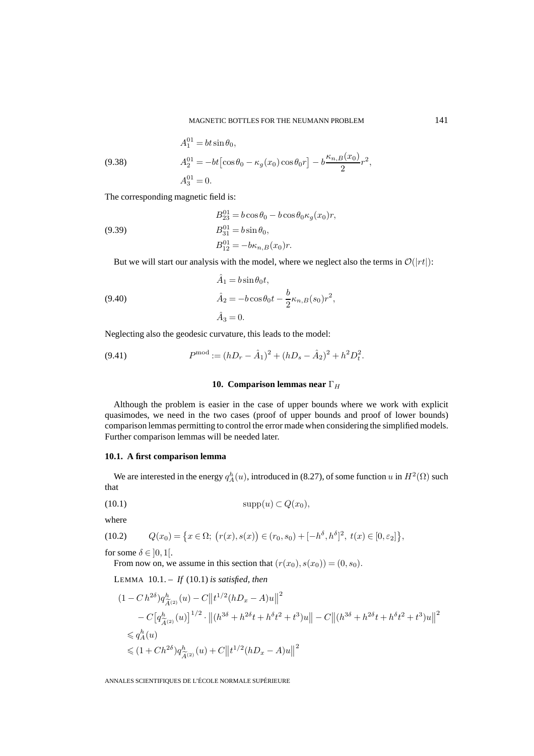$$
\begin{aligned}
&A_1^{01} = bt\sin\theta_0,\\
&A_2^{01} = -bt\big[\cos\theta_0 - \kappa_g(x_0)\cos\theta_0 r\big] - b\frac{\kappa_{n,B}(x_0)}{2}r^2,\\
&A_3^{01} = 0.
\end{aligned}
\tag{9.38}
$$

The corresponding magnetic field is:

$$
\begin{aligned}
&B_{23}^{01} = b\cos\theta_0 - b\cos\theta_0\kappa_g(x_0)r,\\
&B_{31}^{01} = b\sin\theta_0,\\
&B_{12}^{01} = -b\kappa_{n,B}(x_0)r.
\end{aligned}
\tag{9.39}
$$

But we will start our analysis with the model, where we neglect also the terms in $\mathcal{O}(|rt|)$:

$$
\begin{aligned}
&\hat{A}_1 = b\sin\theta_0 t,\\
&\hat{A}_2 = -b\cos\theta_0 t - \frac{b}{2}\kappa_{n,B}(s_0)r^2,\\
&\hat{A}_3 = 0.
\end{aligned}
\tag{9.40}
$$

Neglecting also the geodesic curvature, this leads to the model:

$$
P^{\mathrm{mod}} := (hD_r - \hat{A}_1)^2 + (hD_s - \hat{A}_2)^2 + h^2D_t^2.
\tag{9.41}
$$

## 10. Comparison lemmas near $\Gamma_H$

Although the problem is easier in the case of upper bounds where we work with explicit quasimodes, we need in the two cases (proof of upper bounds and proof of lower bounds) comparison lemmas permitting to control the error made when considering the simplified models. Further comparison lemmas will be needed later.

### 10.1. A first comparison lemma

We are interested in the energy $q_A^h(u)$, introduced in (8.27), of some function $u$ in $H^2(\Omega)$ such that

$$
\operatorname{supp}(u) \subset Q(x_0),
\tag{10.1}
$$

where

$$
Q(x_0) = \big\{x \in \Omega;\ \big(r(x), s(x)\big) \in (r_0, s_0) + [-h^\delta, h^\delta]^2,\ t(x) \in [0, \varepsilon_2]\big\},
\tag{10.2}
$$

for some $\delta \in ]0,1[$.

From now on, we assume in this section that $(r(x_0), s(x_0)) = (0, s_0)$.

LEMMA 10.1. – *If* (10.1) *is satisfied, then*

$$
\begin{aligned}
&(1 - C\,h^{2\delta})q^h_{\widetilde{A}^{(2)}}(u) - C\big\|t^{1/2}(hD_x - A)u\big\|^2\\
&\quad - C\big[q^h_{\widetilde{A}^{(2)}}(u)\big]^{1/2} \cdot \big\|(h^{3\delta} + h^{2\delta}t + h^\delta t^2 + t^3)u\big\| - C\big\|(h^{3\delta} + h^{2\delta}t + h^\delta t^2 + t^3)u\big\|^2\\
&\leqslant q_A^h(u)\\
&\leqslant (1 + Ch^{2\delta})q^h_{\widetilde{A}^{(2)}}(u) + C\big\|t^{1/2}(hD_x - A)u\big\|^2
\end{aligned}
$$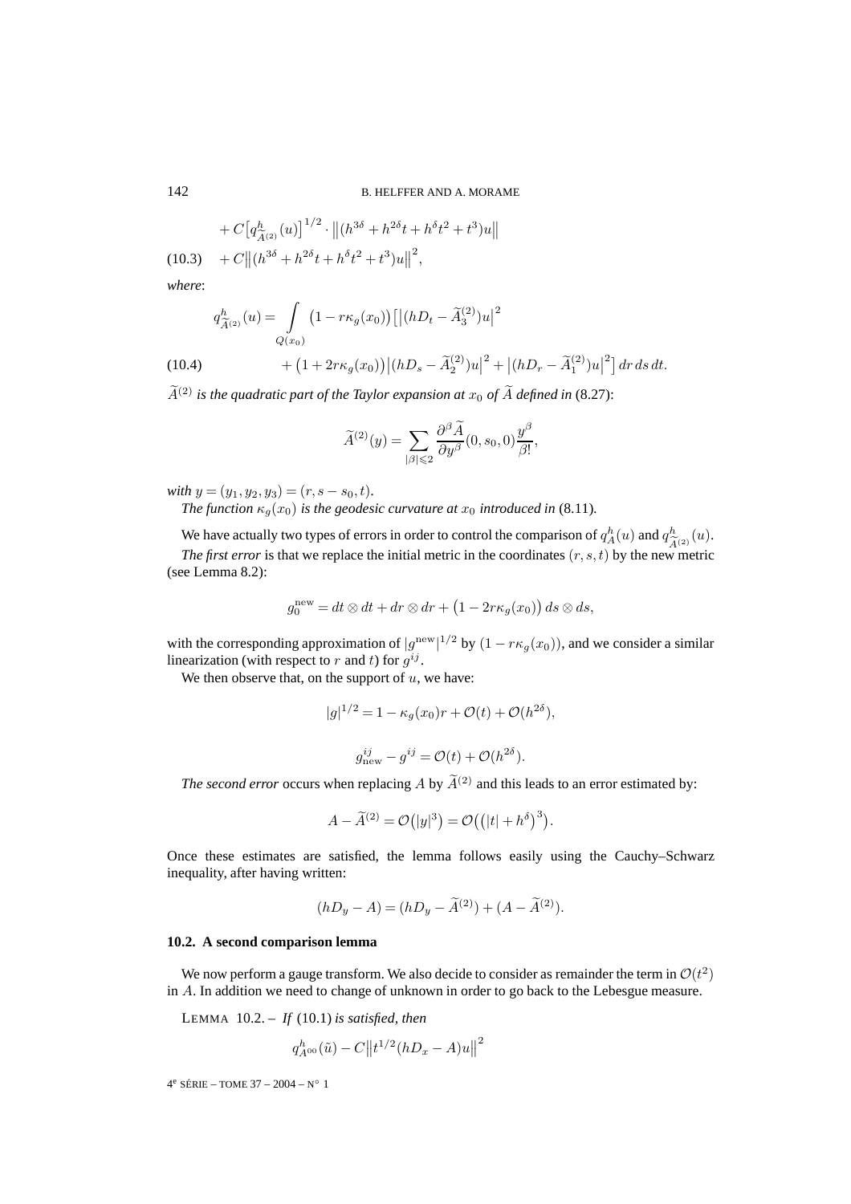$$+ C\big[q^h_{\widetilde{A}^{(2)}}(u)\big]^{1/2} \cdot \big\|(h^{3\delta} + h^{2\delta}t + h^{\delta}t^2 + t^3)u\big\|$$

$$+ C\big\|(h^{3\delta} + h^{2\delta}t + h^{\delta}t^2 + t^3)u\big\|^2, \tag{10.3}$$

*where*:

$$q^h_{\widetilde{A}^{(2)}}(u) = \int\limits_{Q(x_0)} \big(1 - r\kappa_g(x_0)\big)\Big[\big|(hD_t - \widetilde{A}_3^{(2)})u\big|^2$$

$$+ \big(1 + 2r\kappa_g(x_0)\big)\big|(hD_s - \widetilde{A}_2^{(2)})u\big|^2 + \big|(hD_r - \widetilde{A}_1^{(2)})u\big|^2\Big]\,dr\,ds\,dt. \tag{10.4}$$

*$\widetilde{A}^{(2)}$ is the quadratic part of the Taylor expansion at $x_0$ of $\widetilde{A}$ defined in* (8.27):

$$\widetilde{A}^{(2)}(y) = \sum_{|\beta|\leqslant 2} \frac{\partial^\beta \widetilde{A}}{\partial y^\beta}(0, s_0, 0)\frac{y^\beta}{\beta!},$$

*with $y = (y_1, y_2, y_3) = (r, s - s_0, t)$.*

*The function $\kappa_g(x_0)$ is the geodesic curvature at $x_0$ introduced in* (8.11).

We have actually two types of errors in order to control the comparison of $q^h_A(u)$ and $q^h_{\widetilde{A}^{(2)}}(u)$.

*The first error* is that we replace the initial metric in the coordinates $(r, s, t)$ by the new metric (see Lemma 8.2):

$$g_0^{\text{new}} = dt \otimes dt + dr \otimes dr + \big(1 - 2r\kappa_g(x_0)\big)\,ds \otimes ds,$$

with the corresponding approximation of $|g^{\text{new}}|^{1/2}$ by $(1 - r\kappa_g(x_0))$, and we consider a similar linearization (with respect to $r$ and $t$) for $g^{ij}$.

We then observe that, on the support of $u$, we have:

$$|g|^{1/2} = 1 - \kappa_g(x_0)r + \mathcal{O}(t) + \mathcal{O}(h^{2\delta}),$$

$$g^{ij}_{\text{new}} - g^{ij} = \mathcal{O}(t) + \mathcal{O}(h^{2\delta}).$$

*The second error* occurs when replacing $A$ by $\widetilde{A}^{(2)}$ and this leads to an error estimated by:

$$A - \widetilde{A}^{(2)} = \mathcal{O}\big(|y|^3\big) = \mathcal{O}\big(\big(|t| + h^\delta\big)^3\big).$$

Once these estimates are satisfied, the lemma follows easily using the Cauchy–Schwarz inequality, after having written:

$$(hD_y - A) = (hD_y - \widetilde{A}^{(2)}) + (A - \widetilde{A}^{(2)}).$$

### 10.2. A second comparison lemma

We now perform a gauge transform. We also decide to consider as remainder the term in $\mathcal{O}(t^2)$ in $A$. In addition we need to change of unknown in order to go back to the Lebesgue measure.

LEMMA 10.2. – *If* (10.1) *is satisfied, then*

$$q^h_{A^{\text{oo}}}(\tilde{u}) - C\big\|t^{1/2}(hD_x - A)u\big\|^2$$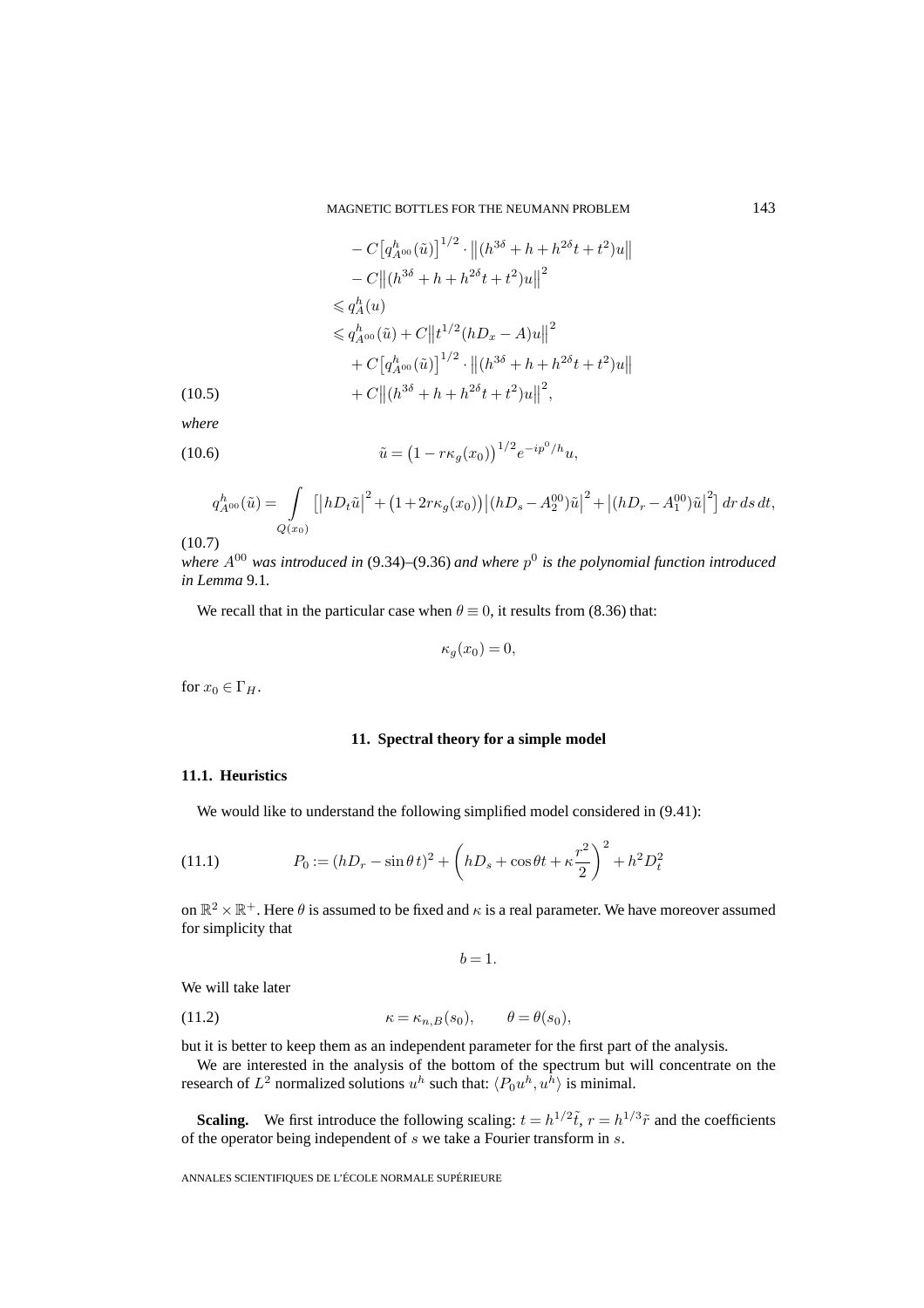$$
\begin{aligned}
&- C\big[q^h_{A^{00}}(\tilde u)\big]^{1/2} \cdot \big\|(h^{3\delta} + h + h^{2\delta} t + t^2)u\big\| \\
&- C\big\|(h^{3\delta} + h + h^{2\delta} t + t^2)u\big\|^2 \\
&\leqslant q^h_A(u) \\
&\leqslant q^h_{A^{00}}(\tilde u) + C\big\|t^{1/2}(hD_x - A)u\big\|^2 \\
&+ C\big[q^h_{A^{00}}(\tilde u)\big]^{1/2} \cdot \big\|(h^{3\delta} + h + h^{2\delta} t + t^2)u\big\| \\
&+ C\big\|(h^{3\delta} + h + h^{2\delta} t + t^2)u\big\|^2, \qquad (10.5)
\end{aligned}
$$

*where*

$$
\tilde u = \big(1 - r\kappa_g(x_0)\big)^{1/2} e^{-ip^0/h} u, \tag{10.6}
$$

$$
q^h_{A^{00}}(\tilde u) = \int\limits_{Q(x_0)} \Big[\big|hD_t \tilde u\big|^2 + \big(1 + 2r\kappa_g(x_0)\big)\big|(hD_s - A^{00}_2)\tilde u\big|^2 + \big|(hD_r - A^{00}_1)\tilde u\big|^2\Big]\, dr\, ds\, dt, \tag{10.7}
$$

*where $A^{00}$ was introduced in* (9.34)–(9.36) *and where $p^0$ is the polynomial function introduced in Lemma* 9.1.

We recall that in the particular case when $\theta \equiv 0$, it results from (8.36) that:

$$
\kappa_g(x_0) = 0,
$$

for $x_0 \in \Gamma_H$.

## 11. Spectral theory for a simple model

### 11.1. Heuristics

We would like to understand the following simplified model considered in (9.41):

$$
P_0 := (hD_r - \sin\theta\, t)^2 + \left(hD_s + \cos\theta t + \kappa \frac{r^2}{2}\right)^2 + h^2 D_t^2 \tag{11.1}
$$

on $\mathbb{R}^2 \times \mathbb{R}^+$. Here $\theta$ is assumed to be fixed and $\kappa$ is a real parameter. We have moreover assumed for simplicity that

$$
b = 1.
$$

We will take later

$$
\kappa = \kappa_{n,B}(s_0), \qquad \theta = \theta(s_0), \tag{11.2}
$$

but it is better to keep them as an independent parameter for the first part of the analysis.

We are interested in the analysis of the bottom of the spectrum but will concentrate on the research of $L^2$ normalized solutions $u^h$ such that: $\langle P_0 u^h, u^h\rangle$ is minimal.

**Scaling.** We first introduce the following scaling: $t = h^{1/2}\tilde t$, $r = h^{1/3}\tilde r$ and the coefficients of the operator being independent of $s$ we take a Fourier transform in $s$.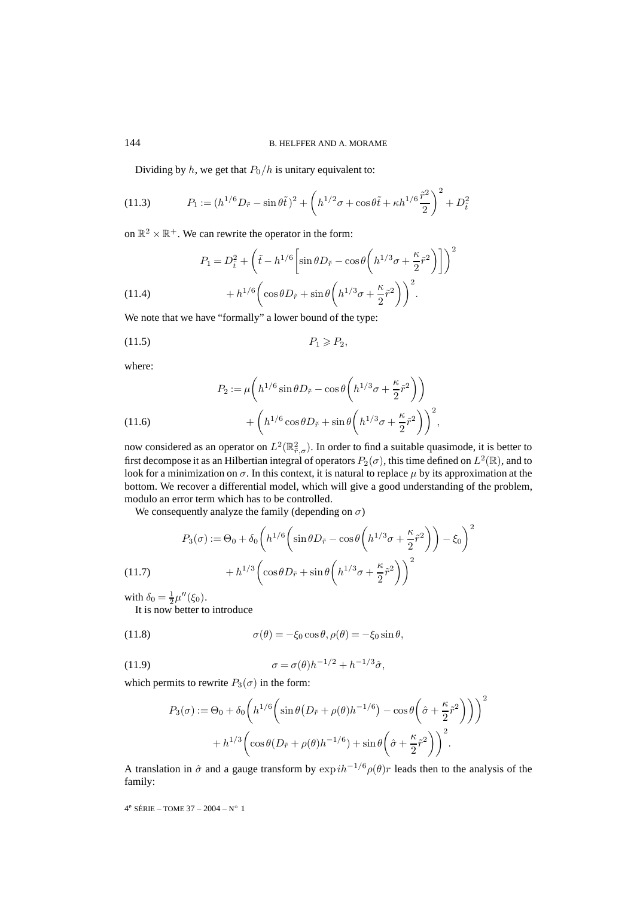Dividing by $h$, we get that $P_0/h$ is unitary equivalent to:

$$P_1 := (h^{1/6}D_{\tilde{r}} - \sin\theta\tilde{t})^2 + \left(h^{1/2}\sigma + \cos\theta\tilde{t} + \kappa h^{1/6}\frac{\tilde{r}^2}{2}\right)^2 + D_{\tilde{t}}^2 \tag{11.3}$$

on $\mathbb{R}^2 \times \mathbb{R}^+$. We can rewrite the operator in the form:

$$\begin{aligned} P_1 = D_{\tilde{t}}^2 + \left(\tilde{t} - h^{1/6}\left[\sin\theta D_{\tilde{r}} - \cos\theta\left(h^{1/3}\sigma + \frac{\kappa}{2}\tilde{r}^2\right)\right]\right)^2 \\ + h^{1/6}\left(\cos\theta D_{\tilde{r}} + \sin\theta\left(h^{1/3}\sigma + \frac{\kappa}{2}\tilde{r}^2\right)\right)^2. \end{aligned} \tag{11.4}$$

We note that we have "formally" a lower bound of the type:

$$P_1 \geqslant P_2, \tag{11.5}$$

where:

$$\begin{aligned} P_2 := \mu\left(h^{1/6}\sin\theta D_{\tilde{r}} - \cos\theta\left(h^{1/3}\sigma + \frac{\kappa}{2}\tilde{r}^2\right)\right) \\ + \left(h^{1/6}\cos\theta D_{\tilde{r}} + \sin\theta\left(h^{1/3}\sigma + \frac{\kappa}{2}\tilde{r}^2\right)\right)^2, \end{aligned} \tag{11.6}$$

now considered as an operator on $L^2(\mathbb{R}^2_{\tilde{r},\sigma})$. In order to find a suitable quasimode, it is better to first decompose it as an Hilbertian integral of operators $P_2(\sigma)$, this time defined on $L^2(\mathbb{R})$, and to look for a minimization on $\sigma$. In this context, it is natural to replace $\mu$ by its approximation at the bottom. We recover a differential model, which will give a good understanding of the problem, modulo an error term which has to be controlled.

We consequently analyze the family (depending on $\sigma$)

$$\begin{aligned} P_3(\sigma) := \Theta_0 + \delta_0\left(h^{1/6}\left(\sin\theta D_{\tilde{r}} - \cos\theta\left(h^{1/3}\sigma + \frac{\kappa}{2}\tilde{r}^2\right)\right) - \xi_0\right)^2 \\ + h^{1/3}\left(\cos\theta D_{\tilde{r}} + \sin\theta\left(h^{1/3}\sigma + \frac{\kappa}{2}\tilde{r}^2\right)\right)^2 \end{aligned} \tag{11.7}$$

with $\delta_0 = \frac{1}{2}\mu''(\xi_0)$.

It is now better to introduce

$$\sigma(\theta) = -\xi_0\cos\theta, \rho(\theta) = -\xi_0\sin\theta, \tag{11.8}$$

$$\sigma = \sigma(\theta)h^{-1/2} + h^{-1/3}\hat{\sigma}, \tag{11.9}$$

which permits to rewrite $P_3(\sigma)$ in the form:

$$\begin{aligned} P_3(\sigma) := \Theta_0 + \delta_0\left(h^{1/6}\left(\sin\theta\big(D_{\tilde{r}} + \rho(\theta)h^{-1/6}\big) - \cos\theta\left(\hat{\sigma} + \frac{\kappa}{2}\tilde{r}^2\right)\right)\right)^2 \\ + h^{1/3}\left(\cos\theta(D_{\tilde{r}} + \rho(\theta)h^{-1/6}) + \sin\theta\left(\hat{\sigma} + \frac{\kappa}{2}\tilde{r}^2\right)\right)^2. \end{aligned}$$

A translation in $\hat{\sigma}$ and a gauge transform by $\exp ih^{-1/6}\rho(\theta)r$ leads then to the analysis of the family: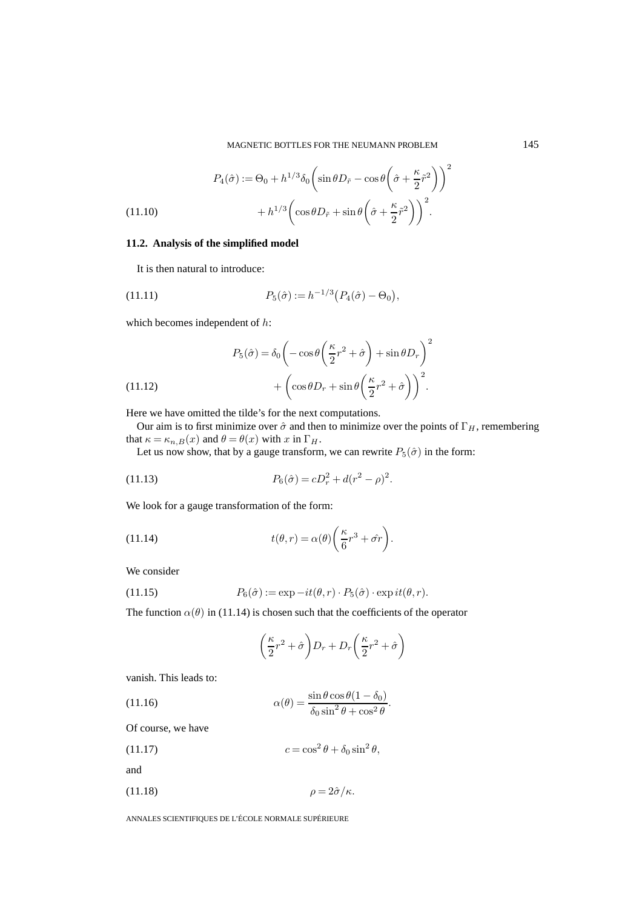$$P_4(\hat{\sigma}) := \Theta_0 + h^{1/3}\delta_0\left(\sin\theta D_{\tilde{r}} - \cos\theta\left(\hat{\sigma} + \frac{\kappa}{2}\tilde{r}^2\right)\right)^2 + h^{1/3}\left(\cos\theta D_{\tilde{r}} + \sin\theta\left(\hat{\sigma} + \frac{\kappa}{2}\tilde{r}^2\right)\right)^2. \tag{11.10}$$

### 11.2. Analysis of the simplified model

It is then natural to introduce:

$$P_5(\hat{\sigma}) := h^{-1/3}\big(P_4(\hat{\sigma}) - \Theta_0\big), \tag{11.11}$$

which becomes independent of $h$:

$$P_5(\hat{\sigma}) = \delta_0\left(-\cos\theta\left(\frac{\kappa}{2}r^2 + \hat{\sigma}\right) + \sin\theta D_r\right)^2 + \left(\cos\theta D_r + \sin\theta\left(\frac{\kappa}{2}r^2 + \hat{\sigma}\right)\right)^2. \tag{11.12}$$

Here we have omitted the tilde's for the next computations.

Our aim is to first minimize over $\hat{\sigma}$ and then to minimize over the points of $\Gamma_H$, remembering that $\kappa = \kappa_{n,B}(x)$ and $\theta = \theta(x)$ with $x$ in $\Gamma_H$.

Let us now show, that by a gauge transform, we can rewrite $P_5(\hat{\sigma})$ in the form:

$$P_6(\hat{\sigma}) = cD_r^2 + d(r^2 - \rho)^2. \tag{11.13}$$

We look for a gauge transformation of the form:

$$t(\theta, r) = \alpha(\theta)\left(\frac{\kappa}{6}r^3 + \hat{\sigma}r\right). \tag{11.14}$$

We consider

$$P_6(\hat{\sigma}) := \exp -it(\theta, r) \cdot P_5(\hat{\sigma}) \cdot \exp it(\theta, r). \tag{11.15}$$

The function $\alpha(\theta)$ in (11.14) is chosen such that the coefficients of the operator

$$\left(\frac{\kappa}{2}r^2 + \hat{\sigma}\right)D_r + D_r\left(\frac{\kappa}{2}r^2 + \hat{\sigma}\right)$$

vanish. This leads to:

$$\alpha(\theta) = \frac{\sin\theta\cos\theta(1 - \delta_0)}{\delta_0\sin^2\theta + \cos^2\theta}. \tag{11.16}$$

Of course, we have

$$c = \cos^2\theta + \delta_0\sin^2\theta, \tag{11.17}$$

and

$$\rho = 2\hat{\sigma}/\kappa. \tag{11.18}$$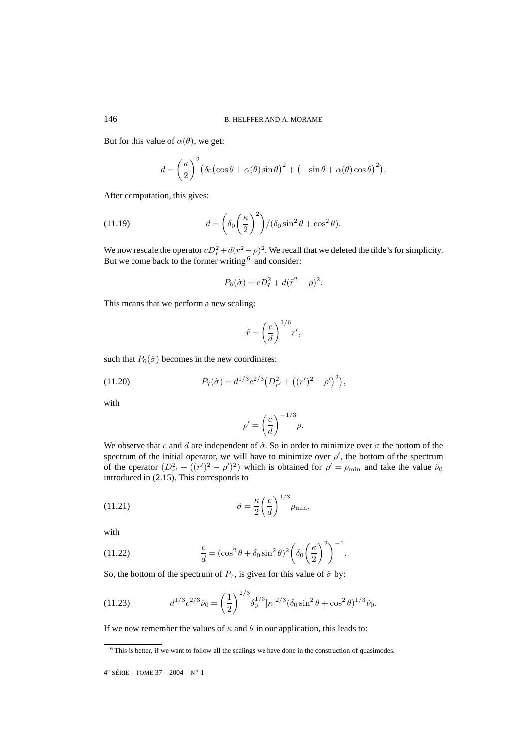But for this value of $\alpha(\theta)$, we get:

$$d = \left(\frac{\kappa}{2}\right)^2 \left(\delta_0\left(\cos\theta + \alpha(\theta)\sin\theta\right)^2 + \left(-\sin\theta + \alpha(\theta)\cos\theta\right)^2\right).$$

After computation, this gives:

$$d = \left(\delta_0\left(\frac{\kappa}{2}\right)^2\right) / (\delta_0 \sin^2\theta + \cos^2\theta). \tag{11.19}$$

We now rescale the operator $cD_r^2 + d(r^2 - \rho)^2$. We recall that we deleted the tilde's for simplicity. But we come back to the former writing [6] and consider:

$$P_6(\hat{\sigma}) = cD_{\tilde{r}}^2 + d(\tilde{r}^2 - \rho)^2.$$

This means that we perform a new scaling:

$$\tilde{r} = \left(\frac{c}{d}\right)^{1/6} r',$$

such that $P_6(\hat{\sigma})$ becomes in the new coordinates:

$$P_7(\hat{\sigma}) = d^{1/3}c^{2/3}\left(D_{r'}^2 + \left((r')^2 - \rho'\right)^2\right), \tag{11.20}$$

with

$$\rho' = \left(\frac{c}{d}\right)^{-1/3} \rho.$$

We observe that $c$ and $d$ are independent of $\hat{\sigma}$. So in order to minimize over $\sigma$ the bottom of the spectrum of the initial operator, we will have to minimize over $\rho'$, the bottom of the spectrum of the operator $(D_{r'}^2 + ((r')^2 - \rho')^2)$ which is obtained for $\rho' = \rho_{\min}$ and take the value $\hat{\nu}_0$ introduced in (2.15). This corresponds to

$$\hat{\sigma} = \frac{\kappa}{2}\left(\frac{c}{d}\right)^{1/3} \rho_{\min}, \tag{11.21}$$

with

$$\frac{c}{d} = (\cos^2\theta + \delta_0 \sin^2\theta)^2 \left(\delta_0\left(\frac{\kappa}{2}\right)^2\right)^{-1}. \tag{11.22}$$

So, the bottom of the spectrum of $P_7$, is given for this value of $\hat{\sigma}$ by:

$$d^{1/3}c^{2/3}\hat{\nu}_0 = \left(\frac{1}{2}\right)^{2/3} \delta_0^{1/3} |\kappa|^{2/3} (\delta_0 \sin^2\theta + \cos^2\theta)^{1/3} \hat{\nu}_0. \tag{11.23}$$

If we now remember the values of $\kappa$ and $\theta$ in our application, this leads to:

[6] This is better, if we want to follow all the scalings we have done in the construction of quasimodes.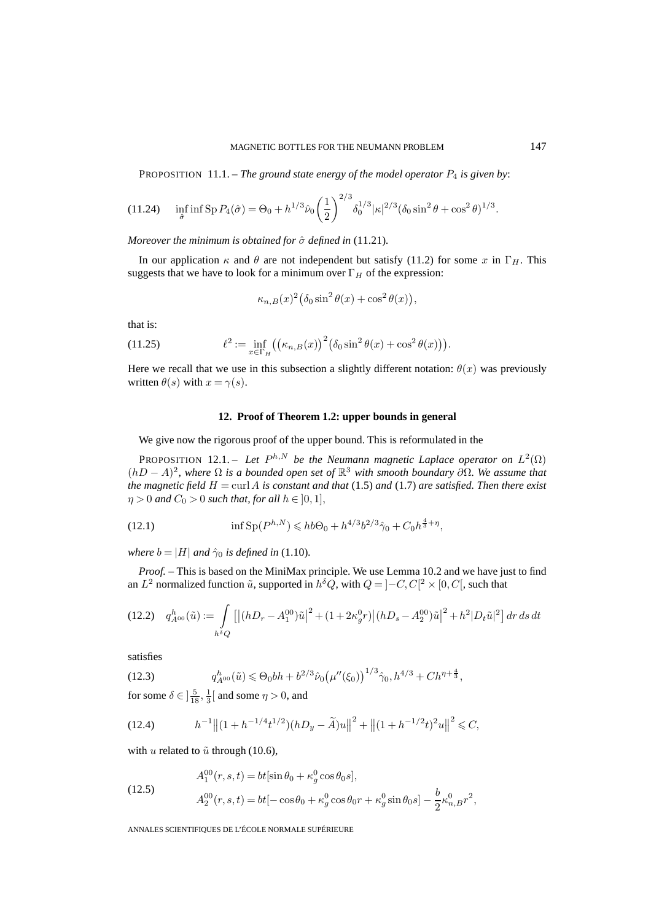PROPOSITION 11.1. – *The ground state energy of the model operator $P_4$ is given by*:

$$\inf_{\hat\sigma} \inf \operatorname{Sp} P_4(\hat\sigma) = \Theta_0 + h^{1/3}\hat\nu_0 \left(\frac{1}{2}\right)^{2/3} \delta_0^{1/3} |\kappa|^{2/3} (\delta_0 \sin^2\theta + \cos^2\theta)^{1/3}. \tag{11.24}$$

*Moreover the minimum is obtained for $\hat\sigma$ defined in* (11.21)*.*

In our application $\kappa$ and $\theta$ are not independent but satisfy (11.2) for some $x$ in $\Gamma_H$. This suggests that we have to look for a minimum over $\Gamma_H$ of the expression:

$$\kappa_{n,B}(x)^2 \big(\delta_0 \sin^2\theta(x) + \cos^2\theta(x)\big),$$

that is:

$$\ell^2 := \inf_{x\in\Gamma_H} \big(\big(\kappa_{n,B}(x)\big)^2 \big(\delta_0 \sin^2\theta(x) + \cos^2\theta(x)\big)\big). \tag{11.25}$$

Here we recall that we use in this subsection a slightly different notation: $\theta(x)$ was previously written $\theta(s)$ with $x = \gamma(s)$.

## 12. Proof of Theorem 1.2: upper bounds in general

We give now the rigorous proof of the upper bound. This is reformulated in the

PROPOSITION 12.1. – *Let $P^{h,N}$ be the Neumann magnetic Laplace operator on $L^2(\Omega)$ $(hD - A)^2$, where $\Omega$ is a bounded open set of $\mathbb{R}^3$ with smooth boundary $\partial\Omega$. We assume that the magnetic field $H = \operatorname{curl} A$ is constant and that* (1.5) *and* (1.7) *are satisfied. Then there exist $\eta > 0$ and $C_0 > 0$ such that, for all $h \in \,]0, 1]$,*

$$\inf \operatorname{Sp}(P^{h,N}) \leqslant hb\Theta_0 + h^{4/3} b^{2/3} \hat\gamma_0 + C_0 h^{\frac{4}{3}+\eta}, \tag{12.1}$$

*where $b = |H|$ and $\hat\gamma_0$ is defined in* (1.10)*.*

*Proof.* – This is based on the MiniMax principle. We use Lemma 10.2 and we have just to find an $L^2$ normalized function $\tilde u$, supported in $h^\delta Q$, with $Q = \,]-C, C[^2 \times [0, C[$, such that

$$q^h_{A^{00}}(\tilde u) := \int_{h^\delta Q} \big[\big|(hD_r - A^{00}_1)\tilde u\big|^2 + (1 + 2\kappa^0_g r)\big|(hD_s - A^{00}_2)\tilde u\big|^2 + h^2 |D_t \tilde u|^2\big]\, dr\, ds\, dt \tag{12.2}$$

satisfies

$$q^h_{A^{00}}(\tilde u) \leqslant \Theta_0 bh + b^{2/3} \hat\nu_0 \big(\mu''(\xi_0)\big)^{1/3} \hat\gamma_0, h^{4/3} + Ch^{\eta + \frac{4}{3}}, \tag{12.3}$$

for some $\delta \in \,]\frac{5}{18}, \frac{1}{3}[$ and some $\eta > 0$, and

$$h^{-1} \big\|(1 + h^{-1/4} t^{1/2})(hD_y - \widetilde A) u\big\|^2 + \big\|(1 + h^{-1/2} t)^2 u\big\|^2 \leqslant C, \tag{12.4}$$

with $u$ related to $\tilde u$ through (10.6),

$$\begin{aligned} A^{00}_1(r, s, t) &= bt[\sin\theta_0 + \kappa^0_g \cos\theta_0 s], \\ A^{00}_2(r, s, t) &= bt[-\cos\theta_0 + \kappa^0_g \cos\theta_0 r + \kappa^0_g \sin\theta_0 s] - \frac{b}{2}\kappa^0_{n,B} r^2, \end{aligned} \tag{12.5}$$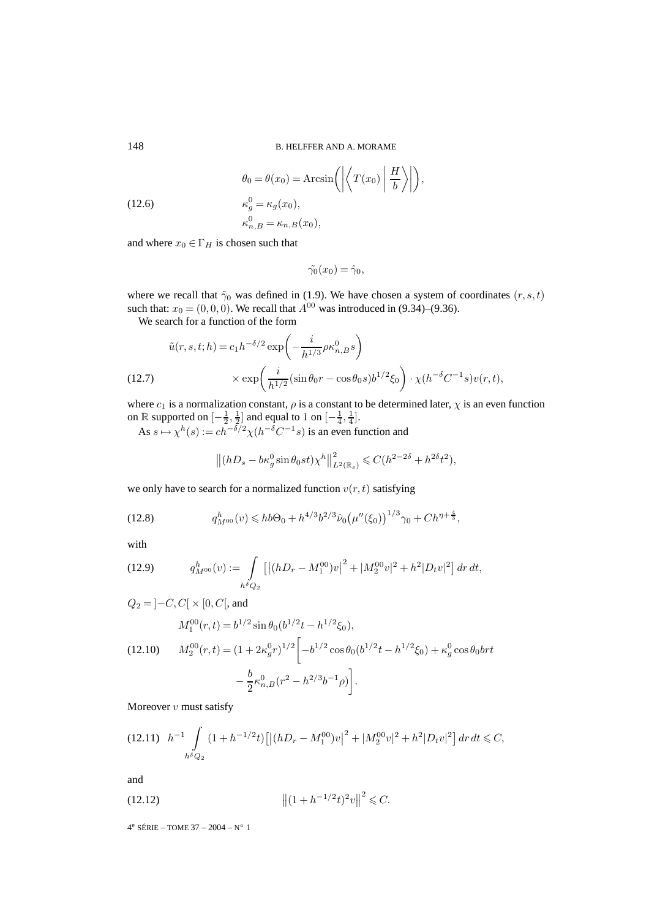$$
\begin{aligned}
&\theta_0 = \theta(x_0) = \operatorname{Arcsin}\left(\left|\left\langle T(x_0) \;\middle|\; \frac{H}{b}\right\rangle\right|\right),\\
&\kappa_g^0 = \kappa_g(x_0), \qquad\qquad (12.6)\\
&\kappa_{n,B}^0 = \kappa_{n,B}(x_0),
\end{aligned}
$$

and where $x_0 \in \Gamma_H$ is chosen such that

$$
\tilde{\gamma}_0(x_0) = \hat{\gamma}_0,
$$

where we recall that $\tilde{\gamma}_0$ was defined in (1.9). We have chosen a system of coordinates $(r, s, t)$ such that: $x_0 = (0, 0, 0)$. We recall that $A^{00}$ was introduced in (9.34)–(9.36).

We search for a function of the form

$$
\begin{aligned}
\tilde{u}(r, s, t; h) = {} & c_1 h^{-\delta/2} \exp\left(-\frac{i}{h^{1/3}} \rho \kappa_{n,B}^0 s\right)\\
& \times \exp\left(\frac{i}{h^{1/2}}(\sin\theta_0 r - \cos\theta_0 s) b^{1/2} \xi_0\right) \cdot \chi(h^{-\delta} C^{-1} s) v(r, t), \qquad (12.7)
\end{aligned}
$$

where $c_1$ is a normalization constant, $\rho$ is a constant to be determined later, $\chi$ is an even function on $\mathbb{R}$ supported on $[-\frac{1}{2}, \frac{1}{2}]$ and equal to $1$ on $[-\frac{1}{4}, \frac{1}{4}]$.

As $s \mapsto \chi^h(s) := c h^{-\delta/2} \chi(h^{-\delta} C^{-1} s)$ is an even function and

$$
\left\|(hD_s - b\kappa_g^0 \sin\theta_0 s t)\chi^h\right\|_{L^2(\mathbb{R}_s)}^2 \leqslant C(h^{2-2\delta} + h^{2\delta} t^2),
$$

we only have to search for a normalized function $v(r, t)$ satisfying

$$
q_{M^{00}}^h(v) \leqslant hb\Theta_0 + h^{4/3} b^{2/3} \hat{\nu}_0 \big(\mu''(\xi_0)\big)^{1/3} \gamma_0 + C h^{\eta + \frac{4}{3}}, \qquad (12.8)
$$

with

$$
q_{M^{00}}^h(v) := \int_{h^\delta Q_2} \left[\left|(hD_r - M_1^{00})v\right|^2 + |M_2^{00} v|^2 + h^2 |D_t v|^2\right] dr\, dt, \qquad (12.9)
$$

$Q_2 = \left]-C, C\right[ \times [0, C[$, and

$$
\begin{aligned}
M_1^{00}(r, t) &= b^{1/2} \sin\theta_0 (b^{1/2} t - h^{1/2} \xi_0),\\
M_2^{00}(r, t) &= (1 + 2\kappa_g^0 r)^{1/2} \bigg[-b^{1/2} \cos\theta_0 (b^{1/2} t - h^{1/2} \xi_0) + \kappa_g^0 \cos\theta_0 b r t \qquad (12.10)\\
&\qquad - \frac{b}{2} \kappa_{n,B}^0 (r^2 - h^{2/3} b^{-1} \rho)\bigg].
\end{aligned}
$$

Moreover $v$ must satisfy

$$
h^{-1} \int_{h^\delta Q_2} (1 + h^{-1/2} t)\left[\left|(hD_r - M_1^{00})v\right|^2 + |M_2^{00} v|^2 + h^2 |D_t v|^2\right] dr\, dt \leqslant C, \qquad (12.11)
$$

and

$$
\left\|(1 + h^{-1/2} t)^2 v\right\|^2 \leqslant C. \qquad (12.12)
$$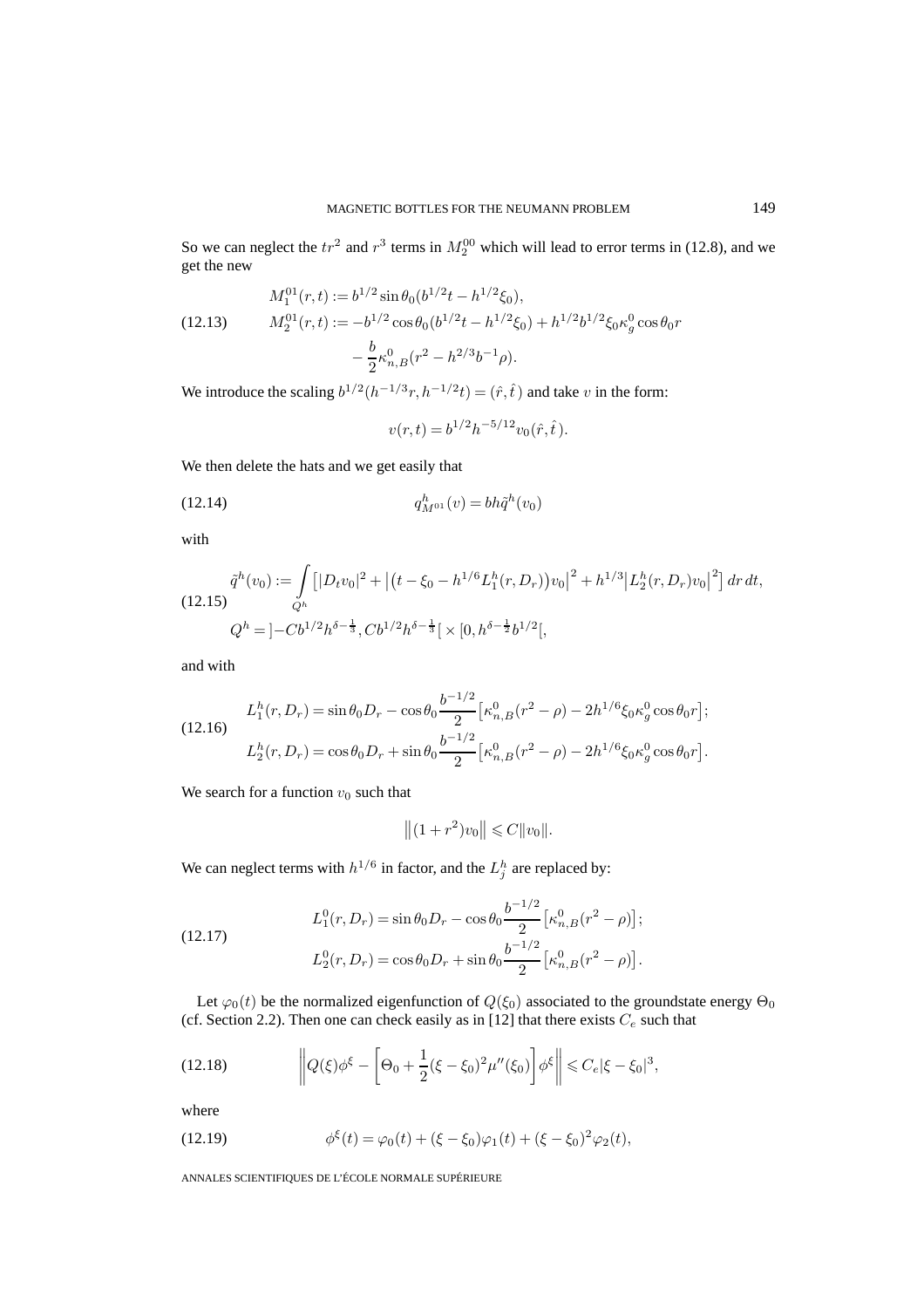So we can neglect the $tr^2$ and $r^3$ terms in $M_2^{00}$ which will lead to error terms in (12.8), and we get the new

$$
\begin{aligned}
&M_1^{01}(r,t) := b^{1/2}\sin\theta_0(b^{1/2}t - h^{1/2}\xi_0),\\
&M_2^{01}(r,t) := -b^{1/2}\cos\theta_0(b^{1/2}t - h^{1/2}\xi_0) + h^{1/2}b^{1/2}\xi_0\kappa_g^0\cos\theta_0 r\\
&\qquad - \frac{b}{2}\kappa_{n,B}^0(r^2 - h^{2/3}b^{-1}\rho).
\end{aligned}
\tag{12.13}
$$

We introduce the scaling $b^{1/2}(h^{-1/3}r, h^{-1/2}t) = (\hat r, \hat t)$ and take $v$ in the form:

$$
v(r,t) = b^{1/2}h^{-5/12}v_0(\hat r, \hat t).
$$

We then delete the hats and we get easily that

$$
q^h_{M^{01}}(v) = bh\tilde q^h(v_0)
\tag{12.14}
$$

with

$$
\begin{aligned}
&\tilde q^h(v_0) := \int_{Q^h}\Big[|D_t v_0|^2 + \big|\big(t - \xi_0 - h^{1/6}L_1^h(r,D_r)\big)v_0\big|^2 + h^{1/3}\big|L_2^h(r,D_r)v_0\big|^2\Big]\,dr\,dt,\\
&Q^h = \big]-Cb^{1/2}h^{\delta-\frac13}, Cb^{1/2}h^{\delta-\frac13}\big[\times[0, h^{\delta-\frac12}b^{1/2}[,
\end{aligned}
\tag{12.15}
$$

and with

$$
\begin{aligned}
&L_1^h(r,D_r) = \sin\theta_0 D_r - \cos\theta_0\frac{b^{-1/2}}{2}\big[\kappa^0_{n,B}(r^2-\rho) - 2h^{1/6}\xi_0\kappa_g^0\cos\theta_0 r\big];\\
&L_2^h(r,D_r) = \cos\theta_0 D_r + \sin\theta_0\frac{b^{-1/2}}{2}\big[\kappa^0_{n,B}(r^2-\rho) - 2h^{1/6}\xi_0\kappa_g^0\cos\theta_0 r\big].
\end{aligned}
\tag{12.16}
$$

We search for a function $v_0$ such that

$$
\big\|(1+r^2)v_0\big\| \leqslant C\|v_0\|.
$$

We can neglect terms with $h^{1/6}$ in factor, and the $L_j^h$ are replaced by:

$$
\begin{aligned}
&L_1^0(r,D_r) = \sin\theta_0 D_r - \cos\theta_0\frac{b^{-1/2}}{2}\big[\kappa^0_{n,B}(r^2-\rho)\big];\\
&L_2^0(r,D_r) = \cos\theta_0 D_r + \sin\theta_0\frac{b^{-1/2}}{2}\big[\kappa^0_{n,B}(r^2-\rho)\big].
\end{aligned}
\tag{12.17}
$$

Let $\varphi_0(t)$ be the normalized eigenfunction of $Q(\xi_0)$ associated to the groundstate energy $\Theta_0$ (cf. Section 2.2). Then one can check easily as in [12] that there exists $C_e$ such that

$$
\left\|Q(\xi)\phi^\xi - \left[\Theta_0 + \frac12(\xi-\xi_0)^2\mu''(\xi_0)\right]\phi^\xi\right\| \leqslant C_e|\xi-\xi_0|^3,
\tag{12.18}
$$

where

$$
\phi^\xi(t) = \varphi_0(t) + (\xi-\xi_0)\varphi_1(t) + (\xi-\xi_0)^2\varphi_2(t),
\tag{12.19}
$$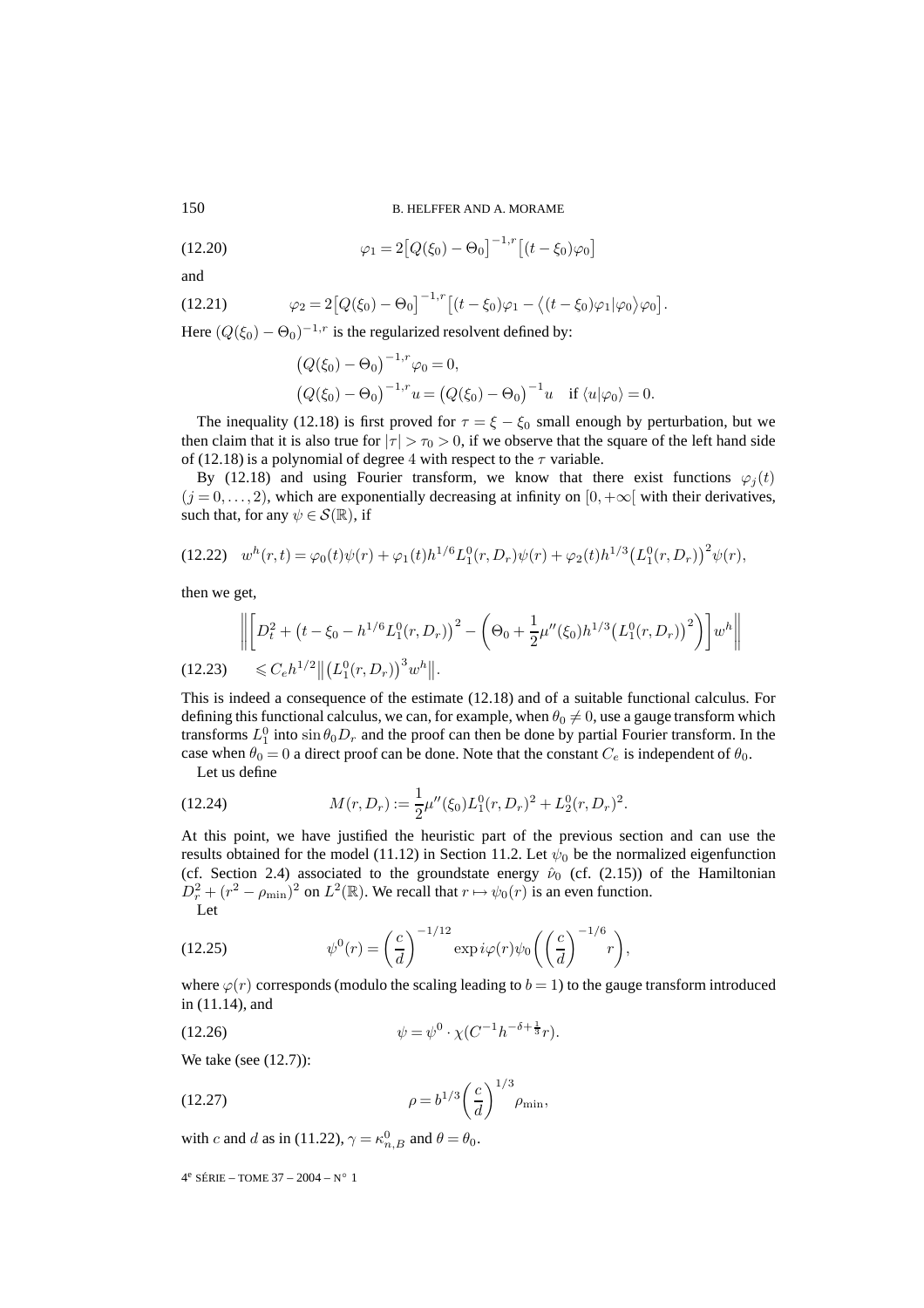$$\varphi_1 = 2\big[Q(\xi_0) - \Theta_0\big]^{-1,r}\big[(t-\xi_0)\varphi_0\big] \tag{12.20}$$

and

$$\varphi_2 = 2\big[Q(\xi_0) - \Theta_0\big]^{-1,r}\big[(t-\xi_0)\varphi_1 - \big\langle (t-\xi_0)\varphi_1 | \varphi_0\big\rangle \varphi_0\big]. \tag{12.21}$$

Here $(Q(\xi_0) - \Theta_0)^{-1,r}$ is the regularized resolvent defined by:

$$\big(Q(\xi_0) - \Theta_0\big)^{-1,r}\varphi_0 = 0,$$
$$\big(Q(\xi_0) - \Theta_0\big)^{-1,r}u = \big(Q(\xi_0) - \Theta_0\big)^{-1}u \quad \text{if } \langle u|\varphi_0\rangle = 0.$$

The inequality (12.18) is first proved for $\tau = \xi - \xi_0$ small enough by perturbation, but we then claim that it is also true for $|\tau| > \tau_0 > 0$, if we observe that the square of the left hand side of (12.18) is a polynomial of degree 4 with respect to the $\tau$ variable.

By (12.18) and using Fourier transform, we know that there exist functions $\varphi_j(t)$ $(j = 0, \ldots, 2)$, which are exponentially decreasing at infinity on $[0, +\infty[$ with their derivatives, such that, for any $\psi \in \mathcal{S}(\mathbb{R})$, if

$$w^h(r,t) = \varphi_0(t)\psi(r) + \varphi_1(t)h^{1/6}L_1^0(r,D_r)\psi(r) + \varphi_2(t)h^{1/3}\big(L_1^0(r,D_r)\big)^2\psi(r), \tag{12.22}$$

then we get,

$$\left\| \left[ D_t^2 + \big(t - \xi_0 - h^{1/6}L_1^0(r,D_r)\big)^2 - \left(\Theta_0 + \frac{1}{2}\mu''(\xi_0)h^{1/3}\big(L_1^0(r,D_r)\big)^2\right)\right] w^h \right\|$$
$$\leqslant C_e h^{1/2}\big\| \big(L_1^0(r,D_r)\big)^3 w^h\big\|. \tag{12.23}$$

This is indeed a consequence of the estimate (12.18) and of a suitable functional calculus. For defining this functional calculus, we can, for example, when $\theta_0 \neq 0$, use a gauge transform which transforms $L_1^0$ into $\sin\theta_0 D_r$ and the proof can then be done by partial Fourier transform. In the case when $\theta_0 = 0$ a direct proof can be done. Note that the constant $C_e$ is independent of $\theta_0$.

Let us define

$$M(r,D_r) := \frac{1}{2}\mu''(\xi_0)L_1^0(r,D_r)^2 + L_2^0(r,D_r)^2. \tag{12.24}$$

At this point, we have justified the heuristic part of the previous section and can use the results obtained for the model (11.12) in Section 11.2. Let $\psi_0$ be the normalized eigenfunction (cf. Section 2.4) associated to the groundstate energy $\hat{\nu}_0$ (cf. (2.15)) of the Hamiltonian $D_r^2 + (r^2 - \rho_{\min})^2$ on $L^2(\mathbb{R})$. We recall that $r \mapsto \psi_0(r)$ is an even function.

Let

$$\psi^0(r) = \left(\frac{c}{d}\right)^{-1/12} \exp i\varphi(r)\psi_0\left(\left(\frac{c}{d}\right)^{-1/6} r\right), \tag{12.25}$$

where $\varphi(r)$ corresponds (modulo the scaling leading to $b = 1$) to the gauge transform introduced in (11.14), and

$$\psi = \psi^0 \cdot \chi(C^{-1}h^{-\delta + \frac{1}{3}}r). \tag{12.26}$$

We take (see (12.7)):

$$\rho = b^{1/3}\left(\frac{c}{d}\right)^{1/3}\rho_{\min}, \tag{12.27}$$

with $c$ and $d$ as in (11.22), $\gamma = \kappa_{n,B}^0$ and $\theta = \theta_0$.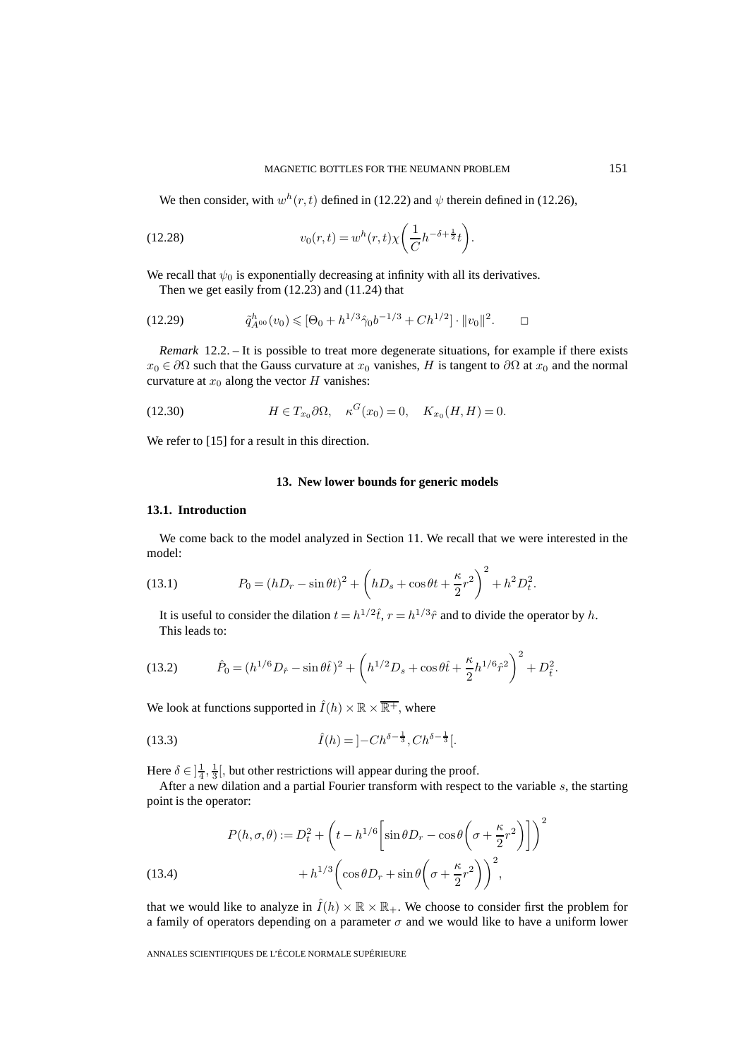We then consider, with $w^h(r,t)$ defined in (12.22) and $\psi$ therein defined in (12.26),

$$v_0(r,t) = w^h(r,t)\chi\bigg(\frac{1}{C}h^{-\delta+\frac{1}{2}}t\bigg). \tag{12.28}$$

We recall that $\psi_0$ is exponentially decreasing at infinity with all its derivatives.

Then we get easily from (12.23) and (11.24) that

$$\tilde{q}^h_{A^{00}}(v_0) \leqslant [\Theta_0 + h^{1/3}\hat{\gamma}_0 b^{-1/3} + Ch^{1/2}] \cdot \|v_0\|^2. \qquad \square \tag{12.29}$$

*Remark* 12.2. – It is possible to treat more degenerate situations, for example if there exists $x_0 \in \partial\Omega$ such that the Gauss curvature at $x_0$ vanishes, $H$ is tangent to $\partial\Omega$ at $x_0$ and the normal curvature at $x_0$ along the vector $H$ vanishes:

$$H \in T_{x_0}\partial\Omega, \quad \kappa^G(x_0) = 0, \quad K_{x_0}(H,H) = 0. \tag{12.30}$$

We refer to [15] for a result in this direction.

## 13. New lower bounds for generic models

### 13.1. Introduction

We come back to the model analyzed in Section 11. We recall that we were interested in the model:

$$P_0 = (hD_r - \sin\theta t)^2 + \bigg(hD_s + \cos\theta t + \frac{\kappa}{2}r^2\bigg)^2 + h^2D_t^2. \tag{13.1}$$

It is useful to consider the dilation $t = h^{1/2}\hat{t}$, $r = h^{1/3}\hat{r}$ and to divide the operator by $h$.

This leads to:

$$\hat{P}_0 = (h^{1/6}D_{\hat{r}} - \sin\theta\hat{t})^2 + \bigg(h^{1/2}D_s + \cos\theta\hat{t} + \frac{\kappa}{2}h^{1/6}\hat{r}^2\bigg)^2 + D_{\hat{t}}^2. \tag{13.2}$$

We look at functions supported in $\hat{I}(h) \times \mathbb{R} \times \overline{\mathbb{R}^+}$, where

$$\hat{I}(h) = \,]-Ch^{\delta-\frac{1}{3}}, Ch^{\delta-\frac{1}{3}}[. \tag{13.3}$$

Here $\delta \in \,]\frac{1}{4}, \frac{1}{3}[$, but other restrictions will appear during the proof.

After a new dilation and a partial Fourier transform with respect to the variable $s$, the starting point is the operator:

$$\begin{aligned} P(h,\sigma,\theta) := D_t^2 + \bigg(t - h^{1/6}\bigg[\sin\theta D_r - \cos\theta\bigg(\sigma + \frac{\kappa}{2}r^2\bigg)\bigg]\bigg)^2 \\ + h^{1/3}\bigg(\cos\theta D_r + \sin\theta\bigg(\sigma + \frac{\kappa}{2}r^2\bigg)\bigg)^2, \end{aligned} \tag{13.4}$$

that we would like to analyze in $\hat{I}(h) \times \mathbb{R} \times \mathbb{R}_+$. We choose to consider first the problem for a family of operators depending on a parameter $\sigma$ and we would like to have a uniform lower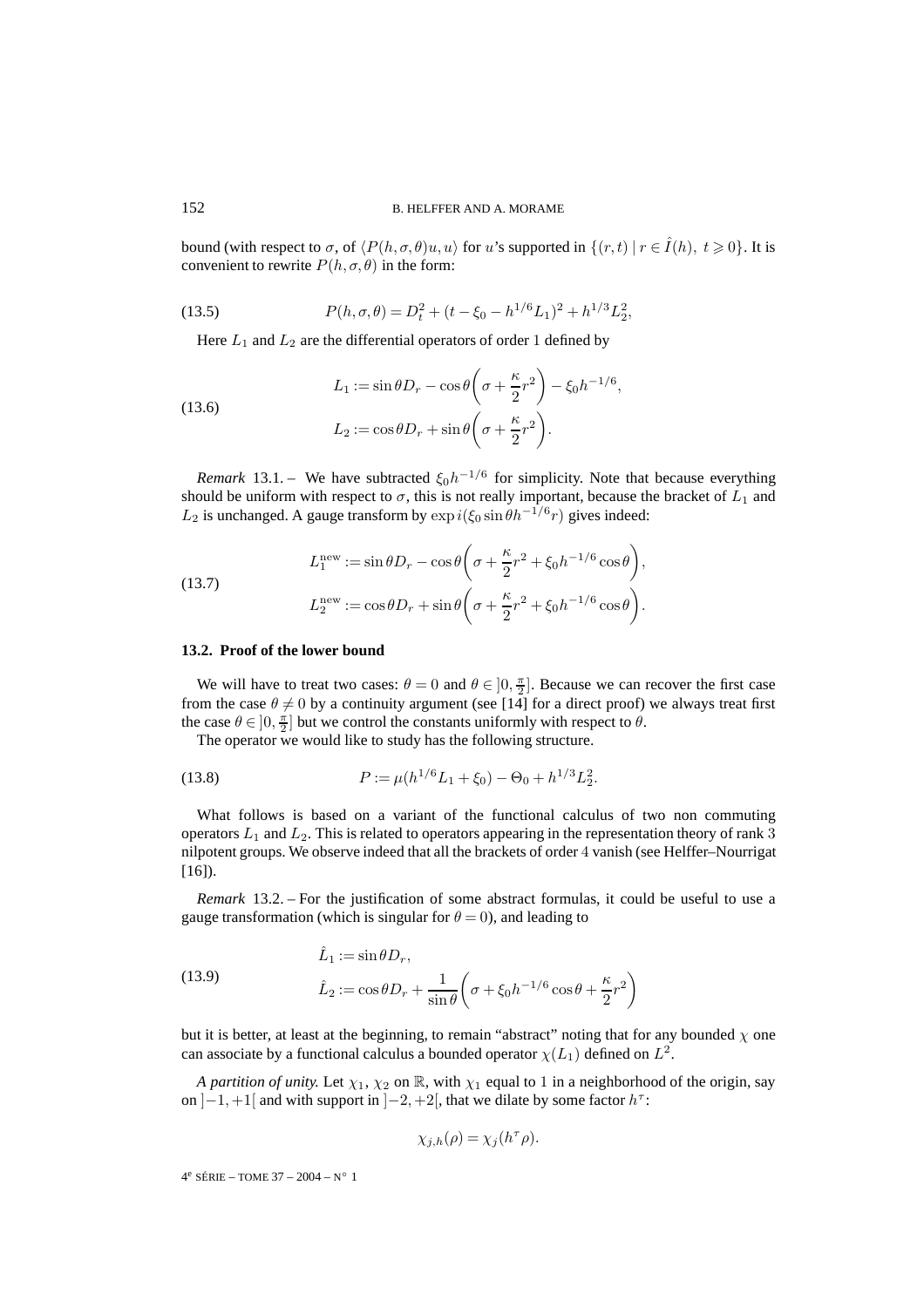bound (with respect to $\sigma$, of $\langle P(h,\sigma,\theta)u,u\rangle$ for $u$'s supported in $\{(r,t) \mid r \in \hat{I}(h),\ t \geqslant 0\}$. It is convenient to rewrite $P(h,\sigma,\theta)$ in the form:

$$P(h,\sigma,\theta) = D_t^2 + (t - \xi_0 - h^{1/6}L_1)^2 + h^{1/3}L_2^2, \tag{13.5}$$

Here $L_1$ and $L_2$ are the differential operators of order 1 defined by

$$\begin{aligned} L_1 &:= \sin\theta D_r - \cos\theta\left(\sigma + \frac{\kappa}{2}r^2\right) - \xi_0 h^{-1/6}, \\ L_2 &:= \cos\theta D_r + \sin\theta\left(\sigma + \frac{\kappa}{2}r^2\right). \end{aligned} \tag{13.6}$$

*Remark* 13.1. – We have subtracted $\xi_0 h^{-1/6}$ for simplicity. Note that because everything should be uniform with respect to $\sigma$, this is not really important, because the bracket of $L_1$ and $L_2$ is unchanged. A gauge transform by $\exp i(\xi_0 \sin\theta h^{-1/6} r)$ gives indeed:

$$\begin{aligned} L_1^{\text{new}} &:= \sin\theta D_r - \cos\theta\left(\sigma + \frac{\kappa}{2}r^2 + \xi_0 h^{-1/6}\cos\theta\right), \\ L_2^{\text{new}} &:= \cos\theta D_r + \sin\theta\left(\sigma + \frac{\kappa}{2}r^2 + \xi_0 h^{-1/6}\cos\theta\right). \end{aligned} \tag{13.7}$$

### 13.2. Proof of the lower bound

We will have to treat two cases: $\theta = 0$ and $\theta \in ]0, \frac{\pi}{2}]$. Because we can recover the first case from the case $\theta \neq 0$ by a continuity argument (see [14] for a direct proof) we always treat first the case $\theta \in ]0, \frac{\pi}{2}]$ but we control the constants uniformly with respect to $\theta$.

The operator we would like to study has the following structure.

$$P := \mu(h^{1/6}L_1 + \xi_0) - \Theta_0 + h^{1/3}L_2^2. \tag{13.8}$$

What follows is based on a variant of the functional calculus of two non commuting operators $L_1$ and $L_2$. This is related to operators appearing in the representation theory of rank 3 nilpotent groups. We observe indeed that all the brackets of order 4 vanish (see Helffer–Nourrigat [16]).

*Remark* 13.2. – For the justification of some abstract formulas, it could be useful to use a gauge transformation (which is singular for $\theta = 0$), and leading to

$$\begin{aligned} \hat{L}_1 &:= \sin\theta D_r, \\ \hat{L}_2 &:= \cos\theta D_r + \frac{1}{\sin\theta}\left(\sigma + \xi_0 h^{-1/6}\cos\theta + \frac{\kappa}{2}r^2\right) \end{aligned} \tag{13.9}$$

but it is better, at least at the beginning, to remain "abstract" noting that for any bounded $\chi$ one can associate by a functional calculus a bounded operator $\chi(L_1)$ defined on $L^2$.

*A partition of unity.* Let $\chi_1$, $\chi_2$ on $\mathbb{R}$, with $\chi_1$ equal to 1 in a neighborhood of the origin, say on $]-1,+1[$ and with support in $]-2,+2[$, that we dilate by some factor $h^\tau$:

$$\chi_{j,h}(\rho) = \chi_j(h^\tau \rho).$$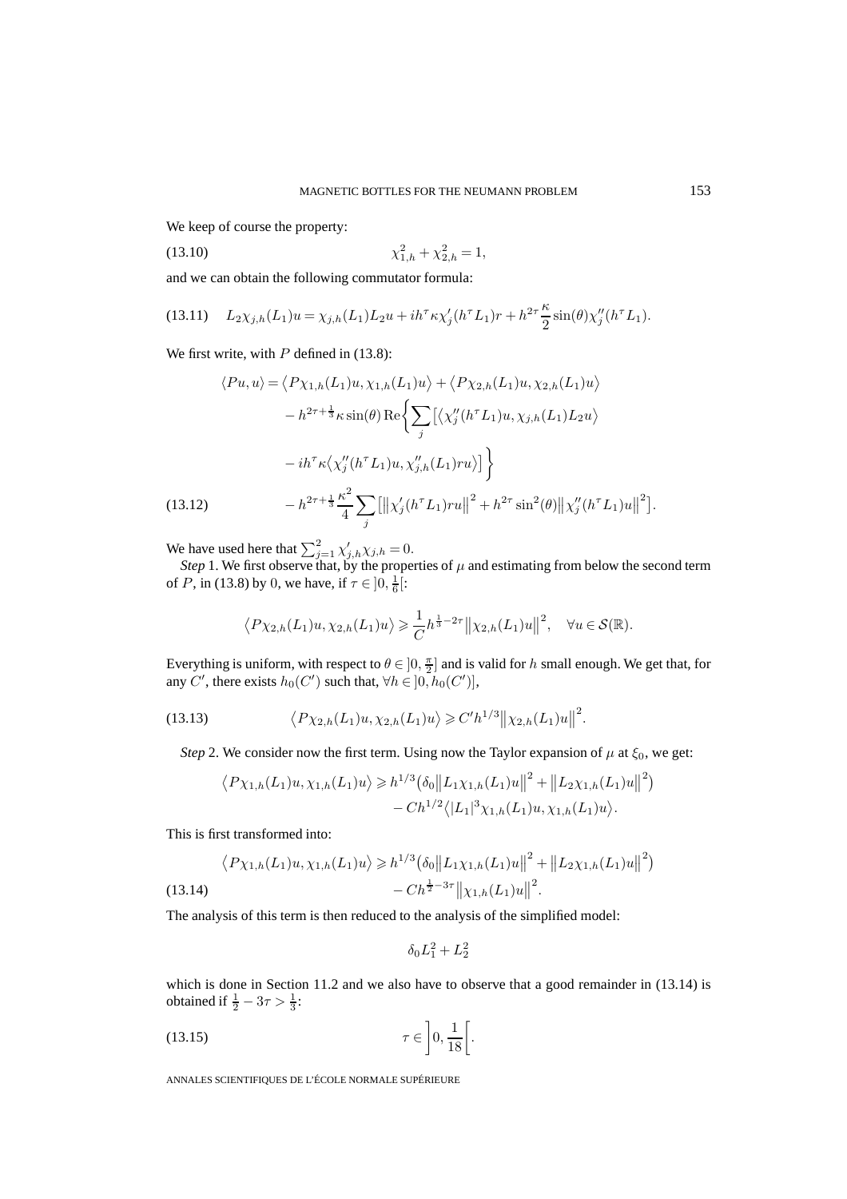We keep of course the property:

$$\chi_{1,h}^2 + \chi_{2,h}^2 = 1, \tag{13.10}$$

and we can obtain the following commutator formula:

$$L_2\chi_{j,h}(L_1)u = \chi_{j,h}(L_1)L_2u + ih^\tau\kappa\chi_j'(h^\tau L_1)r + h^{2\tau}\frac{\kappa}{2}\sin(\theta)\chi_j''(h^\tau L_1). \tag{13.11}$$

We first write, with $P$ defined in (13.8):

$$\begin{aligned}
\langle Pu, u\rangle &= \langle P\chi_{1,h}(L_1)u, \chi_{1,h}(L_1)u\rangle + \langle P\chi_{2,h}(L_1)u, \chi_{2,h}(L_1)u\rangle \\
&\quad - h^{2\tau+\frac{1}{3}}\kappa\sin(\theta)\,\mathrm{Re}\bigg\{\sum_j \big[\langle \chi_j''(h^\tau L_1)u, \chi_{j,h}(L_1)L_2u\rangle \\
&\quad - ih^\tau\kappa\langle \chi_j''(h^\tau L_1)u, \chi_{j,h}''(L_1)ru\rangle\big]\bigg\} \\
&\quad - h^{2\tau+\frac{1}{3}}\frac{\kappa^2}{4}\sum_j\big[\|\chi_j'(h^\tau L_1)ru\|^2 + h^{2\tau}\sin^2(\theta)\|\chi_j''(h^\tau L_1)u\|^2\big].
\end{aligned} \tag{13.12}$$

We have used here that $\sum_{j=1}^2 \chi_{j,h}'\chi_{j,h} = 0$.

*Step* 1. We first observe that, by the properties of $\mu$ and estimating from below the second term of $P$, in (13.8) by $0$, we have, if $\tau \in ]0, \frac{1}{6}[$:

$$\langle P\chi_{2,h}(L_1)u, \chi_{2,h}(L_1)u\rangle \geqslant \frac{1}{C}h^{\frac{1}{3}-2\tau}\|\chi_{2,h}(L_1)u\|^2, \quad \forall u \in \mathcal{S}(\mathbb{R}).$$

Everything is uniform, with respect to $\theta \in ]0, \frac{\pi}{2}]$ and is valid for $h$ small enough. We get that, for any $C'$, there exists $h_0(C')$ such that, $\forall h \in ]0, h_0(C')]$,

$$\langle P\chi_{2,h}(L_1)u, \chi_{2,h}(L_1)u\rangle \geqslant C'h^{1/3}\|\chi_{2,h}(L_1)u\|^2. \tag{13.13}$$

*Step* 2. We consider now the first term. Using now the Taylor expansion of $\mu$ at $\xi_0$, we get:

$$\begin{aligned}
\langle P\chi_{1,h}(L_1)u, \chi_{1,h}(L_1)u\rangle &\geqslant h^{1/3}\big(\delta_0\|L_1\chi_{1,h}(L_1)u\|^2 + \|L_2\chi_{1,h}(L_1)u\|^2\big) \\
&\quad - Ch^{1/2}\langle |L_1|^3\chi_{1,h}(L_1)u, \chi_{1,h}(L_1)u\rangle.
\end{aligned}$$

This is first transformed into:

$$\begin{aligned}
\langle P\chi_{1,h}(L_1)u, \chi_{1,h}(L_1)u\rangle &\geqslant h^{1/3}\big(\delta_0\|L_1\chi_{1,h}(L_1)u\|^2 + \|L_2\chi_{1,h}(L_1)u\|^2\big) \\
&\quad - Ch^{\frac{1}{2}-3\tau}\|\chi_{1,h}(L_1)u\|^2.
\end{aligned} \tag{13.14}$$

The analysis of this term is then reduced to the analysis of the simplified model:

$$\delta_0 L_1^2 + L_2^2$$

which is done in Section 11.2 and we also have to observe that a good remainder in (13.14) is obtained if $\frac{1}{2} - 3\tau > \frac{1}{3}$:

$$\tau \in \left]0, \frac{1}{18}\right[. \tag{13.15}$$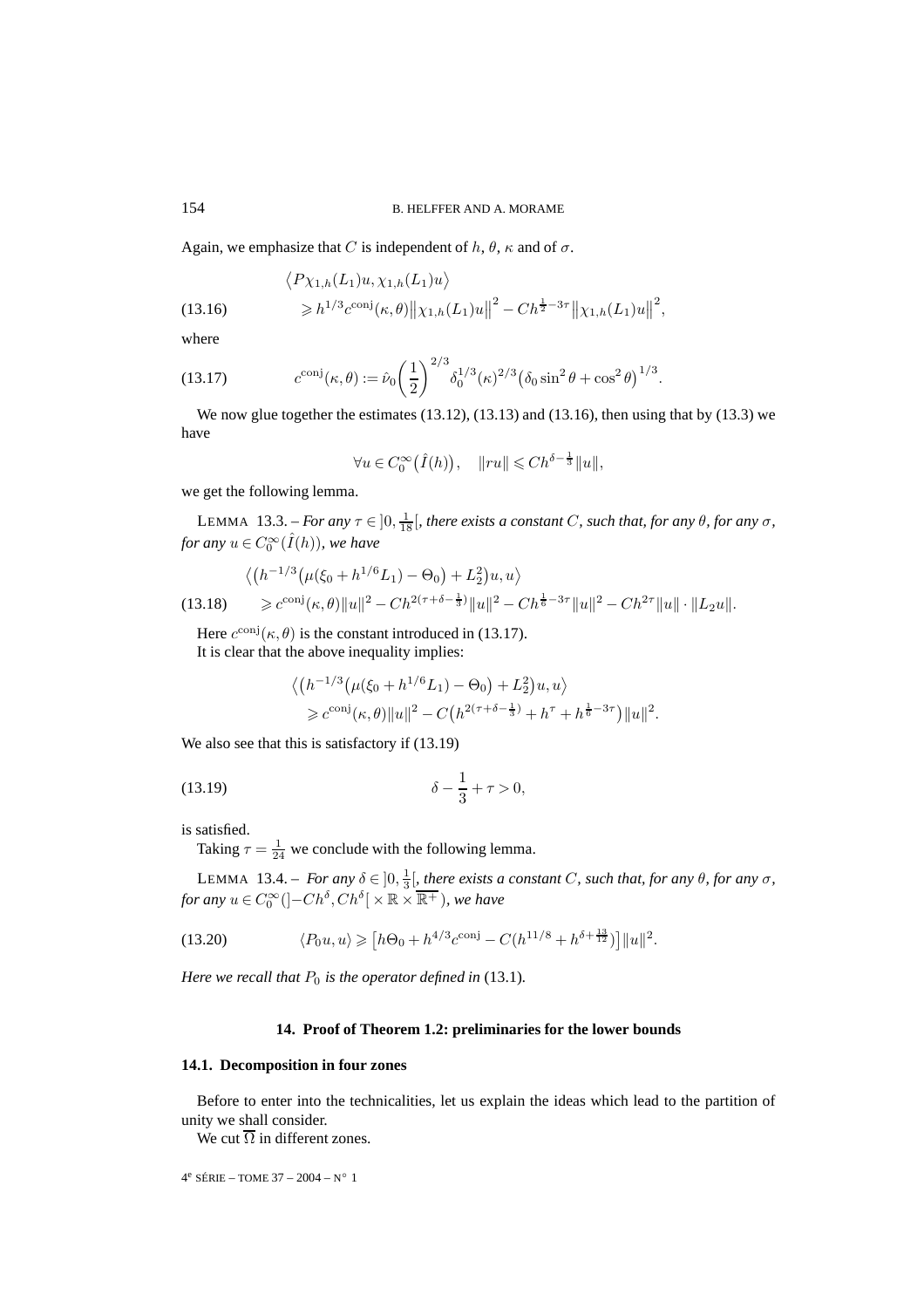Again, we emphasize that $C$ is independent of $h$, $\theta$, $\kappa$ and of $\sigma$.

$$
\begin{aligned}
&\langle P\chi_{1,h}(L_1)u, \chi_{1,h}(L_1)u\rangle \\
&\quad \geqslant h^{1/3}c^{\mathrm{conj}}(\kappa,\theta)\big\|\chi_{1,h}(L_1)u\big\|^2 - Ch^{\frac{1}{2}-3\tau}\big\|\chi_{1,h}(L_1)u\big\|^2,
\end{aligned}
\tag{13.16}
$$

where

$$
c^{\mathrm{conj}}(\kappa,\theta) := \hat{\nu}_0\left(\frac{1}{2}\right)^{2/3}\delta_0^{1/3}(\kappa)^{2/3}\big(\delta_0\sin^2\theta + \cos^2\theta\big)^{1/3}.
\tag{13.17}
$$

We now glue together the estimates (13.12), (13.13) and (13.16), then using that by (13.3) we have

$$
\forall u \in C_0^\infty\big(\hat{I}(h)\big), \quad \|ru\| \leqslant Ch^{\delta-\frac{1}{3}}\|u\|,
$$

we get the following lemma.

LEMMA 13.3. – *For any $\tau \in ]0, \frac{1}{18}[$, there exists a constant $C$, such that, for any $\theta$, for any $\sigma$, for any $u \in C_0^\infty(\hat{I}(h))$, we have*

$$
\begin{aligned}
&\big\langle\big(h^{-1/3}\big(\mu(\xi_0 + h^{1/6}L_1) - \Theta_0\big) + L_2^2\big)u, u\big\rangle \\
&\quad \geqslant c^{\mathrm{conj}}(\kappa,\theta)\|u\|^2 - Ch^{2(\tau+\delta-\frac{1}{3})}\|u\|^2 - Ch^{\frac{1}{6}-3\tau}\|u\|^2 - Ch^{2\tau}\|u\|\cdot\|L_2u\|.
\end{aligned}
\tag{13.18}
$$

Here $c^{\mathrm{conj}}(\kappa,\theta)$ is the constant introduced in (13.17).

It is clear that the above inequality implies:

$$
\begin{aligned}
&\big\langle\big(h^{-1/3}\big(\mu(\xi_0 + h^{1/6}L_1) - \Theta_0\big) + L_2^2\big)u, u\big\rangle \\
&\quad \geqslant c^{\mathrm{conj}}(\kappa,\theta)\|u\|^2 - C\big(h^{2(\tau+\delta-\frac{1}{3})} + h^\tau + h^{\frac{1}{6}-3\tau}\big)\|u\|^2.
\end{aligned}
$$

We also see that this is satisfactory if (13.19)

$$
\delta - \frac{1}{3} + \tau > 0,
\tag{13.19}
$$

is satisfied.

Taking $\tau = \frac{1}{24}$ we conclude with the following lemma.

LEMMA 13.4. – *For any $\delta \in ]0, \frac{1}{3}[$, there exists a constant $C$, such that, for any $\theta$, for any $\sigma$, for any $u \in C_0^\infty(]-Ch^\delta, Ch^\delta[\times\mathbb{R}\times\overline{\mathbb{R}^+})$, we have*

$$
\langle P_0u, u\rangle \geqslant \big[h\Theta_0 + h^{4/3}c^{\mathrm{conj}} - C(h^{11/8} + h^{\delta+\frac{13}{12}})\big]\|u\|^2.
\tag{13.20}
$$

*Here we recall that $P_0$ is the operator defined in* (13.1)*.*

## 14. Proof of Theorem 1.2: preliminaries for the lower bounds

### 14.1. Decomposition in four zones

Before to enter into the technicalities, let us explain the ideas which lead to the partition of unity we shall consider.

We cut $\overline{\Omega}$ in different zones.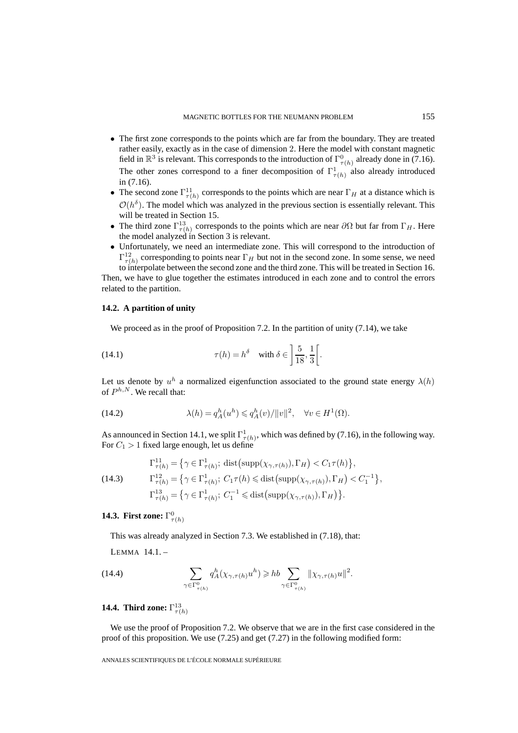- The first zone corresponds to the points which are far from the boundary. They are treated rather easily, exactly as in the case of dimension 2. Here the model with constant magnetic field in $\mathbb{R}^3$ is relevant. This corresponds to the introduction of $\Gamma^0_{\tau(h)}$ already done in (7.16). The other zones correspond to a finer decomposition of $\Gamma^1_{\tau(h)}$ also already introduced in (7.16).
- The second zone $\Gamma^{11}_{\tau(h)}$ corresponds to the points which are near $\Gamma_H$ at a distance which is $\mathcal{O}(h^\delta)$. The model which was analyzed in the previous section is essentially relevant. This will be treated in Section 15.
- The third zone $\Gamma^{13}_{\tau(h)}$ corresponds to the points which are near $\partial\Omega$ but far from $\Gamma_H$. Here the model analyzed in Section 3 is relevant.
- Unfortunately, we need an intermediate zone. This will correspond to the introduction of $\Gamma^{12}_{\tau(h)}$ corresponding to points near $\Gamma_H$ but not in the second zone. In some sense, we need to interpolate between the second zone and the third zone. This will be treated in Section 16.

Then, we have to glue together the estimates introduced in each zone and to control the errors related to the partition.

### 14.2. A partition of unity

We proceed as in the proof of Proposition 7.2. In the partition of unity (7.14), we take

$$\tau(h) = h^\delta \quad \text{with } \delta \in \left]\frac{5}{18}, \frac{1}{3}\right[. \tag{14.1}$$

Let us denote by $u^h$ a normalized eigenfunction associated to the ground state energy $\lambda(h)$ of $P^{h,N}$. We recall that:

$$\lambda(h) = q^h_A(u^h) \leqslant q^h_A(v)/\|v\|^2, \quad \forall v \in H^1(\Omega). \tag{14.2}$$

As announced in Section 14.1, we split $\Gamma^1_{\tau(h)}$, which was defined by (7.16), in the following way. For $C_1 > 1$ fixed large enough, let us define

$$\begin{aligned}
&\Gamma^{11}_{\tau(h)} = \big\{\gamma \in \Gamma^1_{\tau(h)};\ \operatorname{dist}\big(\operatorname{supp}(\chi_{\gamma,\tau(h)}), \Gamma_H\big) < C_1\tau(h)\big\},\\
&\Gamma^{12}_{\tau(h)} = \big\{\gamma \in \Gamma^1_{\tau(h)};\ C_1\tau(h) \leqslant \operatorname{dist}\big(\operatorname{supp}(\chi_{\gamma,\tau(h)}), \Gamma_H\big) < C_1^{-1}\big\},\\
&\Gamma^{13}_{\tau(h)} = \big\{\gamma \in \Gamma^1_{\tau(h)};\ C_1^{-1} \leqslant \operatorname{dist}\big(\operatorname{supp}(\chi_{\gamma,\tau(h)}), \Gamma_H\big)\big\}.
\end{aligned} \tag{14.3}$$

### 14.3. First zone: $\Gamma^0_{\tau(h)}$

This was already analyzed in Section 7.3. We established in (7.18), that:

LEMMA 14.1. –

$$\sum_{\gamma \in \Gamma^0_{\tau(h)}} q^h_A(\chi_{\gamma,\tau(h)} u^h) \geqslant hb \sum_{\gamma \in \Gamma^0_{\tau(h)}} \|\chi_{\gamma,\tau(h)} u\|^2. \tag{14.4}$$

### 14.4. Third zone: $\Gamma^{13}_{\tau(h)}$

We use the proof of Proposition 7.2. We observe that we are in the first case considered in the proof of this proposition. We use (7.25) and get (7.27) in the following modified form: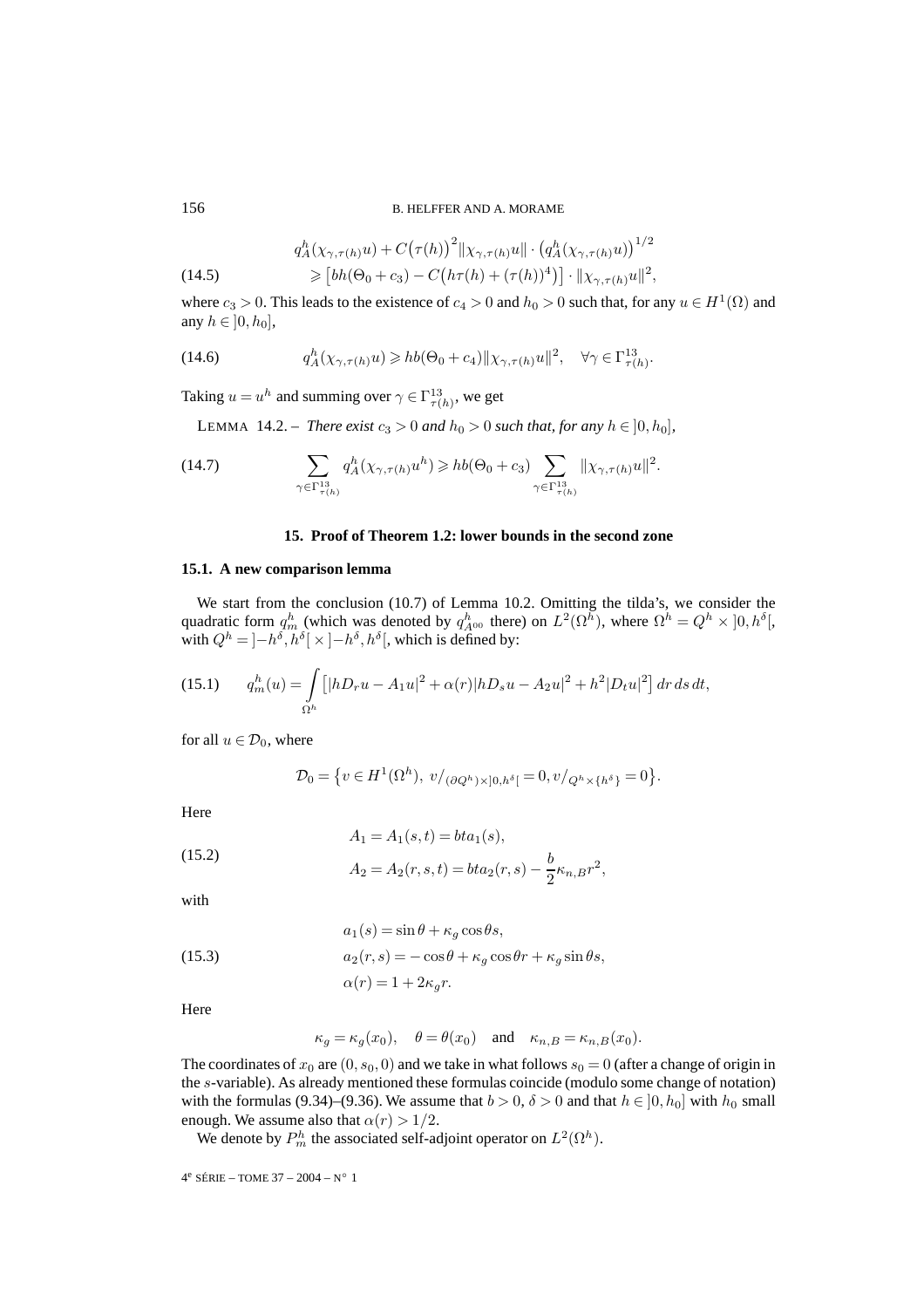$$
\begin{aligned}
& q_A^h(\chi_{\gamma,\tau(h)}u) + C\big(\tau(h)\big)^2 \|\chi_{\gamma,\tau(h)}u\| \cdot \big(q_A^h(\chi_{\gamma,\tau(h)}u)\big)^{1/2} \\
& \quad \geqslant \big[bh(\Theta_0 + c_3) - C\big(h\tau(h) + (\tau(h))^4\big)\big] \cdot \|\chi_{\gamma,\tau(h)}u\|^2,
\end{aligned}
\tag{14.5}
$$

where $c_3 > 0$. This leads to the existence of $c_4 > 0$ and $h_0 > 0$ such that, for any $u \in H^1(\Omega)$ and any $h \in ]0, h_0]$,

$$
q_A^h(\chi_{\gamma,\tau(h)}u) \geqslant hb(\Theta_0 + c_4)\|\chi_{\gamma,\tau(h)}u\|^2, \quad \forall \gamma \in \Gamma^{13}_{\tau(h)}.
\tag{14.6}
$$

Taking $u = u^h$ and summing over $\gamma \in \Gamma^{13}_{\tau(h)}$, we get

LEMMA 14.2. – *There exist $c_3 > 0$ and $h_0 > 0$ such that, for any $h \in ]0, h_0]$,*

$$
\sum_{\gamma \in \Gamma^{13}_{\tau(h)}} q_A^h(\chi_{\gamma,\tau(h)}u^h) \geqslant hb(\Theta_0 + c_3) \sum_{\gamma \in \Gamma^{13}_{\tau(h)}} \|\chi_{\gamma,\tau(h)}u\|^2.
\tag{14.7}
$$

## 15. Proof of Theorem 1.2: lower bounds in the second zone

### 15.1. A new comparison lemma

We start from the conclusion (10.7) of Lemma 10.2. Omitting the tilda's, we consider the quadratic form $q_m^h$ (which was denoted by $q^h_{A^{00}}$ there) on $L^2(\Omega^h)$, where $\Omega^h = Q^h \times ]0, h^\delta[$, with $Q^h = ]-h^\delta, h^\delta[ \times ]-h^\delta, h^\delta[$, which is defined by:

$$
q_m^h(u) = \int\limits_{\Omega^h} \big[|hD_r u - A_1 u|^2 + \alpha(r)|hD_s u - A_2 u|^2 + h^2|D_t u|^2\big]\, dr\, ds\, dt,
\tag{15.1}
$$

for all $u \in \mathcal{D}_0$, where

$$
\mathcal{D}_0 = \big\{v \in H^1(\Omega^h),\ v/_{(\partial Q^h)\times ]0,h^\delta[} = 0, v/_{Q^h \times \{h^\delta\}} = 0\big\}.
$$

Here

$$
\begin{aligned}
& A_1 = A_1(s,t) = bta_1(s), \\
& A_2 = A_2(r,s,t) = bta_2(r,s) - \frac{b}{2}\kappa_{n,B} r^2,
\end{aligned}
\tag{15.2}
$$

with

$$
\begin{aligned}
& a_1(s) = \sin\theta + \kappa_g \cos\theta s, \\
& a_2(r,s) = -\cos\theta + \kappa_g \cos\theta r + \kappa_g \sin\theta s, \\
& \alpha(r) = 1 + 2\kappa_g r.
\end{aligned}
\tag{15.3}
$$

Here

$$
\kappa_g = \kappa_g(x_0), \quad \theta = \theta(x_0) \quad \text{and} \quad \kappa_{n,B} = \kappa_{n,B}(x_0).
$$

The coordinates of $x_0$ are $(0, s_0, 0)$ and we take in what follows $s_0 = 0$ (after a change of origin in the $s$-variable). As already mentioned these formulas coincide (modulo some change of notation) with the formulas (9.34)–(9.36). We assume that $b > 0$, $\delta > 0$ and that $h \in ]0, h_0]$ with $h_0$ small enough. We assume also that $\alpha(r) > 1/2$.

We denote by $P_m^h$ the associated self-adjoint operator on $L^2(\Omega^h)$.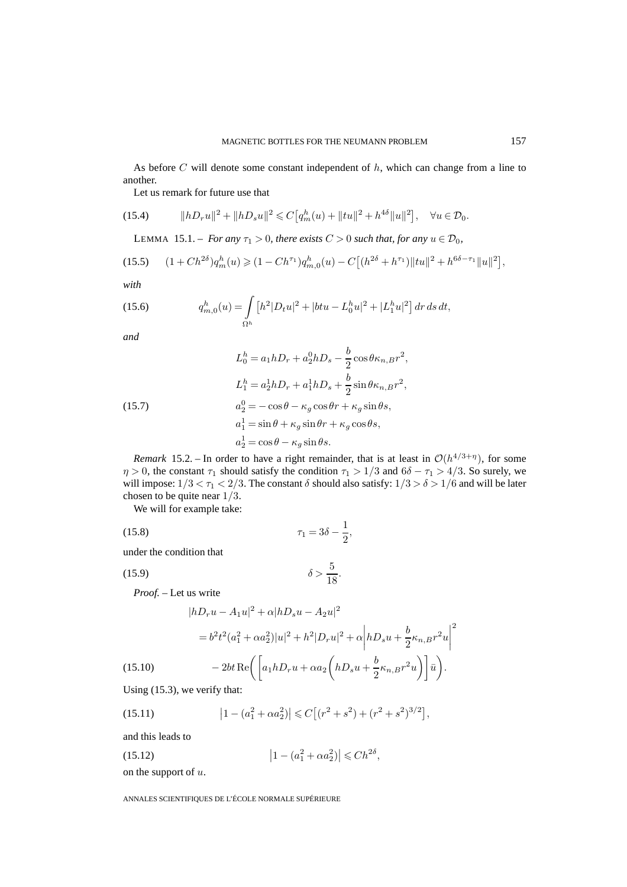As before $C$ will denote some constant independent of $h$, which can change from a line to another.

Let us remark for future use that

$$\|hD_r u\|^2 + \|hD_s u\|^2 \leqslant C\big[q_m^h(u) + \|tu\|^2 + h^{4\delta}\|u\|^2\big], \quad \forall u \in \mathcal{D}_0. \tag{15.4}$$

LEMMA 15.1. – *For any $\tau_1 > 0$, there exists $C > 0$ such that, for any $u \in \mathcal{D}_0$,*

$$(1 + Ch^{2\delta})q_m^h(u) \geqslant (1 - Ch^{\tau_1})q_{m,0}^h(u) - C\big[(h^{2\delta} + h^{\tau_1})\|tu\|^2 + h^{6\delta - \tau_1}\|u\|^2\big], \tag{15.5}$$

*with*

$$q_{m,0}^h(u) = \int_{\Omega^h} \big[h^2|D_t u|^2 + |btu - L_0^h u|^2 + |L_1^h u|^2\big]\, dr\, ds\, dt, \tag{15.6}$$

*and*

$$\begin{aligned}
L_0^h &= a_1 hD_r + a_2^0 hD_s - \frac{b}{2}\cos\theta \kappa_{n,B} r^2, \\
L_1^h &= a_2^1 hD_r + a_1^1 hD_s + \frac{b}{2}\sin\theta \kappa_{n,B} r^2, \\
a_2^0 &= -\cos\theta - \kappa_g \cos\theta r + \kappa_g \sin\theta s, \\
a_1^1 &= \sin\theta + \kappa_g \sin\theta r + \kappa_g \cos\theta s, \\
a_2^1 &= \cos\theta - \kappa_g \sin\theta s.
\end{aligned} \tag{15.7}$$

*Remark* 15.2. – In order to have a right remainder, that is at least in $\mathcal{O}(h^{4/3+\eta})$, for some $\eta > 0$, the constant $\tau_1$ should satisfy the condition $\tau_1 > 1/3$ and $6\delta - \tau_1 > 4/3$. So surely, we will impose: $1/3 < \tau_1 < 2/3$. The constant $\delta$ should also satisfy: $1/3 > \delta > 1/6$ and will be later chosen to be quite near $1/3$.

We will for example take:

$$\tau_1 = 3\delta - \frac{1}{2}, \tag{15.8}$$

under the condition that

$$\delta > \frac{5}{18}. \tag{15.9}$$

*Proof.* – Let us write

$$\begin{aligned}
&|hD_r u - A_1 u|^2 + \alpha|hD_s u - A_2 u|^2 \\
&\quad = b^2 t^2 (a_1^2 + \alpha a_2^2)|u|^2 + h^2|D_r u|^2 + \alpha\left|hD_s u + \frac{b}{2}\kappa_{n,B} r^2 u\right|^2 \\
&\qquad - 2bt\,\mathrm{Re}\left(\left[a_1 hD_r u + \alpha a_2\left(hD_s u + \frac{b}{2}\kappa_{n,B} r^2 u\right)\right]\bar{u}\right).
\end{aligned} \tag{15.10}$$

Using (15.3), we verify that:

$$\big|1 - (a_1^2 + \alpha a_2^2)\big| \leqslant C\big[(r^2 + s^2) + (r^2 + s^2)^{3/2}\big], \tag{15.11}$$

and this leads to

$$\big|1 - (a_1^2 + \alpha a_2^2)\big| \leqslant Ch^{2\delta}, \tag{15.12}$$

on the support of $u$.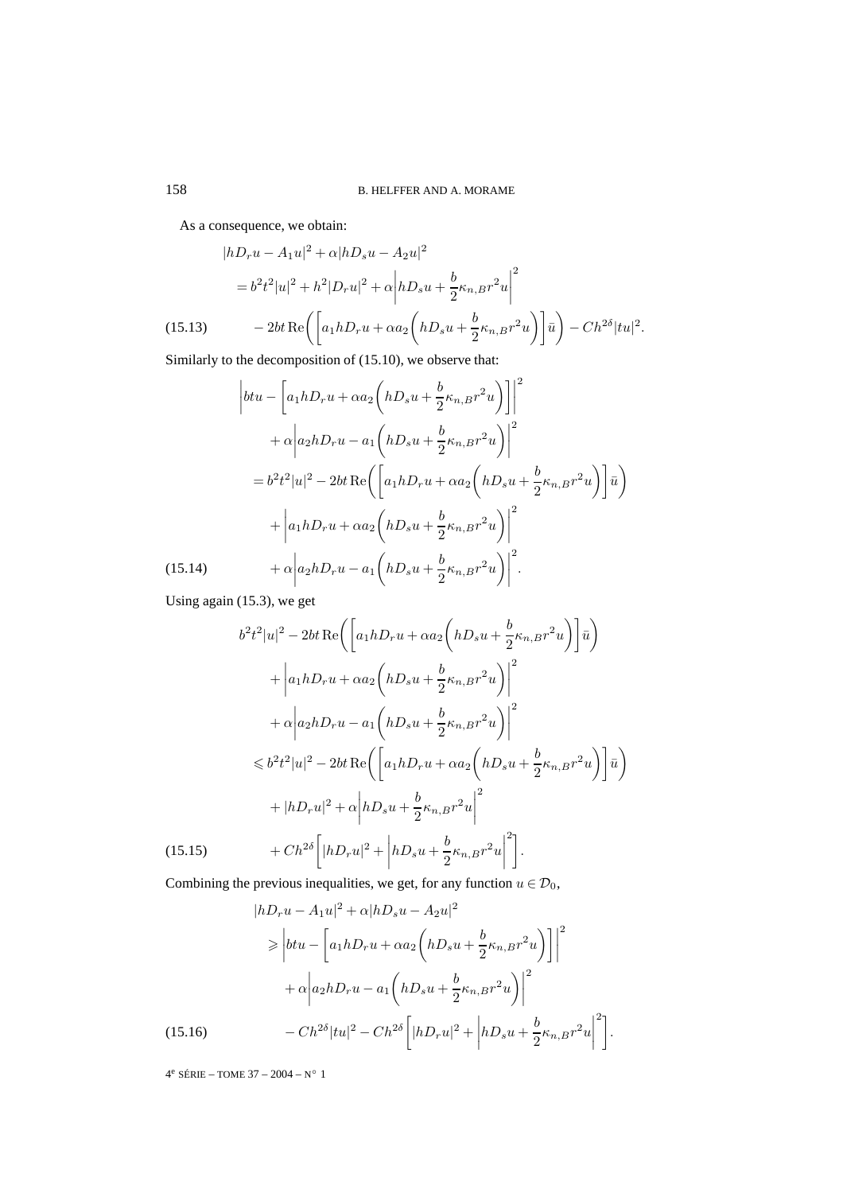As a consequence, we obtain:

$$
\begin{aligned}
&|hD_r u - A_1 u|^2 + \alpha |hD_s u - A_2 u|^2 \\
&\quad = b^2 t^2 |u|^2 + h^2 |D_r u|^2 + \alpha \left| hD_s u + \frac{b}{2} \kappa_{n,B} r^2 u \right|^2 \\
&\qquad - 2bt \operatorname{Re}\left( \left[ a_1 hD_r u + \alpha a_2 \left( hD_s u + \frac{b}{2} \kappa_{n,B} r^2 u \right) \right] \bar{u} \right) - Ch^{2\delta} |tu|^2.
\end{aligned}
\tag{15.13}
$$

Similarly to the decomposition of (15.10), we observe that:

$$
\begin{aligned}
&\left| btu - \left[ a_1 hD_r u + \alpha a_2 \left( hD_s u + \frac{b}{2} \kappa_{n,B} r^2 u \right) \right] \right|^2 \\
&\qquad + \alpha \left| a_2 hD_r u - a_1 \left( hD_s u + \frac{b}{2} \kappa_{n,B} r^2 u \right) \right|^2 \\
&\quad = b^2 t^2 |u|^2 - 2bt \operatorname{Re}\left( \left[ a_1 hD_r u + \alpha a_2 \left( hD_s u + \frac{b}{2} \kappa_{n,B} r^2 u \right) \right] \bar{u} \right) \\
&\qquad + \left| a_1 hD_r u + \alpha a_2 \left( hD_s u + \frac{b}{2} \kappa_{n,B} r^2 u \right) \right|^2 \\
&\qquad + \alpha \left| a_2 hD_r u - a_1 \left( hD_s u + \frac{b}{2} \kappa_{n,B} r^2 u \right) \right|^2.
\end{aligned}
\tag{15.14}
$$

Using again (15.3), we get

$$
\begin{aligned}
&b^2 t^2 |u|^2 - 2bt \operatorname{Re}\left( \left[ a_1 hD_r u + \alpha a_2 \left( hD_s u + \frac{b}{2} \kappa_{n,B} r^2 u \right) \right] \bar{u} \right) \\
&\qquad + \left| a_1 hD_r u + \alpha a_2 \left( hD_s u + \frac{b}{2} \kappa_{n,B} r^2 u \right) \right|^2 \\
&\qquad + \alpha \left| a_2 hD_r u - a_1 \left( hD_s u + \frac{b}{2} \kappa_{n,B} r^2 u \right) \right|^2 \\
&\quad \leqslant b^2 t^2 |u|^2 - 2bt \operatorname{Re}\left( \left[ a_1 hD_r u + \alpha a_2 \left( hD_s u + \frac{b}{2} \kappa_{n,B} r^2 u \right) \right] \bar{u} \right) \\
&\qquad + |hD_r u|^2 + \alpha \left| hD_s u + \frac{b}{2} \kappa_{n,B} r^2 u \right|^2 \\
&\qquad + Ch^{2\delta} \left[ |hD_r u|^2 + \left| hD_s u + \frac{b}{2} \kappa_{n,B} r^2 u \right|^2 \right].
\end{aligned}
\tag{15.15}
$$

Combining the previous inequalities, we get, for any function $u \in \mathcal{D}_0$,

$$
\begin{aligned}
&|hD_r u - A_1 u|^2 + \alpha |hD_s u - A_2 u|^2 \\
&\quad \geqslant \left| btu - \left[ a_1 hD_r u + \alpha a_2 \left( hD_s u + \frac{b}{2} \kappa_{n,B} r^2 u \right) \right] \right|^2 \\
&\qquad + \alpha \left| a_2 hD_r u - a_1 \left( hD_s u + \frac{b}{2} \kappa_{n,B} r^2 u \right) \right|^2 \\
&\qquad - Ch^{2\delta} |tu|^2 - Ch^{2\delta} \left[ |hD_r u|^2 + \left| hD_s u + \frac{b}{2} \kappa_{n,B} r^2 u \right|^2 \right].
\end{aligned}
\tag{15.16}
$$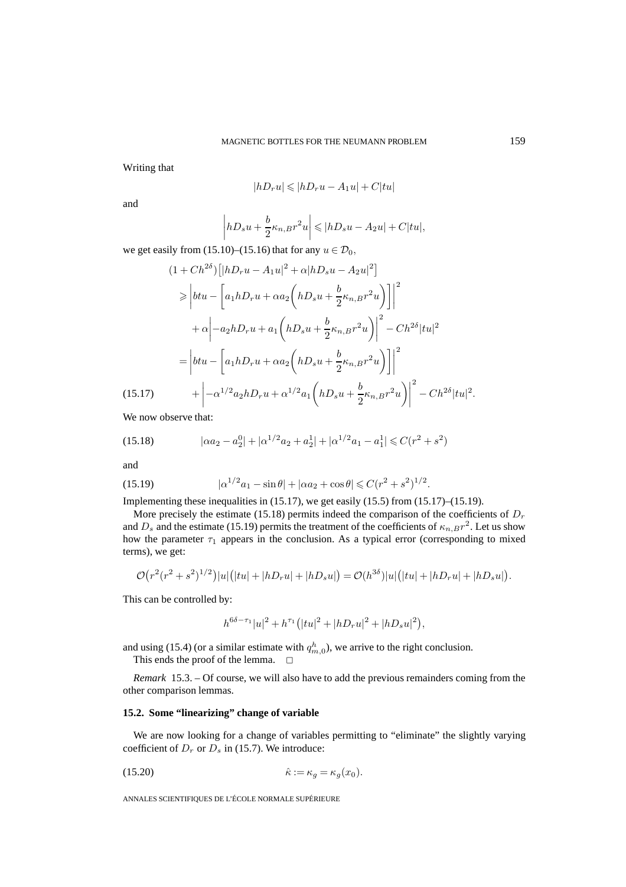Writing that

$$|hD_r u| \leqslant |hD_r u - A_1 u| + C|tu|$$

and

$$\left| hD_s u + \frac{b}{2}\kappa_{n,B} r^2 u \right| \leqslant |hD_s u - A_2 u| + C|tu|,$$

we get easily from (15.10)–(15.16) that for any $u \in \mathcal{D}_0$,

$$\begin{aligned}
(1 + Ch^{2\delta})\big[|hD_r u - A_1 u|^2 + \alpha |hD_s u - A_2 u|^2\big] \\
\geqslant \left| btu - \left[ a_1 hD_r u + \alpha a_2 \left( hD_s u + \frac{b}{2}\kappa_{n,B} r^2 u \right) \right] \right|^2 \\
+ \alpha \left| -a_2 hD_r u + a_1 \left( hD_s u + \frac{b}{2}\kappa_{n,B} r^2 u \right) \right|^2 - Ch^{2\delta}|tu|^2 \\
= \left| btu - \left[ a_1 hD_r u + \alpha a_2 \left( hD_s u + \frac{b}{2}\kappa_{n,B} r^2 u \right) \right] \right|^2 \\
+ \left| -\alpha^{1/2} a_2 hD_r u + \alpha^{1/2} a_1 \left( hD_s u + \frac{b}{2}\kappa_{n,B} r^2 u \right) \right|^2 - Ch^{2\delta}|tu|^2.
\end{aligned} \tag{15.17}$$

We now observe that:

$$|\alpha a_2 - a_2^0| + |\alpha^{1/2} a_2 + a_2^1| + |\alpha^{1/2} a_1 - a_1^1| \leqslant C(r^2 + s^2) \tag{15.18}$$

and

$$|\alpha^{1/2} a_1 - \sin\theta| + |\alpha a_2 + \cos\theta| \leqslant C(r^2 + s^2)^{1/2}. \tag{15.19}$$

Implementing these inequalities in (15.17), we get easily (15.5) from (15.17)–(15.19).

More precisely the estimate (15.18) permits indeed the comparison of the coefficients of $D_r$ and $D_s$ and the estimate (15.19) permits the treatment of the coefficients of $\kappa_{n,B} r^2$. Let us show how the parameter $\tau_1$ appears in the conclusion. As a typical error (corresponding to mixed terms), we get:

$$\mathcal{O}\big(r^2 (r^2 + s^2)^{1/2}\big)|u|\big(|tu| + |hD_r u| + |hD_s u|\big) = \mathcal{O}(h^{3\delta})|u|\big(|tu| + |hD_r u| + |hD_s u|\big).$$

This can be controlled by:

$$h^{6\delta - \tau_1}|u|^2 + h^{\tau_1}\big(|tu|^2 + |hD_r u|^2 + |hD_s u|^2\big),$$

and using (15.4) (or a similar estimate with $q^h_{m,0}$), we arrive to the right conclusion.

This ends the proof of the lemma. □

*Remark* 15.3. – Of course, we will also have to add the previous remainders coming from the other comparison lemmas.

### 15.2. Some "linearizing" change of variable

We are now looking for a change of variables permitting to "eliminate" the slightly varying coefficient of $D_r$ or $D_s$ in (15.7). We introduce:

$$\hat{\kappa} := \kappa_g = \kappa_g(x_0). \tag{15.20}$$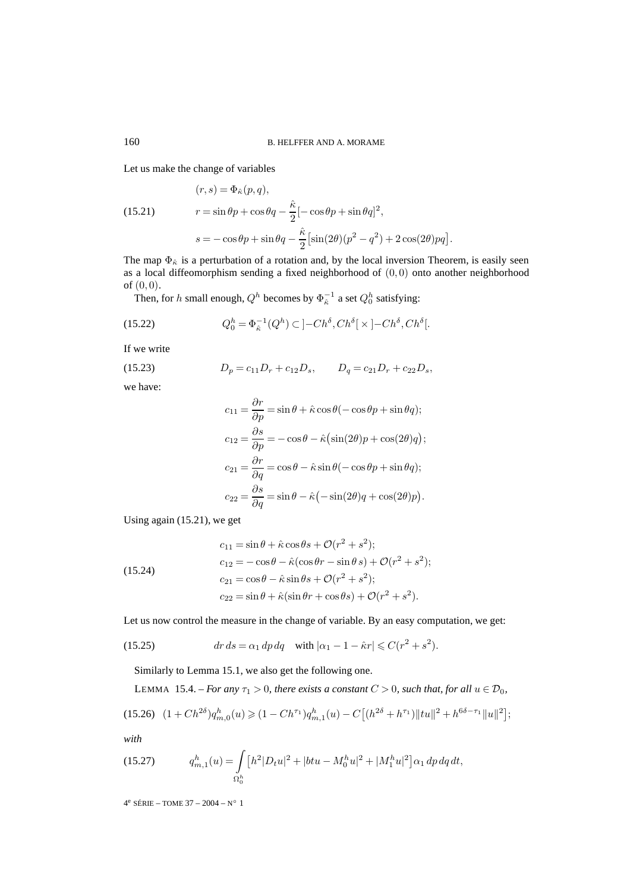Let us make the change of variables

$$
\begin{aligned}
&(r,s) = \Phi_{\hat\kappa}(p,q),\\
&r = \sin\theta p + \cos\theta q - \frac{\hat\kappa}{2}[-\cos\theta p + \sin\theta q]^2,\\
&s = -\cos\theta p + \sin\theta q - \frac{\hat\kappa}{2}\big[\sin(2\theta)(p^2-q^2) + 2\cos(2\theta)pq\big].
\end{aligned}
\tag{15.21}
$$

The map $\Phi_{\hat\kappa}$ is a perturbation of a rotation and, by the local inversion Theorem, is easily seen as a local diffeomorphism sending a fixed neighborhood of $(0,0)$ onto another neighborhood of $(0,0)$.

Then, for $h$ small enough, $Q^h$ becomes by $\Phi_{\hat\kappa}^{-1}$ a set $Q_0^h$ satisfying:

$$
Q_0^h = \Phi_{\hat\kappa}^{-1}(Q^h) \subset \left]-Ch^\delta, Ch^\delta\right[ \times \left]-Ch^\delta, Ch^\delta\right[. \tag{15.22}
$$

If we write

$$
D_p = c_{11}D_r + c_{12}D_s, \qquad D_q = c_{21}D_r + c_{22}D_s, \tag{15.23}
$$

we have:

$$
\begin{aligned}
c_{11} &= \frac{\partial r}{\partial p} = \sin\theta + \hat\kappa\cos\theta(-\cos\theta p + \sin\theta q);\\
c_{12} &= \frac{\partial s}{\partial p} = -\cos\theta - \hat\kappa\big(\sin(2\theta)p + \cos(2\theta)q\big);\\
c_{21} &= \frac{\partial r}{\partial q} = \cos\theta - \hat\kappa\sin\theta(-\cos\theta p + \sin\theta q);\\
c_{22} &= \frac{\partial s}{\partial q} = \sin\theta - \hat\kappa\big(-\sin(2\theta)q + \cos(2\theta)p\big).
\end{aligned}
$$

Using again (15.21), we get

$$
\begin{aligned}
c_{11} &= \sin\theta + \hat\kappa\cos\theta s + \mathcal{O}(r^2+s^2);\\
c_{12} &= -\cos\theta - \hat\kappa(\cos\theta r - \sin\theta\, s) + \mathcal{O}(r^2+s^2);\\
c_{21} &= \cos\theta - \hat\kappa\sin\theta s + \mathcal{O}(r^2+s^2);\\
c_{22} &= \sin\theta + \hat\kappa(\sin\theta r + \cos\theta s) + \mathcal{O}(r^2+s^2).
\end{aligned}
\tag{15.24}
$$

Let us now control the measure in the change of variable. By an easy computation, we get:

$$
dr\,ds = \alpha_1\,dp\,dq \quad \text{with } |\alpha_1 - 1 - \hat\kappa r| \leqslant C(r^2+s^2). \tag{15.25}
$$

Similarly to Lemma 15.1, we also get the following one.

LEMMA 15.4. – *For any $\tau_1 > 0$, there exists a constant $C > 0$, such that, for all $u \in \mathcal{D}_0$,*

$$
(1+Ch^{2\delta})q_{m,0}^h(u) \geqslant (1-Ch^{\tau_1})q_{m,1}^h(u) - C\big[(h^{2\delta}+h^{\tau_1})\|tu\|^2 + h^{6\delta-\tau_1}\|u\|^2\big]; \tag{15.26}
$$

*with*

$$
q_{m,1}^h(u) = \int_{\Omega_0^h} \big[h^2|D_t u|^2 + |btu - M_0^h u|^2 + |M_1^h u|^2\big]\alpha_1\,dp\,dq\,dt, \tag{15.27}
$$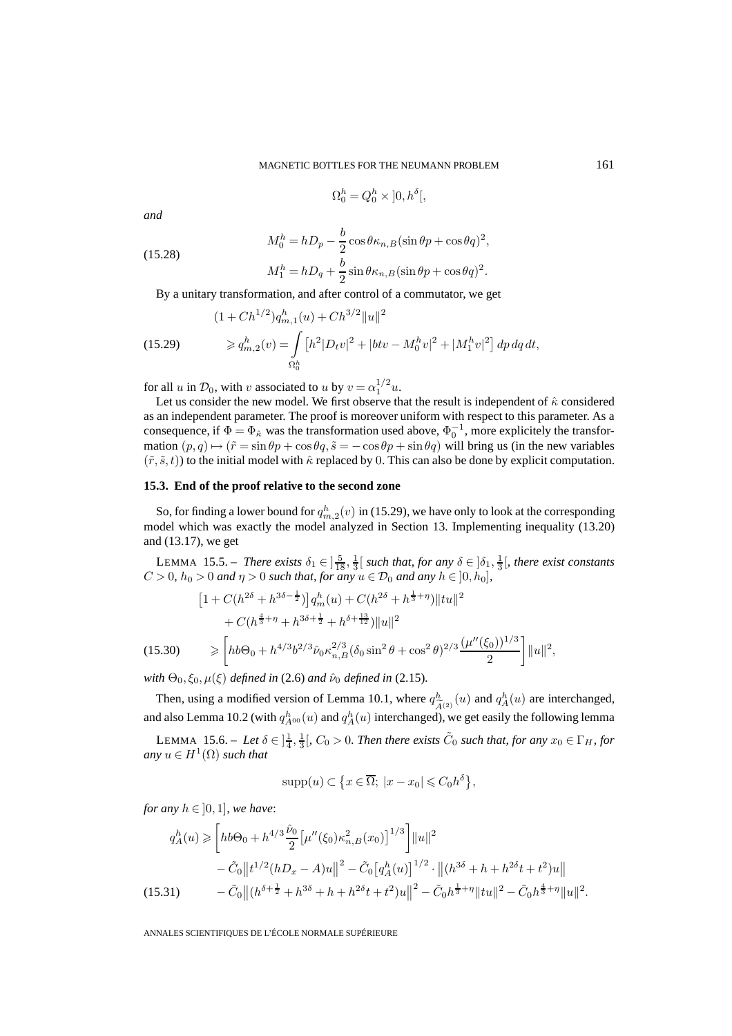$$\Omega_0^h = Q_0^h \times ]0, h^\delta[,$$

*and*

$$\begin{aligned} M_0^h &= hD_p - \frac{b}{2}\cos\theta\kappa_{n,B}(\sin\theta p + \cos\theta q)^2, \\ M_1^h &= hD_q + \frac{b}{2}\sin\theta\kappa_{n,B}(\sin\theta p + \cos\theta q)^2. \end{aligned} \tag{15.28}$$

By a unitary transformation, and after control of a commutator, we get

$$\begin{aligned} &(1 + Ch^{1/2})q_{m,1}^h(u) + Ch^{3/2}\|u\|^2 \\ &\quad \geqslant q_{m,2}^h(v) = \int_{\Omega_0^h} \left[h^2|D_t v|^2 + |btv - M_0^h v|^2 + |M_1^h v|^2\right] dp\,dq\,dt, \end{aligned} \tag{15.29}$$

for all $u$ in $\mathcal{D}_0$, with $v$ associated to $u$ by $v = \alpha_1^{1/2} u$.

Let us consider the new model. We first observe that the result is independent of $\hat{\kappa}$ considered as an independent parameter. The proof is moreover uniform with respect to this parameter. As a consequence, if $\Phi = \Phi_{\hat{\kappa}}$ was the transformation used above, $\Phi_0^{-1}$, more explicitely the transformation $(p, q) \mapsto (\tilde{r} = \sin\theta p + \cos\theta q, \tilde{s} = -\cos\theta p + \sin\theta q)$ will bring us (in the new variables $(\tilde{r}, \tilde{s}, t)$) to the initial model with $\hat{\kappa}$ replaced by $0$. This can also be done by explicit computation.

### 15.3. End of the proof relative to the second zone

So, for finding a lower bound for $q_{m,2}^h(v)$ in (15.29), we have only to look at the corresponding model which was exactly the model analyzed in Section 13. Implementing inequality (13.20) and (13.17), we get

LEMMA 15.5. – *There exists $\delta_1 \in ]\frac{5}{18}, \frac{1}{3}[$ such that, for any $\delta \in ]\delta_1, \frac{1}{3}[$, there exist constants $C > 0$, $h_0 > 0$ and $\eta > 0$ such that, for any $u \in \mathcal{D}_0$ and any $h \in ]0, h_0]$,*

$$\begin{aligned} &\left[1 + C(h^{2\delta} + h^{3\delta - \frac{1}{2}})\right] q_m^h(u) + C(h^{2\delta} + h^{\frac{1}{3} + \eta})\|tu\|^2 \\ &\quad + C(h^{\frac{4}{3} + \eta} + h^{3\delta + \frac{1}{2}} + h^{\delta + \frac{13}{12}})\|u\|^2 \\ &\quad \geqslant \left[hb\Theta_0 + h^{4/3}b^{2/3}\hat{\nu}_0\kappa_{n,B}^{2/3}(\delta_0\sin^2\theta + \cos^2\theta)^{2/3}\frac{(\mu''(\xi_0))^{1/3}}{2}\right]\|u\|^2, \end{aligned} \tag{15.30}$$

*with $\Theta_0, \xi_0, \mu(\xi)$ defined in* (2.6) *and $\hat{\nu}_0$ defined in* (2.15).

Then, using a modified version of Lemma 10.1, where $q_{\widetilde{A}^{(2)}}^h(u)$ and $q_A^h(u)$ are interchanged, and also Lemma 10.2 (with $q_{A^{00}}^h(u)$ and $q_A^h(u)$ interchanged), we get easily the following lemma

LEMMA 15.6. – *Let $\delta \in ]\frac{1}{4}, \frac{1}{3}[$, $C_0 > 0$. Then there exists $\tilde{C}_0$ such that, for any $x_0 \in \Gamma_H$, for any $u \in H^1(\Omega)$ such that*

$$\operatorname{supp}(u) \subset \left\{x \in \overline{\Omega};\ |x - x_0| \leqslant C_0 h^\delta\right\},$$

*for any $h \in ]0, 1]$, we have*:

$$\begin{aligned} q_A^h(u) &\geqslant \left[hb\Theta_0 + h^{4/3}\frac{\hat{\nu}_0}{2}\left[\mu''(\xi_0)\kappa_{n,B}^2(x_0)\right]^{1/3}\right]\|u\|^2 \\ &\quad - \tilde{C}_0\left\|t^{1/2}(hD_x - A)u\right\|^2 - \tilde{C}_0\left[q_A^h(u)\right]^{1/2} \cdot \left\|(h^{3\delta} + h + h^{2\delta}t + t^2)u\right\| \\ &\quad - \tilde{C}_0\left\|(h^{\delta + \frac{1}{2}} + h^{3\delta} + h + h^{2\delta}t + t^2)u\right\|^2 - \tilde{C}_0 h^{\frac{1}{3} + \eta}\|tu\|^2 - \tilde{C}_0 h^{\frac{4}{3} + \eta}\|u\|^2. \end{aligned} \tag{15.31}$$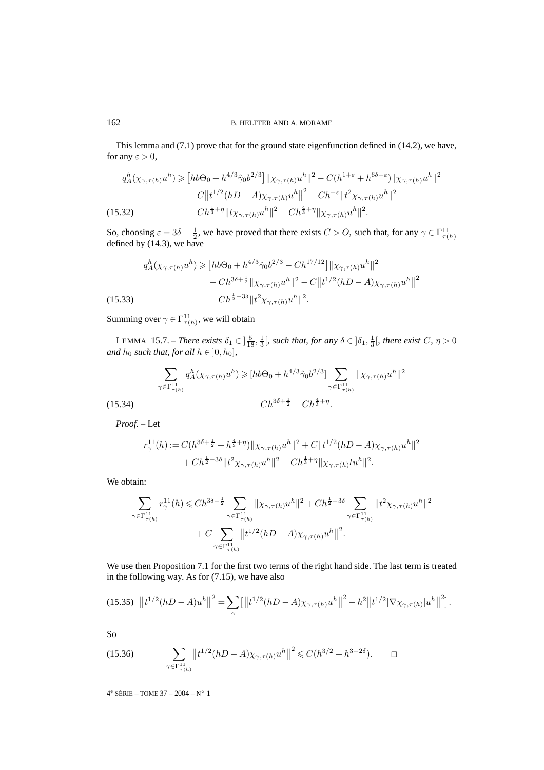This lemma and (7.1) prove that for the ground state eigenfunction defined in (14.2), we have, for any $\varepsilon > 0$,

$$
\begin{aligned}
q_A^h(\chi_{\gamma,\tau(h)}u^h) \geqslant {} & \big[hb\Theta_0 + h^{4/3}\hat{\gamma}_0 b^{2/3}\big]\|\chi_{\gamma,\tau(h)}u^h\|^2 - C(h^{1+\varepsilon} + h^{6\delta-\varepsilon})\|\chi_{\gamma,\tau(h)}u^h\|^2 \\
& - C\big\|t^{1/2}(hD-A)\chi_{\gamma,\tau(h)}u^h\big\|^2 - Ch^{-\varepsilon}\|t^2\chi_{\gamma,\tau(h)}u^h\|^2 \\
& - Ch^{\frac{1}{3}+\eta}\|t\chi_{\gamma,\tau(h)}u^h\|^2 - Ch^{\frac{4}{3}+\eta}\|\chi_{\gamma,\tau(h)}u^h\|^2.
\end{aligned} \tag{15.32}
$$

So, choosing $\varepsilon = 3\delta - \frac{1}{2}$, we have proved that there exists $C > O$, such that, for any $\gamma \in \Gamma^{11}_{\tau(h)}$ defined by (14.3), we have

$$
\begin{aligned}
q_A^h(\chi_{\gamma,\tau(h)}u^h) \geqslant {} & \big[hb\Theta_0 + h^{4/3}\hat{\gamma}_0 b^{2/3} - Ch^{17/12}\big]\|\chi_{\gamma,\tau(h)}u^h\|^2 \\
& - Ch^{3\delta+\frac{1}{2}}\|\chi_{\gamma,\tau(h)}u^h\|^2 - C\big\|t^{1/2}(hD-A)\chi_{\gamma,\tau(h)}u^h\big\|^2 \\
& - Ch^{\frac{1}{2}-3\delta}\|t^2\chi_{\gamma,\tau(h)}u^h\|^2.
\end{aligned} \tag{15.33}
$$

Summing over $\gamma \in \Gamma^{11}_{\tau(h)}$, we will obtain

LEMMA 15.7. – *There exists $\delta_1 \in ]\frac{5}{18}, \frac{1}{3}[$, such that, for any $\delta \in ]\delta_1, \frac{1}{3}[$, there exist $C$, $\eta > 0$ and $h_0$ such that, for all $h \in ]0, h_0]$,*

$$
\begin{aligned}
\sum_{\gamma \in \Gamma^{11}_{\tau(h)}} q_A^h(\chi_{\gamma,\tau(h)}u^h) \geqslant {} & [hb\Theta_0 + h^{4/3}\hat{\gamma}_0 b^{2/3}] \sum_{\gamma \in \Gamma^{11}_{\tau(h)}} \|\chi_{\gamma,\tau(h)}u^h\|^2 \\
& - Ch^{3\delta+\frac{1}{2}} - Ch^{\frac{4}{3}+\eta}.
\end{aligned} \tag{15.34}
$$

*Proof.* – Let

$$
\begin{aligned}
r_\gamma^{11}(h) := {} & C(h^{3\delta+\frac{1}{2}} + h^{\frac{4}{3}+\eta})\|\chi_{\gamma,\tau(h)}u^h\|^2 + C\|t^{1/2}(hD-A)\chi_{\gamma,\tau(h)}u^h\|^2 \\
& + Ch^{\frac{1}{2}-3\delta}\|t^2\chi_{\gamma,\tau(h)}u^h\|^2 + Ch^{\frac{1}{3}+\eta}\|\chi_{\gamma,\tau(h)}tu^h\|^2.
\end{aligned}
$$

We obtain:

$$
\begin{aligned}
\sum_{\gamma \in \Gamma^{11}_{\tau(h)}} r_\gamma^{11}(h) \leqslant {} & Ch^{3\delta+\frac{1}{2}} \sum_{\gamma \in \Gamma^{11}_{\tau(h)}} \|\chi_{\gamma,\tau(h)}u^h\|^2 + Ch^{\frac{1}{2}-3\delta} \sum_{\gamma \in \Gamma^{11}_{\tau(h)}} \|t^2\chi_{\gamma,\tau(h)}u^h\|^2 \\
& + C \sum_{\gamma \in \Gamma^{11}_{\tau(h)}} \big\|t^{1/2}(hD-A)\chi_{\gamma,\tau(h)}u^h\big\|^2.
\end{aligned}
$$

We use then Proposition 7.1 for the first two terms of the right hand side. The last term is treated in the following way. As for (7.15), we have also

$$
\big\|t^{1/2}(hD-A)u^h\big\|^2 = \sum_\gamma \big[\big\|t^{1/2}(hD-A)\chi_{\gamma,\tau(h)}u^h\big\|^2 - h^2\big\|t^{1/2}|\nabla\chi_{\gamma,\tau(h)}|u^h\big\|^2\big]. \tag{15.35}
$$

So

$$
\sum_{\gamma \in \Gamma^{11}_{\tau(h)}} \big\|t^{1/2}(hD-A)\chi_{\gamma,\tau(h)}u^h\big\|^2 \leqslant C(h^{3/2} + h^{3-2\delta}). \qquad \square \tag{15.36}
$$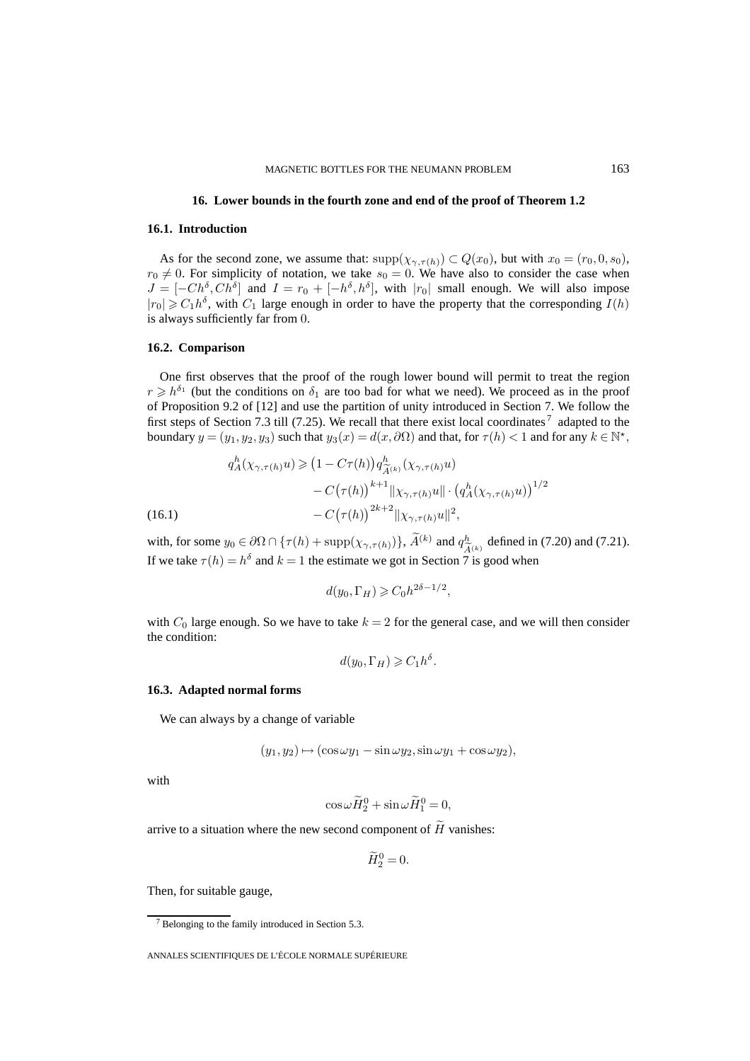## 16. Lower bounds in the fourth zone and end of the proof of Theorem 1.2

### 16.1. Introduction

As for the second zone, we assume that: $\mathrm{supp}(\chi_{\gamma,\tau(h)}) \subset Q(x_0)$, but with $x_0 = (r_0, 0, s_0)$, $r_0 \neq 0$. For simplicity of notation, we take $s_0 = 0$. We have also to consider the case when $J = [-Ch^\delta, Ch^\delta]$ and $I = r_0 + [-h^\delta, h^\delta]$, with $|r_0|$ small enough. We will also impose $|r_0| \geqslant C_1 h^\delta$, with $C_1$ large enough in order to have the property that the corresponding $I(h)$ is always sufficiently far from $0$.

### 16.2. Comparison

One first observes that the proof of the rough lower bound will permit to treat the region $r \geqslant h^{\delta_1}$ (but the conditions on $\delta_1$ are too bad for what we need). We proceed as in the proof of Proposition 9.2 of [12] and use the partition of unity introduced in Section 7. We follow the first steps of Section 7.3 till (7.25). We recall that there exist local coordinates[7] adapted to the boundary $y = (y_1, y_2, y_3)$ such that $y_3(x) = d(x, \partial\Omega)$ and that, for $\tau(h) < 1$ and for any $k \in \mathbb{N}^\star$,

$$
\begin{aligned}
q^h_A(\chi_{\gamma,\tau(h)}u) \geqslant{} & \big(1 - C\tau(h)\big) q^h_{\widetilde{A}^{(k)}}(\chi_{\gamma,\tau(h)}u) \\
& - C\big(\tau(h)\big)^{k+1} \|\chi_{\gamma,\tau(h)}u\| \cdot \big(q^h_A(\chi_{\gamma,\tau(h)}u)\big)^{1/2} \\
& - C\big(\tau(h)\big)^{2k+2} \|\chi_{\gamma,\tau(h)}u\|^2,
\end{aligned}
\tag{16.1}
$$

with, for some $y_0 \in \partial\Omega \cap \{\tau(h) + \mathrm{supp}(\chi_{\gamma,\tau(h)})\}$, $\widetilde{A}^{(k)}$ and $q^h_{\widetilde{A}^{(k)}}$ defined in (7.20) and (7.21). If we take $\tau(h) = h^\delta$ and $k = 1$ the estimate we got in Section 7 is good when

$$
d(y_0, \Gamma_H) \geqslant C_0 h^{2\delta - 1/2},
$$

with $C_0$ large enough. So we have to take $k = 2$ for the general case, and we will then consider the condition:

$$
d(y_0, \Gamma_H) \geqslant C_1 h^\delta.
$$

### 16.3. Adapted normal forms

We can always by a change of variable

$$
(y_1, y_2) \mapsto (\cos\omega y_1 - \sin\omega y_2, \sin\omega y_1 + \cos\omega y_2),
$$

with

$$
\cos\omega \widetilde{H}^0_2 + \sin\omega \widetilde{H}^0_1 = 0,
$$

arrive to a situation where the new second component of $\widetilde{H}$ vanishes:

$$
\widetilde{H}^0_2 = 0.
$$

Then, for suitable gauge,

[7] Belonging to the family introduced in Section 5.3.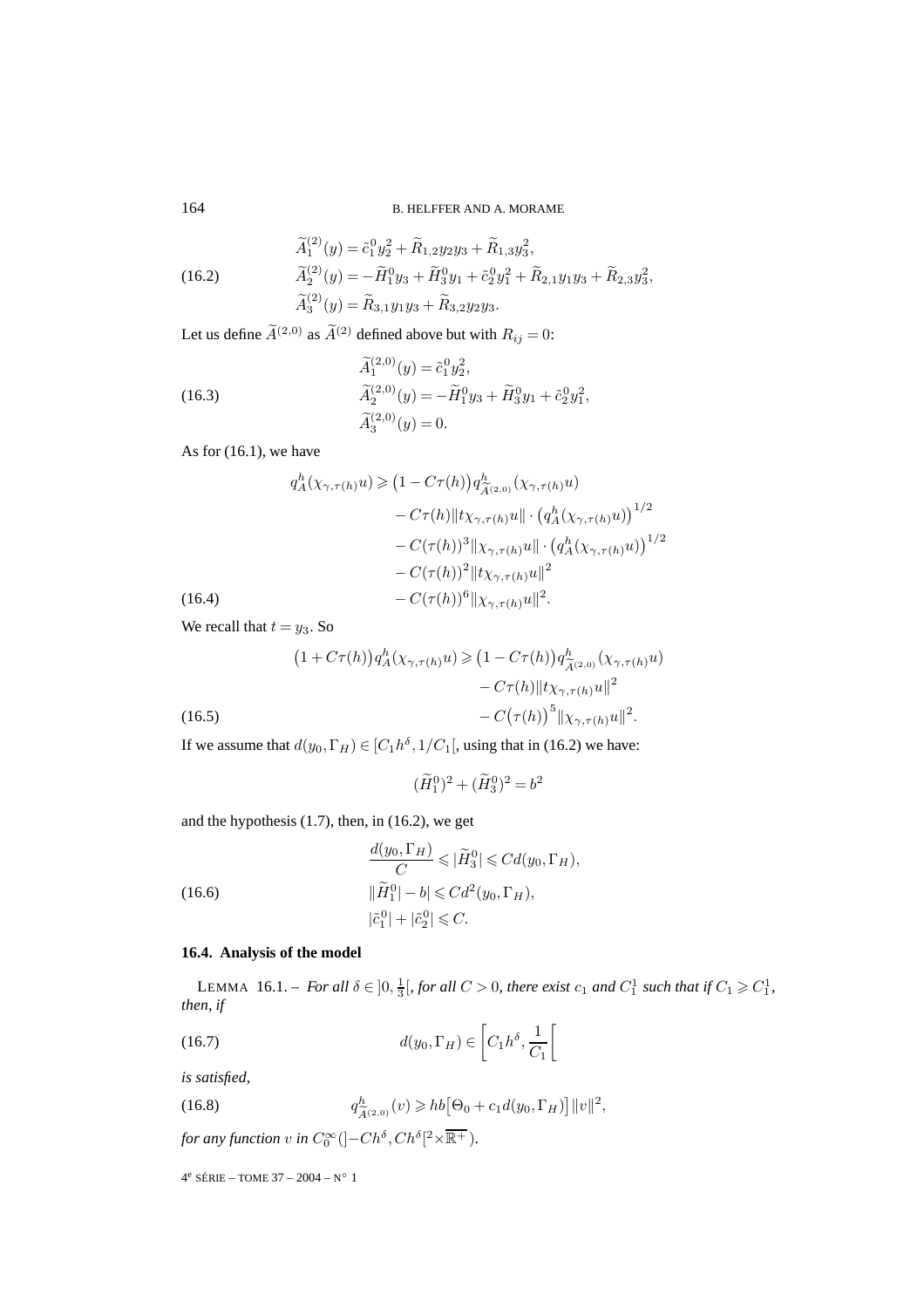$$
\begin{aligned}
\widetilde{A}_1^{(2)}(y) &= \tilde{c}_1^0 y_2^2 + \widetilde{R}_{1,2} y_2 y_3 + \widetilde{R}_{1,3} y_3^2, \\
\widetilde{A}_2^{(2)}(y) &= -\widetilde{H}_1^0 y_3 + \widetilde{H}_3^0 y_1 + \tilde{c}_2^0 y_1^2 + \widetilde{R}_{2,1} y_1 y_3 + \widetilde{R}_{2,3} y_3^2, \\
\widetilde{A}_3^{(2)}(y) &= \widetilde{R}_{3,1} y_1 y_3 + \widetilde{R}_{3,2} y_2 y_3.
\end{aligned}
\tag{16.2}
$$

Let us define $\widetilde{A}^{(2,0)}$ as $\widetilde{A}^{(2)}$ defined above but with $R_{ij} = 0$:

$$
\begin{aligned}
\widetilde{A}_1^{(2,0)}(y) &= \tilde{c}_1^0 y_2^2, \\
\widetilde{A}_2^{(2,0)}(y) &= -\widetilde{H}_1^0 y_3 + \widetilde{H}_3^0 y_1 + \tilde{c}_2^0 y_1^2, \\
\widetilde{A}_3^{(2,0)}(y) &= 0.
\end{aligned}
\tag{16.3}
$$

As for (16.1), we have

$$
\begin{aligned}
q_A^h(\chi_{\gamma,\tau(h)} u) \geqslant{}& \big(1 - C\tau(h)\big) q^h_{\widetilde{A}^{(2,0)}}(\chi_{\gamma,\tau(h)} u) \\
&- C\tau(h) \|t\chi_{\gamma,\tau(h)} u\| \cdot \big(q_A^h(\chi_{\gamma,\tau(h)} u)\big)^{1/2} \\
&- C(\tau(h))^3 \|\chi_{\gamma,\tau(h)} u\| \cdot \big(q_A^h(\chi_{\gamma,\tau(h)} u)\big)^{1/2} \\
&- C(\tau(h))^2 \|t\chi_{\gamma,\tau(h)} u\|^2 \\
&- C(\tau(h))^6 \|\chi_{\gamma,\tau(h)} u\|^2.
\end{aligned}
\tag{16.4}
$$

We recall that $t = y_3$. So

$$
\begin{aligned}
\big(1 + C\tau(h)\big) q_A^h(\chi_{\gamma,\tau(h)} u) \geqslant{}& \big(1 - C\tau(h)\big) q^h_{\widetilde{A}^{(2,0)}}(\chi_{\gamma,\tau(h)} u) \\
&- C\tau(h) \|t\chi_{\gamma,\tau(h)} u\|^2 \\
&- C\big(\tau(h)\big)^5 \|\chi_{\gamma,\tau(h)} u\|^2.
\end{aligned}
\tag{16.5}
$$

If we assume that $d(y_0, \Gamma_H) \in [C_1 h^\delta, 1/C_1[$, using that in (16.2) we have:

$$
(\widetilde{H}_1^0)^2 + (\widetilde{H}_3^0)^2 = b^2
$$

and the hypothesis (1.7), then, in (16.2), we get

$$
\begin{aligned}
&\frac{d(y_0, \Gamma_H)}{C} \leqslant |\widetilde{H}_3^0| \leqslant C d(y_0, \Gamma_H), \\
&\big\||\widetilde{H}_1^0| - b\big| \leqslant C d^2(y_0, \Gamma_H), \\
&|\tilde{c}_1^0| + |\tilde{c}_2^0| \leqslant C.
\end{aligned}
\tag{16.6}
$$

### 16.4. Analysis of the model

LEMMA 16.1. – *For all $\delta \in ]0, \frac{1}{3}[$, for all $C > 0$, there exist $c_1$ and $C_1^1$ such that if $C_1 \geqslant C_1^1$, then, if*

$$
d(y_0, \Gamma_H) \in \left[C_1 h^\delta, \frac{1}{C_1}\right[
\tag{16.7}
$$

*is satisfied,*

$$
q^h_{\widetilde{A}^{(2,0)}}(v) \geqslant hb\big[\Theta_0 + c_1 d(y_0, \Gamma_H)\big] \|v\|^2,
\tag{16.8}
$$

*for any function $v$ in $C_0^\infty(]-Ch^\delta, Ch^\delta[^2 \times \overline{\mathbb{R}^+})$.*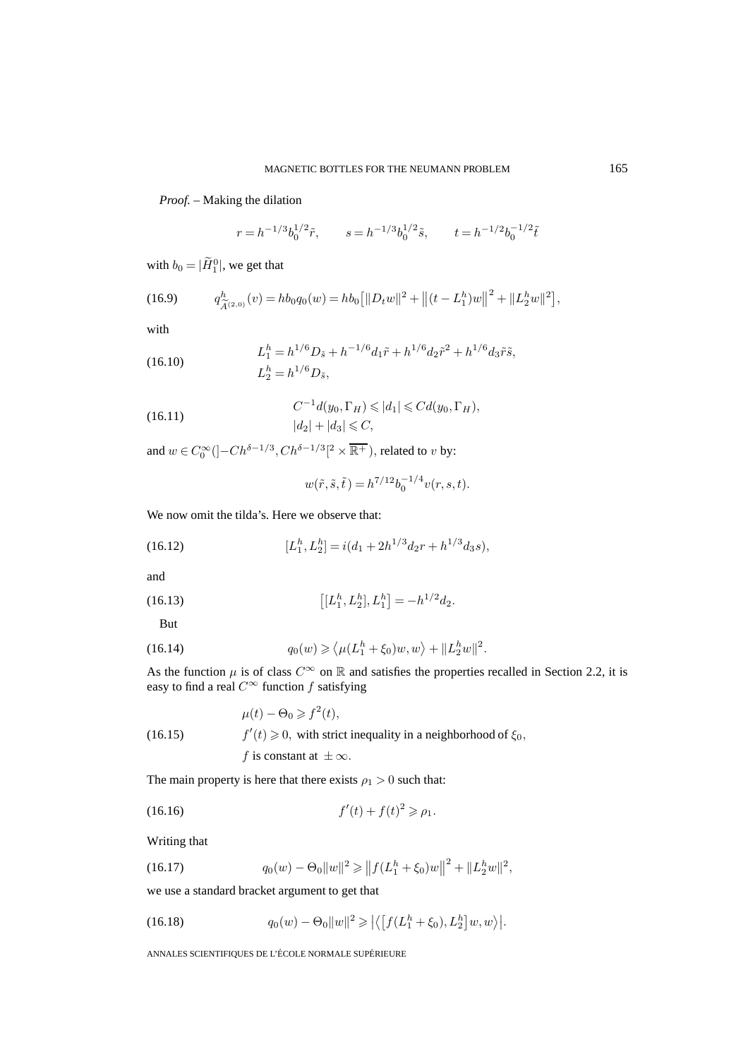*Proof.* – Making the dilation

$$r = h^{-1/3} b_0^{1/2} \tilde{r}, \qquad s = h^{-1/3} b_0^{1/2} \tilde{s}, \qquad t = h^{-1/2} b_0^{-1/2} \tilde{t}$$

with $b_0 = |\widetilde{H}_1^0|$, we get that

$$q^h_{\tilde{A}^{(2,0)}}(v) = h b_0 q_0(w) = h b_0 \big[ \|D_t w\|^2 + \big\|(t - L_1^h) w\big\|^2 + \|L_2^h w\|^2 \big], \tag{16.9}$$

with

$$\begin{aligned} L_1^h &= h^{1/6} D_{\tilde{s}} + h^{-1/6} d_1 \tilde{r} + h^{1/6} d_2 \tilde{r}^2 + h^{1/6} d_3 \tilde{r} \tilde{s}, \\ L_2^h &= h^{1/6} D_{\tilde{r}}, \end{aligned} \tag{16.10}$$

$$\begin{aligned} C^{-1} d(y_0, \Gamma_H) \leqslant |d_1| &\leqslant C d(y_0, \Gamma_H), \\ |d_2| + |d_3| &\leqslant C, \end{aligned} \tag{16.11}$$

and $w \in C_0^\infty(]-Ch^{\delta-1/3}, Ch^{\delta-1/3}[^2 \times \overline{\mathbb{R}^+})$, related to $v$ by:

$$w(\tilde{r}, \tilde{s}, \tilde{t}) = h^{7/12} b_0^{-1/4} v(r, s, t).$$

We now omit the tilda's. Here we observe that:

$$[L_1^h, L_2^h] = i(d_1 + 2h^{1/3} d_2 r + h^{1/3} d_3 s), \tag{16.12}$$

and

$$\big[[L_1^h, L_2^h], L_1^h\big] = -h^{1/2} d_2. \tag{16.13}$$

But

$$q_0(w) \geqslant \big\langle \mu(L_1^h + \xi_0) w, w \big\rangle + \|L_2^h w\|^2. \tag{16.14}$$

As the function $\mu$ is of class $C^\infty$ on $\mathbb{R}$ and satisfies the properties recalled in Section 2.2, it is easy to find a real $C^\infty$ function $f$ satisfying

$$\begin{aligned} &\mu(t) - \Theta_0 \geqslant f^2(t), \\ &f'(t) \geqslant 0, \text{ with strict inequality in a neighborhood of } \xi_0, \\ &f \text{ is constant at } \pm\infty. \end{aligned} \tag{16.15}$$

The main property is here that there exists $\rho_1 > 0$ such that:

$$f'(t) + f(t)^2 \geqslant \rho_1. \tag{16.16}$$

Writing that

$$q_0(w) - \Theta_0 \|w\|^2 \geqslant \big\|f(L_1^h + \xi_0) w\big\|^2 + \|L_2^h w\|^2, \tag{16.17}$$

we use a standard bracket argument to get that

$$q_0(w) - \Theta_0 \|w\|^2 \geqslant \big|\big\langle \big[f(L_1^h + \xi_0), L_2^h\big] w, w \big\rangle\big|. \tag{16.18}$$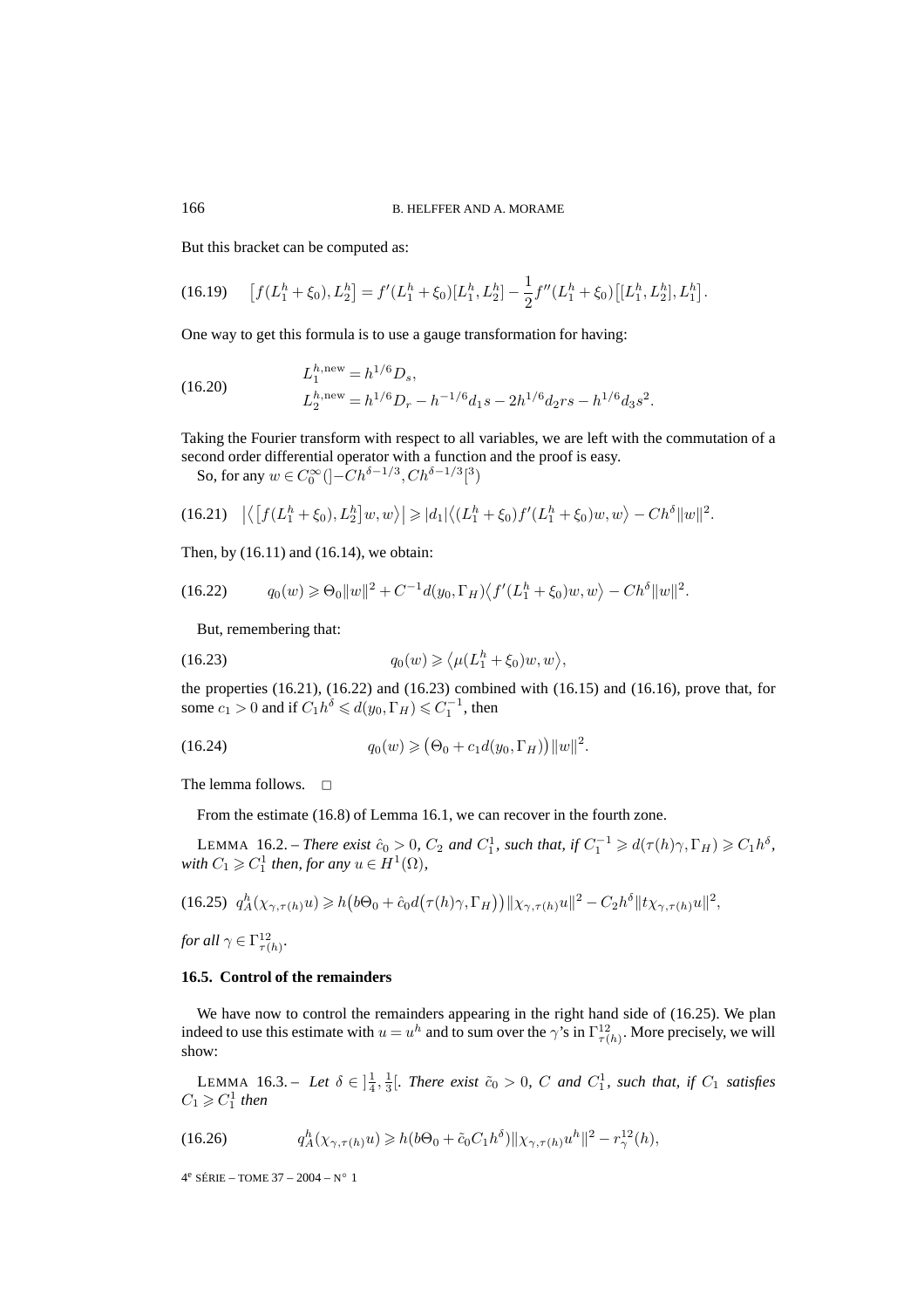But this bracket can be computed as:

$$\big[f(L_1^h+\xi_0),L_2^h\big]=f'(L_1^h+\xi_0)[L_1^h,L_2^h]-\frac{1}{2}f''(L_1^h+\xi_0)\big[[L_1^h,L_2^h],L_1^h\big]. \tag{16.19}$$

One way to get this formula is to use a gauge transformation for having:

$$\begin{aligned} &L_1^{h,\mathrm{new}}=h^{1/6}D_s,\\ &L_2^{h,\mathrm{new}}=h^{1/6}D_r-h^{-1/6}d_1s-2h^{1/6}d_2rs-h^{1/6}d_3s^2. \end{aligned} \tag{16.20}$$

Taking the Fourier transform with respect to all variables, we are left with the commutation of a second order differential operator with a function and the proof is easy.

So, for any $w\in C_0^\infty(]-Ch^{\delta-1/3},Ch^{\delta-1/3}[^3)$

$$\big|\big\langle\big[f(L_1^h+\xi_0),L_2^h\big]w,w\big\rangle\big|\geqslant|d_1|\big\langle(L_1^h+\xi_0)f'(L_1^h+\xi_0)w,w\big\rangle-Ch^\delta\|w\|^2. \tag{16.21}$$

Then, by (16.11) and (16.14), we obtain:

$$q_0(w)\geqslant\Theta_0\|w\|^2+C^{-1}d(y_0,\Gamma_H)\big\langle f'(L_1^h+\xi_0)w,w\big\rangle-Ch^\delta\|w\|^2. \tag{16.22}$$

But, remembering that:

$$q_0(w)\geqslant\big\langle\mu(L_1^h+\xi_0)w,w\big\rangle, \tag{16.23}$$

the properties (16.21), (16.22) and (16.23) combined with (16.15) and (16.16), prove that, for some $c_1>0$ and if $C_1h^\delta\leqslant d(y_0,\Gamma_H)\leqslant C_1^{-1}$, then

$$q_0(w)\geqslant\big(\Theta_0+c_1d(y_0,\Gamma_H)\big)\|w\|^2. \tag{16.24}$$

The lemma follows. □

From the estimate (16.8) of Lemma 16.1, we can recover in the fourth zone.

LEMMA 16.2. – *There exist $\hat c_0>0$, $C_2$ and $C_1^1$, such that, if $C_1^{-1}\geqslant d(\tau(h)\gamma,\Gamma_H)\geqslant C_1h^\delta$, with $C_1\geqslant C_1^1$ then, for any $u\in H^1(\Omega)$,*

$$q_A^h(\chi_{\gamma,\tau(h)}u)\geqslant h\big(b\Theta_0+\hat c_0d\big(\tau(h)\gamma,\Gamma_H\big)\big)\|\chi_{\gamma,\tau(h)}u\|^2-C_2h^\delta\|t\chi_{\gamma,\tau(h)}u\|^2, \tag{16.25}$$

*for all $\gamma\in\Gamma_{\tau(h)}^{12}$.*

### 16.5. Control of the remainders

We have now to control the remainders appearing in the right hand side of (16.25). We plan indeed to use this estimate with $u=u^h$ and to sum over the $\gamma$'s in $\Gamma_{\tau(h)}^{12}$. More precisely, we will show:

LEMMA 16.3. – *Let $\delta\in\,]\frac14,\frac13[$. There exist $\tilde c_0>0$, $C$ and $C_1^1$, such that, if $C_1$ satisfies $C_1\geqslant C_1^1$ then*

$$q_A^h(\chi_{\gamma,\tau(h)}u)\geqslant h(b\Theta_0+\tilde c_0C_1h^\delta)\|\chi_{\gamma,\tau(h)}u^h\|^2-r_\gamma^{12}(h), \tag{16.26}$$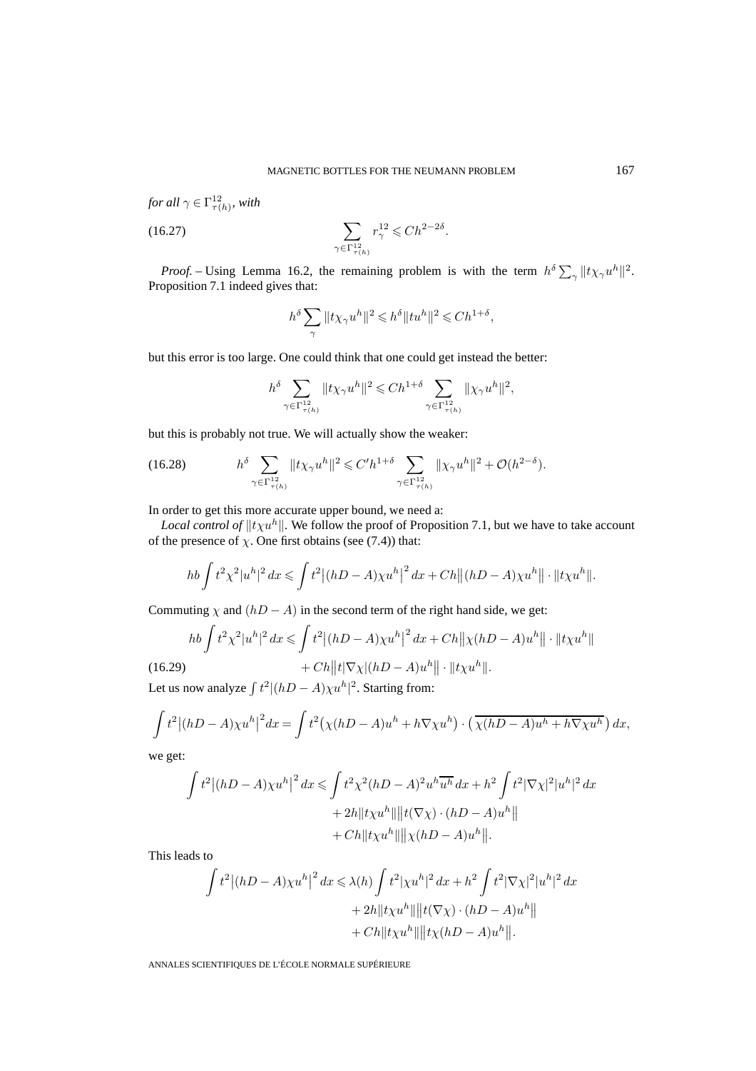*for all* $\gamma \in \Gamma^{12}_{\tau(h)}$, *with*

$$\sum_{\gamma \in \Gamma^{12}_{\tau(h)}} r^{12}_\gamma \leqslant C h^{2-2\delta}. \tag{16.27}$$

*Proof.* – Using Lemma 16.2, the remaining problem is with the term $h^\delta \sum_\gamma \|t\chi_\gamma u^h\|^2$. Proposition 7.1 indeed gives that:

$$h^\delta \sum_\gamma \|t\chi_\gamma u^h\|^2 \leqslant h^\delta \|tu^h\|^2 \leqslant C h^{1+\delta},$$

but this error is too large. One could think that one could get instead the better:

$$h^\delta \sum_{\gamma \in \Gamma^{12}_{\tau(h)}} \|t\chi_\gamma u^h\|^2 \leqslant C h^{1+\delta} \sum_{\gamma \in \Gamma^{12}_{\tau(h)}} \|\chi_\gamma u^h\|^2,$$

but this is probably not true. We will actually show the weaker:

$$h^\delta \sum_{\gamma \in \Gamma^{12}_{\tau(h)}} \|t\chi_\gamma u^h\|^2 \leqslant C' h^{1+\delta} \sum_{\gamma \in \Gamma^{12}_{\tau(h)}} \|\chi_\gamma u^h\|^2 + \mathcal{O}(h^{2-\delta}). \tag{16.28}$$

In order to get this more accurate upper bound, we need a:

*Local control of* $\|t\chi u^h\|$. We follow the proof of Proposition 7.1, but we have to take account of the presence of $\chi$. One first obtains (see (7.4)) that:

$$hb \int t^2 \chi^2 |u^h|^2 \, dx \leqslant \int t^2 \big|(hD - A)\chi u^h\big|^2 \, dx + Ch \big\|(hD - A)\chi u^h\big\| \cdot \|t\chi u^h\|.$$

Commuting $\chi$ and $(hD - A)$ in the second term of the right hand side, we get:

$$\begin{aligned} hb \int t^2 \chi^2 |u^h|^2 \, dx \leqslant \int t^2 \big|(hD - A)\chi u^h\big|^2 \, dx &+ Ch \big\|\chi(hD - A)u^h\big\| \cdot \|t\chi u^h\| \\ &+ Ch \big\|t|\nabla\chi|(hD - A)u^h\big\| \cdot \|t\chi u^h\|. \end{aligned} \tag{16.29}$$

Let us now analyze $\int t^2 |(hD - A)\chi u^h|^2$. Starting from:

$$\int t^2 \big|(hD - A)\chi u^h\big|^2 dx = \int t^2 \big(\chi(hD - A)u^h + h\nabla\chi u^h\big) \cdot \big(\overline{\chi(hD - A)u^h + h\nabla\chi u^h}\big) \, dx,$$

we get:

$$\begin{aligned} \int t^2 \big|(hD - A)\chi u^h\big|^2 \, dx \leqslant \int t^2 \chi^2 (hD - A)^2 u^h \overline{u^h} \, dx &+ h^2 \int t^2 |\nabla\chi|^2 |u^h|^2 \, dx \\ &+ 2h \|t\chi u^h\| \big\|t(\nabla\chi) \cdot (hD - A)u^h\big\| \\ &+ Ch \|t\chi u^h\| \big\|\chi(hD - A)u^h\big\|. \end{aligned}$$

This leads to

$$\begin{aligned} \int t^2 \big|(hD - A)\chi u^h\big|^2 \, dx \leqslant \lambda(h) \int t^2 |\chi u^h|^2 \, dx &+ h^2 \int t^2 |\nabla\chi|^2 |u^h|^2 \, dx \\ &+ 2h \|t\chi u^h\| \big\|t(\nabla\chi) \cdot (hD - A)u^h\big\| \\ &+ Ch \|t\chi u^h\| \big\|t\chi(hD - A)u^h\big\|. \end{aligned}$$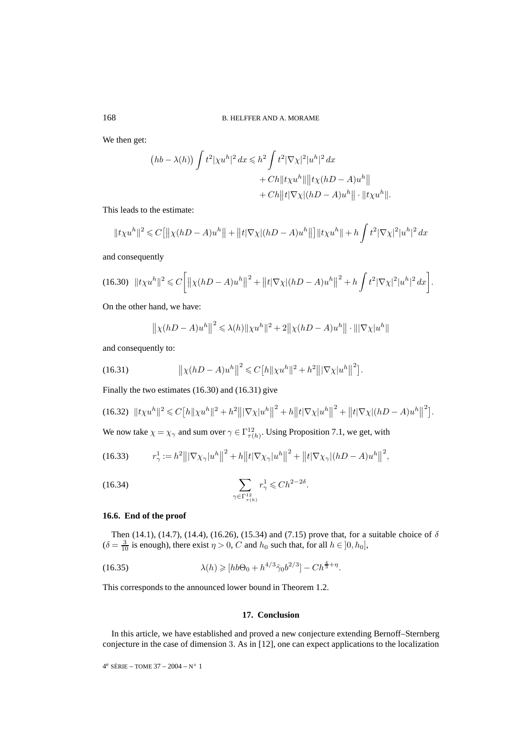We then get:

$$\big(hb-\lambda(h)\big)\int t^2|\chi u^h|^2\,dx \leqslant h^2\int t^2|\nabla\chi|^2|u^h|^2\,dx + Ch\|t\chi u^h\|\big\|t\chi(hD-A)u^h\big\| + Ch\big\|t|\nabla\chi|(hD-A)u^h\big\|\cdot\|t\chi u^h\|.$$

This leads to the estimate:

$$\|t\chi u^h\|^2 \leqslant C\big[\big\|\chi(hD-A)u^h\big\| + \big\|t|\nabla\chi|(hD-A)u^h\big\|\big]\|t\chi u^h\| + h\int t^2|\nabla\chi|^2|u^h|^2\,dx$$

and consequently

$$(16.30)\quad \|t\chi u^h\|^2 \leqslant C\bigg[\big\|\chi(hD-A)u^h\big\|^2 + \big\|t|\nabla\chi|(hD-A)u^h\big\|^2 + h\int t^2|\nabla\chi|^2|u^h|^2\,dx\bigg].$$

On the other hand, we have:

$$\big\|\chi(hD-A)u^h\big\|^2 \leqslant \lambda(h)\|\chi u^h\|^2 + 2\big\|\chi(hD-A)u^h\big\|\cdot\big\||\nabla\chi|u^h\big\|$$

and consequently to:

$$(16.31)\qquad \big\|\chi(hD-A)u^h\big\|^2 \leqslant C\big[h\|\chi u^h\|^2 + h^2\big\||\nabla\chi|u^h\big\|^2\big].$$

Finally the two estimates (16.30) and (16.31) give

$$(16.32)\quad \|t\chi u^h\|^2 \leqslant C\big[h\|\chi u^h\|^2 + h^2\big\||\nabla\chi|u^h\big\|^2 + h\big\|t|\nabla\chi|u^h\big\|^2 + \big\|t|\nabla\chi|(hD-A)u^h\big\|^2\big].$$

We now take $\chi=\chi_\gamma$ and sum over $\gamma\in\Gamma^{12}_{\tau(h)}$. Using Proposition 7.1, we get, with

$$(16.33)\qquad r^1_\gamma := h^2\big\||\nabla\chi_\gamma|u^h\big\|^2 + h\big\|t|\nabla\chi_\gamma|u^h\big\|^2 + \big\|t|\nabla\chi_\gamma|(hD-A)u^h\big\|^2,$$

$$(16.34)\qquad \sum_{\gamma\in\Gamma^{12}_{\tau(h)}} r^1_\gamma \leqslant Ch^{2-2\delta}.$$

### 16.6. End of the proof

Then (14.1), (14.7), (14.4), (16.26), (15.34) and (7.15) prove that, for a suitable choice of $\delta$ ($\delta=\frac{3}{10}$ is enough), there exist $\eta>0$, $C$ and $h_0$ such that, for all $h\in\,]0,h_0]$,

$$(16.35)\qquad \lambda(h) \geqslant \big[hb\Theta_0 + h^{4/3}\hat{\gamma}_0 b^{2/3}\big] - Ch^{\frac{4}{3}+\eta}.$$

This corresponds to the announced lower bound in Theorem 1.2.

## 17. Conclusion

In this article, we have established and proved a new conjecture extending Bernoff–Sternberg conjecture in the case of dimension 3. As in [12], one can expect applications to the localization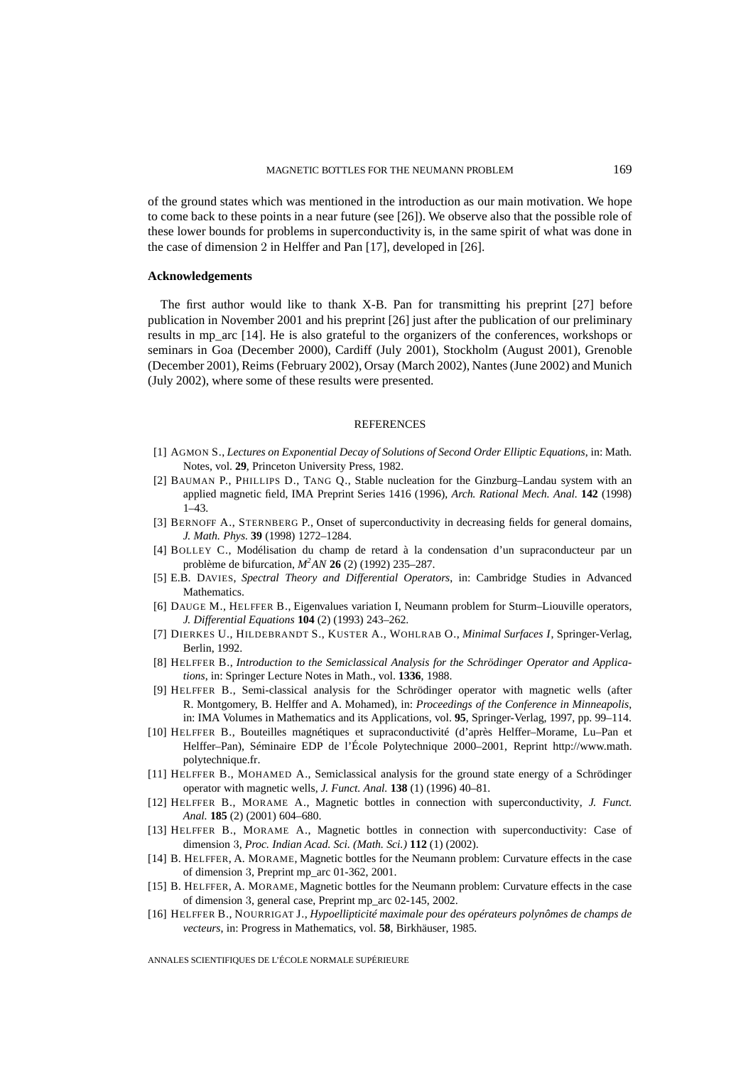of the ground states which was mentioned in the introduction as our main motivation. We hope to come back to these points in a near future (see [26]). We observe also that the possible role of these lower bounds for problems in superconductivity is, in the same spirit of what was done in the case of dimension 2 in Helffer and Pan [17], developed in [26].

### Acknowledgements

The first author would like to thank X-B. Pan for transmitting his preprint [27] before publication in November 2001 and his preprint [26] just after the publication of our preliminary results in mp_arc [14]. He is also grateful to the organizers of the conferences, workshops or seminars in Goa (December 2000), Cardiff (July 2001), Stockholm (August 2001), Grenoble (December 2001), Reims (February 2002), Orsay (March 2002), Nantes (June 2002) and Munich (July 2002), where some of these results were presented.

## REFERENCES

[1] AGMON S., *Lectures on Exponential Decay of Solutions of Second Order Elliptic Equations*, in: Math. Notes, vol. **29**, Princeton University Press, 1982.

[2] BAUMAN P., PHILLIPS D., TANG Q., Stable nucleation for the Ginzburg–Landau system with an applied magnetic field, IMA Preprint Series 1416 (1996), *Arch. Rational Mech. Anal.* **142** (1998) 1–43.

[3] BERNOFF A., STERNBERG P., Onset of superconductivity in decreasing fields for general domains, *J. Math. Phys.* **39** (1998) 1272–1284.

[4] BOLLEY C., Modélisation du champ de retard à la condensation d'un supraconducteur par un problème de bifurcation, *$M^2AN$* **26** (2) (1992) 235–287.

[5] E.B. DAVIES, *Spectral Theory and Differential Operators*, in: Cambridge Studies in Advanced Mathematics.

[6] DAUGE M., HELFFER B., Eigenvalues variation I, Neumann problem for Sturm–Liouville operators, *J. Differential Equations* **104** (2) (1993) 243–262.

[7] DIERKES U., HILDEBRANDT S., KUSTER A., WOHLRAB O., *Minimal Surfaces I*, Springer-Verlag, Berlin, 1992.

[8] HELFFER B., *Introduction to the Semiclassical Analysis for the Schrödinger Operator and Applications*, in: Springer Lecture Notes in Math., vol. **1336**, 1988.

[9] HELFFER B., Semi-classical analysis for the Schrödinger operator with magnetic wells (after R. Montgomery, B. Helffer and A. Mohamed), in: *Proceedings of the Conference in Minneapolis*, in: IMA Volumes in Mathematics and its Applications, vol. **95**, Springer-Verlag, 1997, pp. 99–114.

[10] HELFFER B., Bouteilles magnétiques et supraconductivité (d'après Helffer–Morame, Lu–Pan et Helffer–Pan), Séminaire EDP de l'École Polytechnique 2000–2001, Reprint http://www.math.polytechnique.fr.

[11] HELFFER B., MOHAMED A., Semiclassical analysis for the ground state energy of a Schrödinger operator with magnetic wells, *J. Funct. Anal.* **138** (1) (1996) 40–81.

[12] HELFFER B., MORAME A., Magnetic bottles in connection with superconductivity, *J. Funct. Anal.* **185** (2) (2001) 604–680.

[13] HELFFER B., MORAME A., Magnetic bottles in connection with superconductivity: Case of dimension 3, *Proc. Indian Acad. Sci. (Math. Sci.)* **112** (1) (2002).

[14] B. HELFFER, A. MORAME, Magnetic bottles for the Neumann problem: Curvature effects in the case of dimension 3, Preprint mp_arc 01-362, 2001.

[15] B. HELFFER, A. MORAME, Magnetic bottles for the Neumann problem: Curvature effects in the case of dimension 3, general case, Preprint mp_arc 02-145, 2002.

[16] HELFFER B., NOURRIGAT J., *Hypoellipticité maximale pour des opérateurs polynômes de champs de vecteurs*, in: Progress in Mathematics, vol. **58**, Birkhäuser, 1985.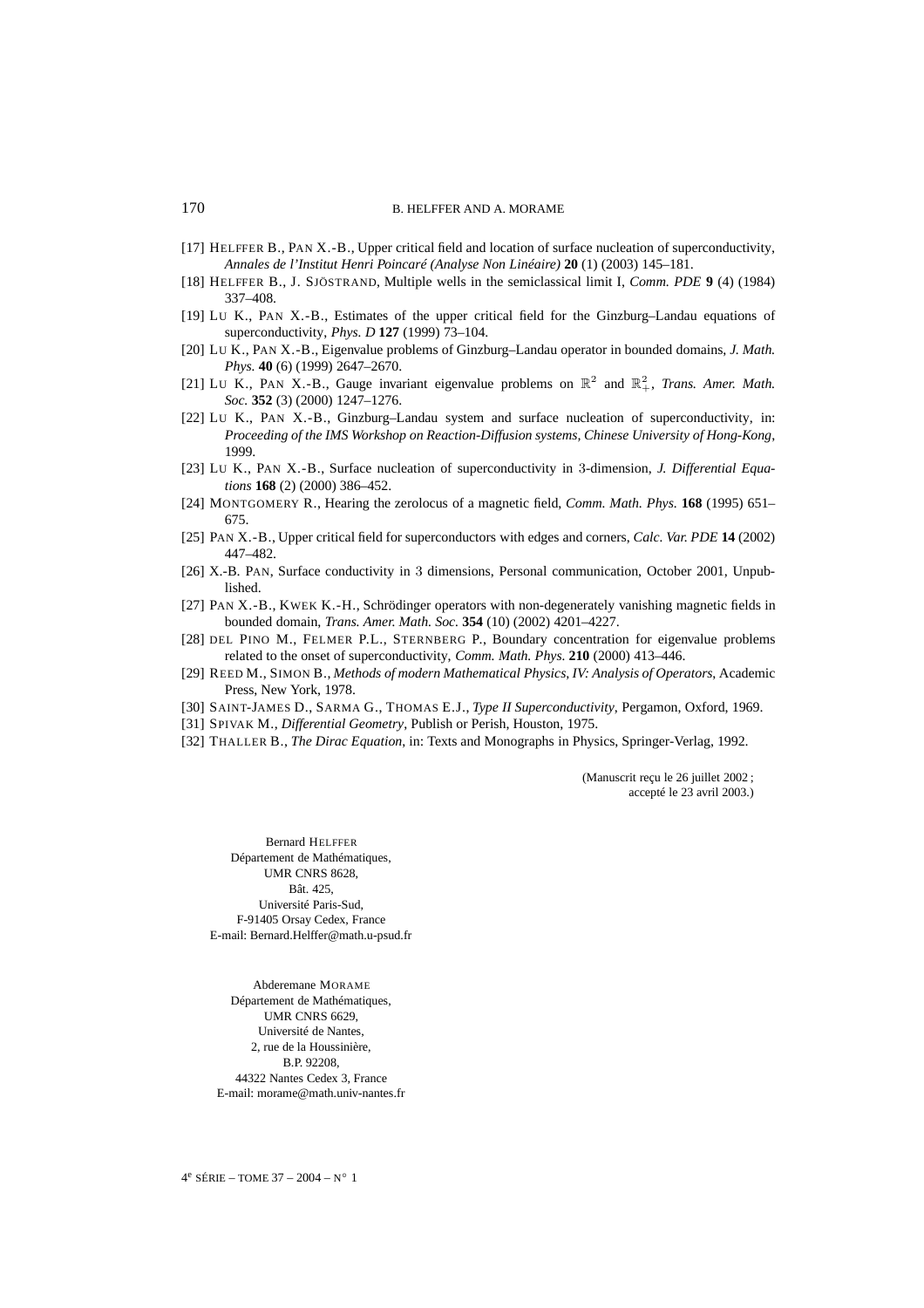[17] HELFFER B., PAN X.-B., Upper critical field and location of surface nucleation of superconductivity, *Annales de l'Institut Henri Poincaré (Analyse Non Linéaire)* **20** (1) (2003) 145–181.

[18] HELFFER B., J. SJÖSTRAND, Multiple wells in the semiclassical limit I, *Comm. PDE* **9** (4) (1984) 337–408.

[19] LU K., PAN X.-B., Estimates of the upper critical field for the Ginzburg–Landau equations of superconductivity, *Phys. D* **127** (1999) 73–104.

[20] LU K., PAN X.-B., Eigenvalue problems of Ginzburg–Landau operator in bounded domains, *J. Math. Phys.* **40** (6) (1999) 2647–2670.

[21] LU K., PAN X.-B., Gauge invariant eigenvalue problems on $\mathbb{R}^2$ and $\mathbb{R}^2_+$, *Trans. Amer. Math. Soc.* **352** (3) (2000) 1247–1276.

[22] LU K., PAN X.-B., Ginzburg–Landau system and surface nucleation of superconductivity, in: *Proceeding of the IMS Workshop on Reaction-Diffusion systems, Chinese University of Hong-Kong*, 1999.

[23] LU K., PAN X.-B., Surface nucleation of superconductivity in 3-dimension, *J. Differential Equations* **168** (2) (2000) 386–452.

[24] MONTGOMERY R., Hearing the zerolocus of a magnetic field, *Comm. Math. Phys.* **168** (1995) 651–675.

[25] PAN X.-B., Upper critical field for superconductors with edges and corners, *Calc. Var. PDE* **14** (2002) 447–482.

[26] X.-B. PAN, Surface conductivity in 3 dimensions, Personal communication, October 2001, Unpublished.

[27] PAN X.-B., KWEK K.-H., Schrödinger operators with non-degenerately vanishing magnetic fields in bounded domain, *Trans. Amer. Math. Soc.* **354** (10) (2002) 4201–4227.

[28] DEL PINO M., FELMER P.L., STERNBERG P., Boundary concentration for eigenvalue problems related to the onset of superconductivity, *Comm. Math. Phys.* **210** (2000) 413–446.

[29] REED M., SIMON B., *Methods of modern Mathematical Physics, IV: Analysis of Operators*, Academic Press, New York, 1978.

[30] SAINT-JAMES D., SARMA G., THOMAS E.J., *Type II Superconductivity*, Pergamon, Oxford, 1969.

[31] SPIVAK M., *Differential Geometry*, Publish or Perish, Houston, 1975.

[32] THALLER B., *The Dirac Equation*, in: Texts and Monographs in Physics, Springer-Verlag, 1992.

(Manuscrit reçu le 26 juillet 2002 ;
accepté le 23 avril 2003.)

Bernard HELFFER
Département de Mathématiques,
UMR CNRS 8628,
Bât. 425,
Université Paris-Sud,
F-91405 Orsay Cedex, France
E-mail: Bernard.Helffer@math.u-psud.fr

Abderemane MORAME
Département de Mathématiques,
UMR CNRS 6629,
Université de Nantes,
2, rue de la Houssinière,
B.P. 92208,
44322 Nantes Cedex 3, France
E-mail: morame@math.univ-nantes.fr